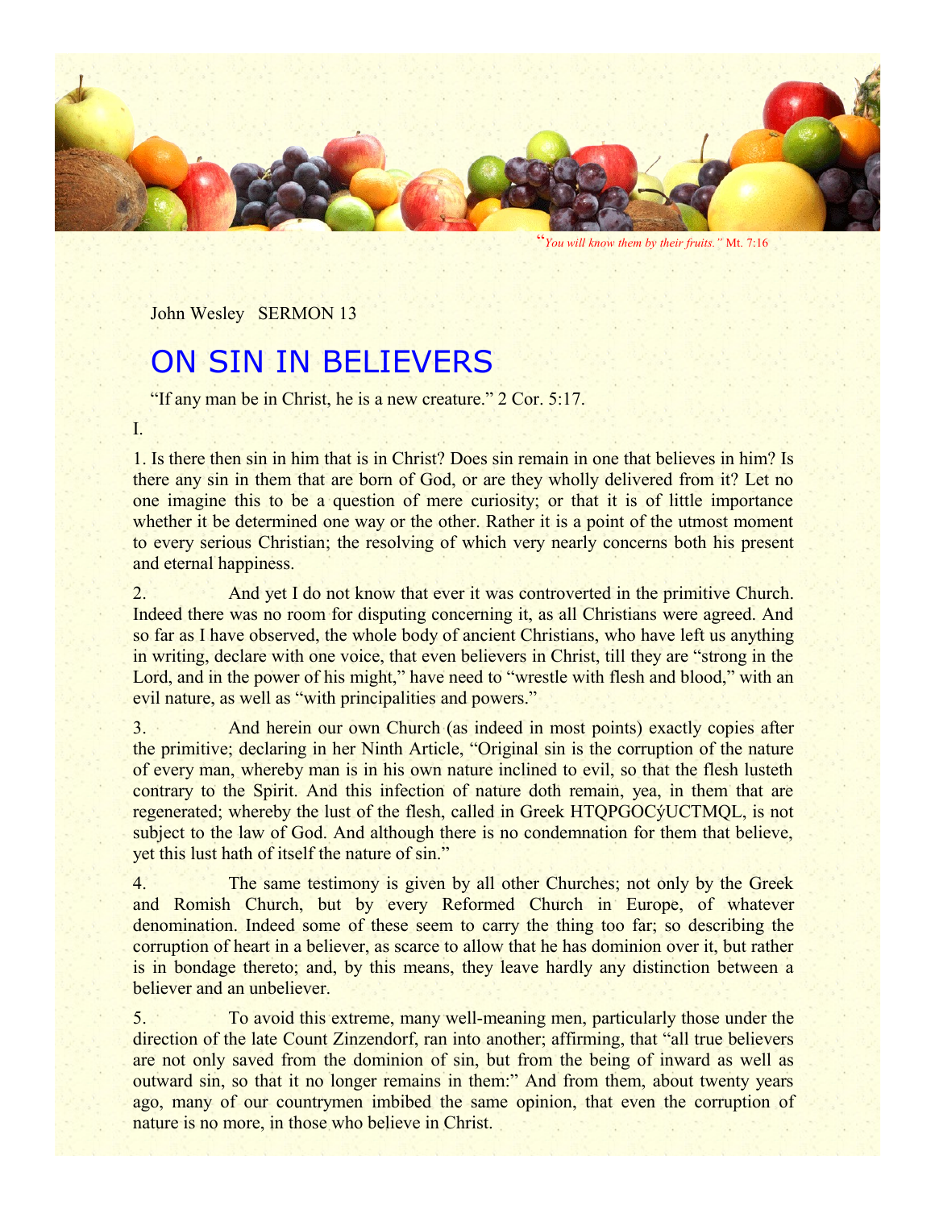"*You will know them by their fruits.*" Mt. 7:16

John Wesley SERMON 13

# ON SIN IN BELIEVERS

"If any man be in Christ, he is a new creature." 2 Cor. 5:17.

I.

1. Is there then sin in him that is in Christ? Does sin remain in one that believes in him? Is there any sin in them that are born of God, or are they wholly delivered from it? Let no one imagine this to be a question of mere curiosity; or that it is of little importance whether it be determined one way or the other. Rather it is a point of the utmost moment to every serious Christian; the resolving of which very nearly concerns both his present and eternal happiness.

2. And yet I do not know that ever it was controverted in the primitive Church. Indeed there was no room for disputing concerning it, as all Christians were agreed. And so far as I have observed, the whole body of ancient Christians, who have left us anything in writing, declare with one voice, that even believers in Christ, till they are "strong in the Lord, and in the power of his might," have need to "wrestle with flesh and blood," with an evil nature, as well as "with principalities and powers."

3. And herein our own Church (as indeed in most points) exactly copies after the primitive; declaring in her Ninth Article, "Original sin is the corruption of the nature of every man, whereby man is in his own nature inclined to evil, so that the flesh lusteth contrary to the Spirit. And this infection of nature doth remain, yea, in them that are regenerated; whereby the lust of the flesh, called in Greek HTQPGOCÝUCTMQL, is not subject to the law of God. And although there is no condemnation for them that believe, yet this lust hath of itself the nature of sin."

4. The same testimony is given by all other Churches; not only by the Greek and Romish Church, but by every Reformed Church in Europe, of whatever denomination. Indeed some of these seem to carry the thing too far; so describing the corruption of heart in a believer, as scarce to allow that he has dominion over it, but rather is in bondage thereto; and, by this means, they leave hardly any distinction between a believer and an unbeliever.

5. To avoid this extreme, many well-meaning men, particularly those under the direction of the late Count Zinzendorf, ran into another; affirming, that "all true believers are not only saved from the dominion of sin, but from the being of inward as well as outward sin, so that it no longer remains in them:" And from them, about twenty years ago, many of our countrymen imbibed the same opinion, that even the corruption of nature is no more, in those who believe in Christ.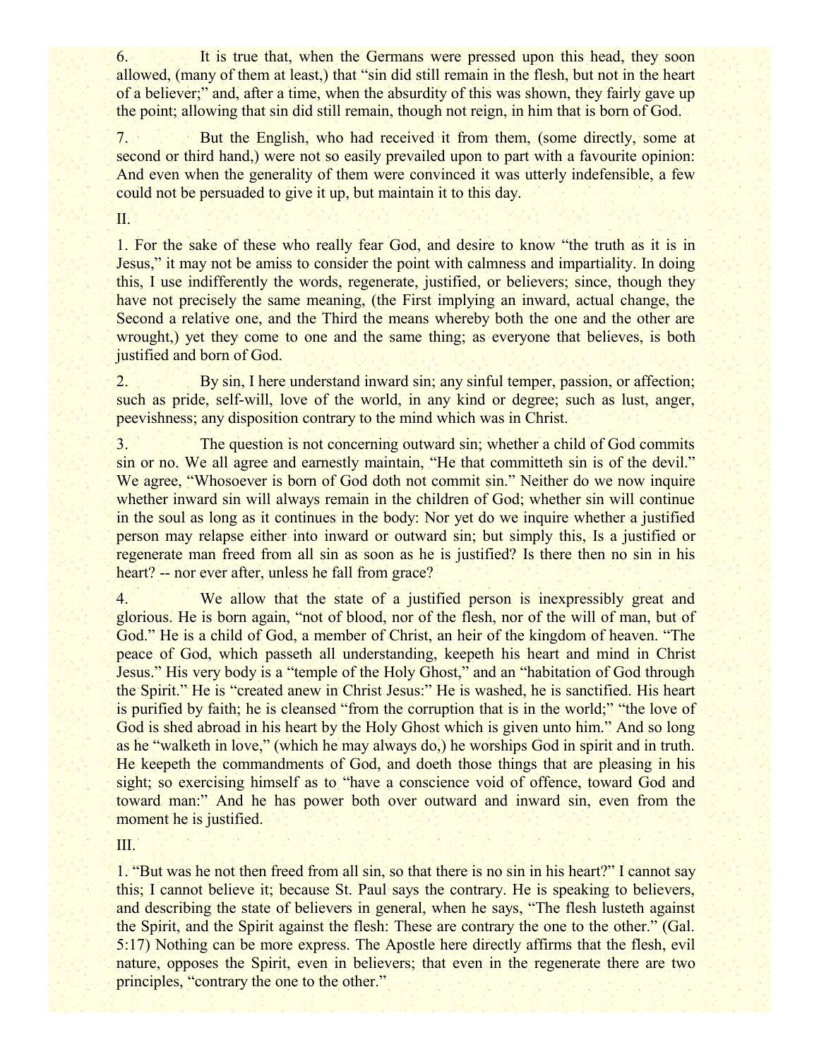6. It is true that, when the Germans were pressed upon this head, they soon allowed, (many of them at least,) that "sin did still remain in the flesh, but not in the heart of a believer;" and, after a time, when the absurdity of this was shown, they fairly gave up the point; allowing that sin did still remain, though not reign, in him that is born of God.

7. But the English, who had received it from them, (some directly, some at second or third hand,) were not so easily prevailed upon to part with a favourite opinion: And even when the generality of them were convinced it was utterly indefensible, a few could not be persuaded to give it up, but maintain it to this day.

II.

1. For the sake of these who really fear God, and desire to know "the truth as it is in Jesus," it may not be amiss to consider the point with calmness and impartiality. In doing this, I use indifferently the words, regenerate, justified, or believers; since, though they have not precisely the same meaning, (the First implying an inward, actual change, the Second a relative one, and the Third the means whereby both the one and the other are wrought,) yet they come to one and the same thing; as everyone that believes, is both justified and born of God.

2. By sin, I here understand inward sin; any sinful temper, passion, or affection; such as pride, self-will, love of the world, in any kind or degree; such as lust, anger, peevishness; any disposition contrary to the mind which was in Christ.

3. The question is not concerning outward sin; whether a child of God commits sin or no. We all agree and earnestly maintain, "He that committeth sin is of the devil." We agree, "Whosoever is born of God doth not commit sin." Neither do we now inquire whether inward sin will always remain in the children of God; whether sin will continue in the soul as long as it continues in the body: Nor yet do we inquire whether a justified person may relapse either into inward or outward sin; but simply this, Is a justified or regenerate man freed from all sin as soon as he is justified? Is there then no sin in his heart? -- nor ever after, unless he fall from grace?

4. We allow that the state of a justified person is inexpressibly great and glorious. He is born again, "not of blood, nor of the flesh, nor of the will of man, but of God." He is a child of God, a member of Christ, an heir of the kingdom of heaven. "The peace of God, which passeth all understanding, keepeth his heart and mind in Christ Jesus." His very body is a "temple of the Holy Ghost," and an "habitation of God through the Spirit." He is "created anew in Christ Jesus:" He is washed, he is sanctified. His heart is purified by faith; he is cleansed "from the corruption that is in the world;" "the love of God is shed abroad in his heart by the Holy Ghost which is given unto him." And so long as he "walketh in love," (which he may always do,) he worships God in spirit and in truth. He keepeth the commandments of God, and doeth those things that are pleasing in his sight; so exercising himself as to "have a conscience void of offence, toward God and toward man:" And he has power both over outward and inward sin, even from the moment he is justified.

III.

1. "But was he not then freed from all sin, so that there is no sin in his heart?" I cannot say this; I cannot believe it; because St. Paul says the contrary. He is speaking to believers, and describing the state of believers in general, when he says, "The flesh lusteth against the Spirit, and the Spirit against the flesh: These are contrary the one to the other." (Gal. 5:17) Nothing can be more express. The Apostle here directly affirms that the flesh, evil nature, opposes the Spirit, even in believers; that even in the regenerate there are two principles, "contrary the one to the other."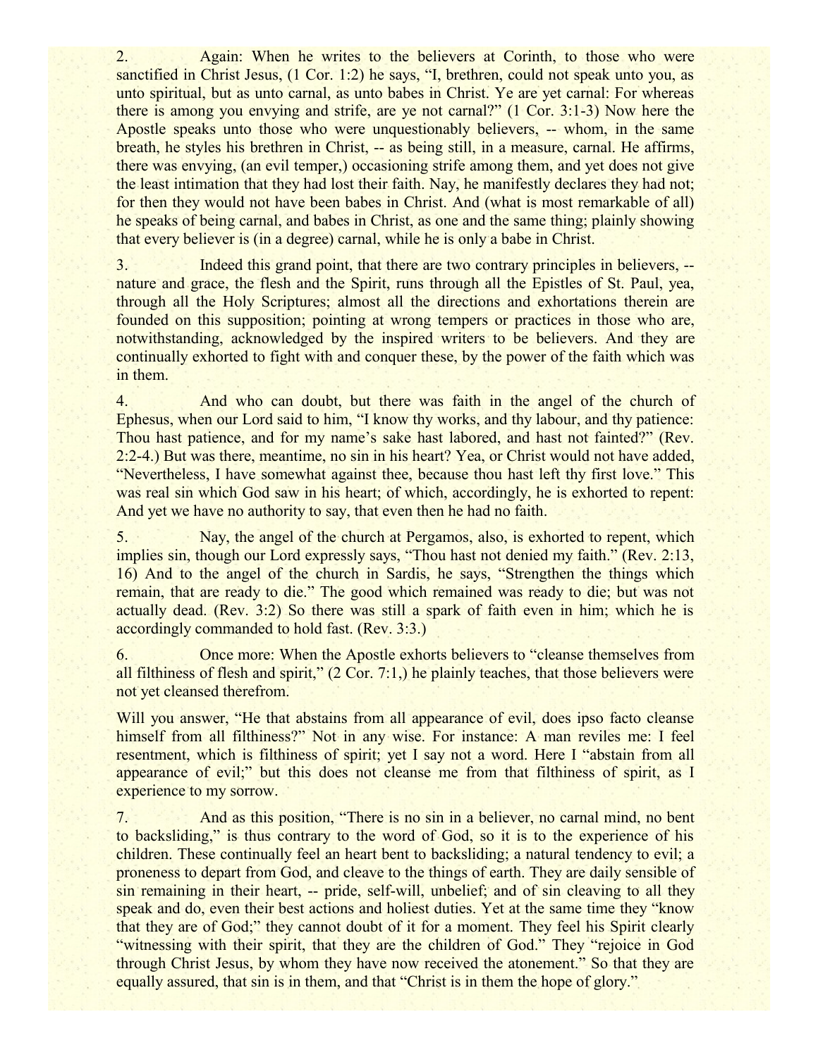2. Again: When he writes to the believers at Corinth, to those who were sanctified in Christ Jesus, (1 Cor. 1:2) he says, “I, brethren, could not speak unto you, as unto spiritual, but as unto carnal, as unto babes in Christ. Ye are yet carnal: For whereas there is among you envying and strife, are ye not carnal?” (1 Cor. 3:1-3) Now here the Apostle speaks unto those who were unquestionably believers, -- whom, in the same breath, he styles his brethren in Christ, -- as being still, in a measure, carnal. He affirms, there was envying, (an evil temper,) occasioning strife among them, and yet does not give the least intimation that they had lost their faith. Nay, he manifestly declares they had not; for then they would not have been babes in Christ. And (what is most remarkable of all) he speaks of being carnal, and babes in Christ, as one and the same thing; plainly showing that every believer is (in a degree) carnal, while he is only a babe in Christ.

3. Indeed this grand point, that there are two contrary principles in believers, -- nature and grace, the flesh and the Spirit, runs through all the Epistles of St. Paul, yea, through all the Holy Scriptures; almost all the directions and exhortations therein are founded on this supposition; pointing at wrong tempers or practices in those who are, notwithstanding, acknowledged by the inspired writers to be believers. And they are continually exhorted to fight with and conquer these, by the power of the faith which was in them.

4. And who can doubt, but there was faith in the angel of the church of Ephesus, when our Lord said to him, “I know thy works, and thy labour, and thy patience: Thou hast patience, and for my name’s sake hast labored, and hast not fainted?” (Rev. 2:2-4.) But was there, meantime, no sin in his heart? Yea, or Christ would not have added, “Nevertheless, I have somewhat against thee, because thou hast left thy first love.” This was real sin which God saw in his heart; of which, accordingly, he is exhorted to repent: And yet we have no authority to say, that even then he had no faith.

5. Nay, the angel of the church at Pergamos, also, is exhorted to repent, which implies sin, though our Lord expressly says, “Thou hast not denied my faith.” (Rev. 2:13, 16) And to the angel of the church in Sardis, he says, “Strengthen the things which remain, that are ready to die.” The good which remained was ready to die; but was not actually dead. (Rev. 3:2) So there was still a spark of faith even in him; which he is accordingly commanded to hold fast. (Rev. 3:3.)

6. Once more: When the Apostle exhorts believers to “cleanse themselves from all filthiness of flesh and spirit,” (2 Cor. 7:1,) he plainly teaches, that those believers were not yet cleansed therefrom.

Will you answer, “He that abstains from all appearance of evil, does ipso facto cleanse himself from all filthiness?” Not in any wise. For instance: A man reviles me: I feel resentment, which is filthiness of spirit; yet I say not a word. Here I “abstain from all appearance of evil;” but this does not cleanse me from that filthiness of spirit, as I experience to my sorrow.

7. And as this position, “There is no sin in a believer, no carnal mind, no bent to backsliding,” is thus contrary to the word of God, so it is to the experience of his children. These continually feel an heart bent to backsliding; a natural tendency to evil; a proneness to depart from God, and cleave to the things of earth. They are daily sensible of sin remaining in their heart, -- pride, self-will, unbelief; and of sin cleaving to all they speak and do, even their best actions and holiest duties. Yet at the same time they “know that they are of God;” they cannot doubt of it for a moment. They feel his Spirit clearly “witnessing with their spirit, that they are the children of God.” They “rejoice in God through Christ Jesus, by whom they have now received the atonement.” So that they are equally assured, that sin is in them, and that “Christ is in them the hope of glory.”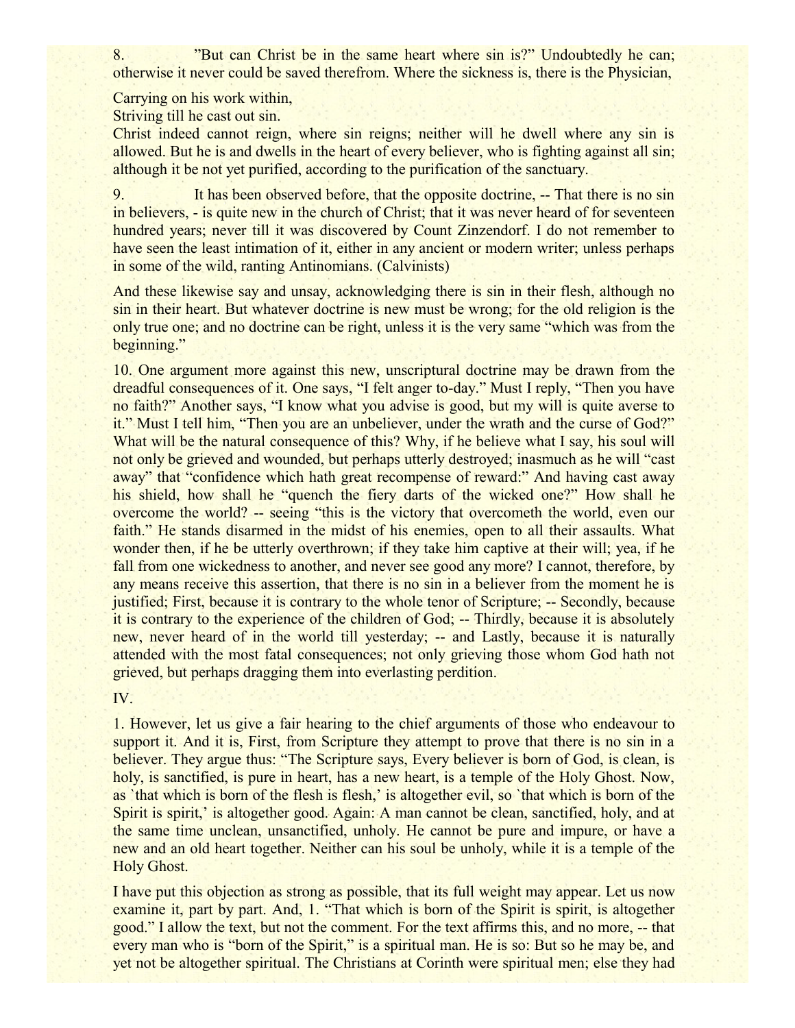8. "But can Christ be in the same heart where sin is?" Undoubtedly he can; otherwise it never could be saved therefrom. Where the sickness is, there is the Physician,

Carrying on his work within,
Striving till he cast out sin.
Christ indeed cannot reign, where sin reigns; neither will he dwell where any sin is allowed. But he is and dwells in the heart of every believer, who is fighting against all sin; although it be not yet purified, according to the purification of the sanctuary.

9. It has been observed before, that the opposite doctrine, -- That there is no sin in believers, - is quite new in the church of Christ; that it was never heard of for seventeen hundred years; never till it was discovered by Count Zinzendorf. I do not remember to have seen the least intimation of it, either in any ancient or modern writer; unless perhaps in some of the wild, ranting Antinomians. (Calvinists)

And these likewise say and unsay, acknowledging there is sin in their flesh, although no sin in their heart. But whatever doctrine is new must be wrong; for the old religion is the only true one; and no doctrine can be right, unless it is the very same "which was from the beginning."

10. One argument more against this new, unscriptural doctrine may be drawn from the dreadful consequences of it. One says, "I felt anger to-day." Must I reply, "Then you have no faith?" Another says, "I know what you advise is good, but my will is quite averse to it." Must I tell him, "Then you are an unbeliever, under the wrath and the curse of God?" What will be the natural consequence of this? Why, if he believe what I say, his soul will not only be grieved and wounded, but perhaps utterly destroyed; inasmuch as he will "cast away" that "confidence which hath great recompense of reward:" And having cast away his shield, how shall he "quench the fiery darts of the wicked one?" How shall he overcome the world? -- seeing "this is the victory that overcometh the world, even our faith." He stands disarmed in the midst of his enemies, open to all their assaults. What wonder then, if he be utterly overthrown; if they take him captive at their will; yea, if he fall from one wickedness to another, and never see good any more? I cannot, therefore, by any means receive this assertion, that there is no sin in a believer from the moment he is justified; First, because it is contrary to the whole tenor of Scripture; -- Secondly, because it is contrary to the experience of the children of God; -- Thirdly, because it is absolutely new, never heard of in the world till yesterday; -- and Lastly, because it is naturally attended with the most fatal consequences; not only grieving those whom God hath not grieved, but perhaps dragging them into everlasting perdition.

IV.

1. However, let us give a fair hearing to the chief arguments of those who endeavour to support it. And it is, First, from Scripture they attempt to prove that there is no sin in a believer. They argue thus: "The Scripture says, Every believer is born of God, is clean, is holy, is sanctified, is pure in heart, has a new heart, is a temple of the Holy Ghost. Now, as `that which is born of the flesh is flesh,' is altogether evil, so `that which is born of the Spirit is spirit,' is altogether good. Again: A man cannot be clean, sanctified, holy, and at the same time unclean, unsanctified, unholy. He cannot be pure and impure, or have a new and an old heart together. Neither can his soul be unholy, while it is a temple of the Holy Ghost.

I have put this objection as strong as possible, that its full weight may appear. Let us now examine it, part by part. And, 1. "That which is born of the Spirit is spirit, is altogether good." I allow the text, but not the comment. For the text affirms this, and no more, -- that every man who is "born of the Spirit," is a spiritual man. He is so: But so he may be, and yet not be altogether spiritual. The Christians at Corinth were spiritual men; else they had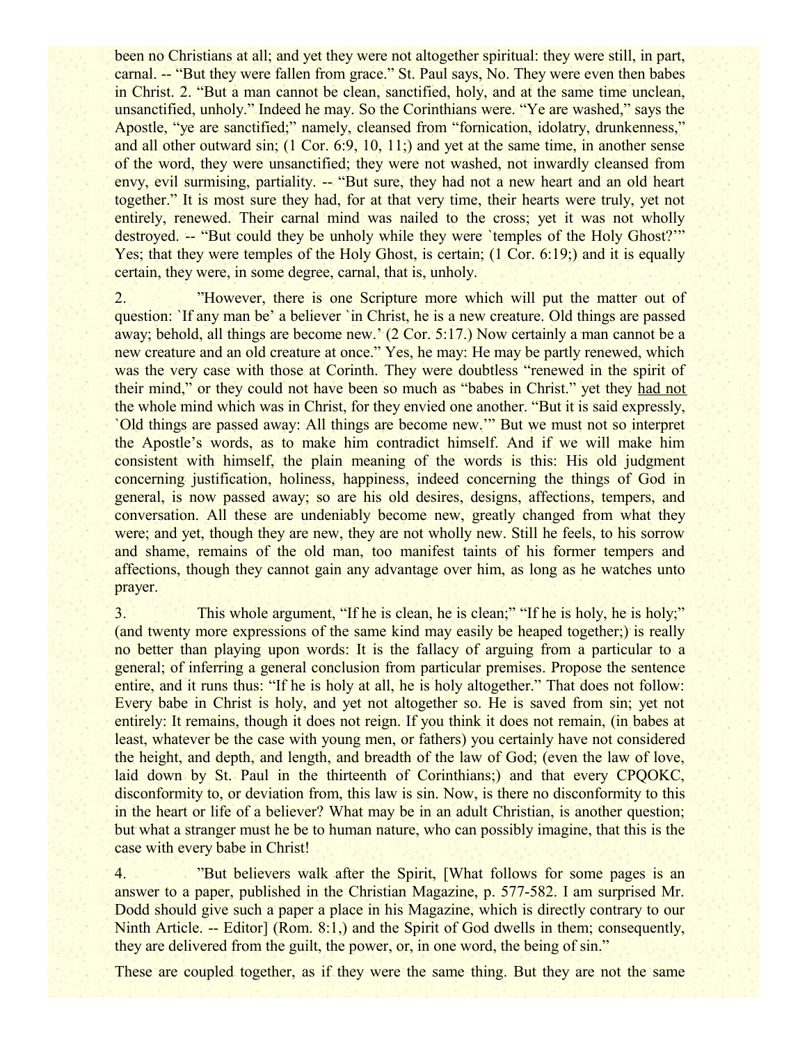been no Christians at all; and yet they were not altogether spiritual: they were still, in part, carnal. -- "But they were fallen from grace." St. Paul says, No. They were even then babes in Christ. 2. "But a man cannot be clean, sanctified, holy, and at the same time unclean, unsanctified, unholy." Indeed he may. So the Corinthians were. "Ye are washed," says the Apostle, "ye are sanctified;" namely, cleansed from "fornication, idolatry, drunkenness," and all other outward sin; (1 Cor. 6:9, 10, 11;) and yet at the same time, in another sense of the word, they were unsanctified; they were not washed, not inwardly cleansed from envy, evil surmising, partiality. -- "But sure, they had not a new heart and an old heart together." It is most sure they had, for at that very time, their hearts were truly, yet not entirely, renewed. Their carnal mind was nailed to the cross; yet it was not wholly destroyed. -- "But could they be unholy while they were `temples of the Holy Ghost?'" Yes; that they were temples of the Holy Ghost, is certain; (1 Cor. 6:19;) and it is equally certain, they were, in some degree, carnal, that is, unholy.

2. "However, there is one Scripture more which will put the matter out of question: `If any man be' a believer `in Christ, he is a new creature. Old things are passed away; behold, all things are become new.' (2 Cor. 5:17.) Now certainly a man cannot be a new creature and an old creature at once." Yes, he may: He may be partly renewed, which was the very case with those at Corinth. They were doubtless "renewed in the spirit of their mind," or they could not have been so much as "babes in Christ." yet they had not the whole mind which was in Christ, for they envied one another. "But it is said expressly, `Old things are passed away: All things are become new.'" But we must not so interpret the Apostle's words, as to make him contradict himself. And if we will make him consistent with himself, the plain meaning of the words is this: His old judgment concerning justification, holiness, happiness, indeed concerning the things of God in general, is now passed away; so are his old desires, designs, affections, tempers, and conversation. All these are undeniably become new, greatly changed from what they were; and yet, though they are new, they are not wholly new. Still he feels, to his sorrow and shame, remains of the old man, too manifest taints of his former tempers and affections, though they cannot gain any advantage over him, as long as he watches unto prayer.

3. This whole argument, "If he is clean, he is clean;" "If he is holy, he is holy;" (and twenty more expressions of the same kind may easily be heaped together;) is really no better than playing upon words: It is the fallacy of arguing from a particular to a general; of inferring a general conclusion from particular premises. Propose the sentence entire, and it runs thus: "If he is holy at all, he is holy altogether." That does not follow: Every babe in Christ is holy, and yet not altogether so. He is saved from sin; yet not entirely: It remains, though it does not reign. If you think it does not remain, (in babes at least, whatever be the case with young men, or fathers) you certainly have not considered the height, and depth, and length, and breadth of the law of God; (even the law of love, laid down by St. Paul in the thirteenth of Corinthians;) and that every CPQOKC, disconformity to, or deviation from, this law is sin. Now, is there no disconformity to this in the heart or life of a believer? What may be in an adult Christian, is another question; but what a stranger must he be to human nature, who can possibly imagine, that this is the case with every babe in Christ!

4. "But believers walk after the Spirit, [What follows for some pages is an answer to a paper, published in the Christian Magazine, p. 577-582. I am surprised Mr. Dodd should give such a paper a place in his Magazine, which is directly contrary to our Ninth Article. -- Editor] (Rom. 8:1,) and the Spirit of God dwells in them; consequently, they are delivered from the guilt, the power, or, in one word, the being of sin."

These are coupled together, as if they were the same thing. But they are not the same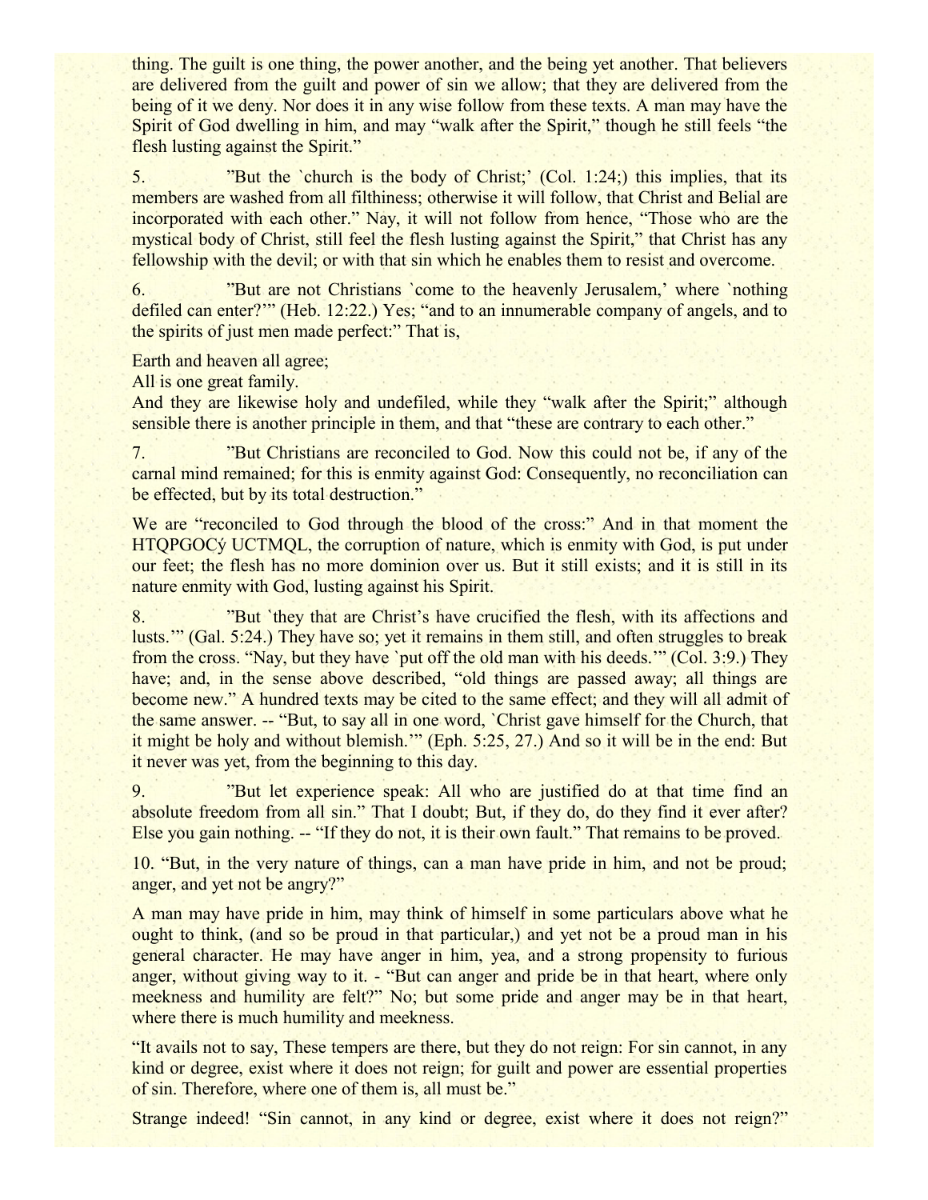thing. The guilt is one thing, the power another, and the being yet another. That believers are delivered from the guilt and power of sin we allow; that they are delivered from the being of it we deny. Nor does it in any wise follow from these texts. A man may have the Spirit of God dwelling in him, and may "walk after the Spirit," though he still feels "the flesh lusting against the Spirit."

5. "But the `church is the body of Christ;' (Col. 1:24;) this implies, that its members are washed from all filthiness; otherwise it will follow, that Christ and Belial are incorporated with each other." Nay, it will not follow from hence, "Those who are the mystical body of Christ, still feel the flesh lusting against the Spirit," that Christ has any fellowship with the devil; or with that sin which he enables them to resist and overcome.

6. "But are not Christians `come to the heavenly Jerusalem,' where `nothing defiled can enter?'" (Heb. 12:22.) Yes; "and to an innumerable company of angels, and to the spirits of just men made perfect:" That is,

Earth and heaven all agree;
All is one great family.
And they are likewise holy and undefiled, while they "walk after the Spirit;" although sensible there is another principle in them, and that "these are contrary to each other."

7. "But Christians are reconciled to God. Now this could not be, if any of the carnal mind remained; for this is enmity against God: Consequently, no reconciliation can be effected, but by its total destruction."

We are "reconciled to God through the blood of the cross:" And in that moment the HTQPGOCý UCTMQL, the corruption of nature, which is enmity with God, is put under our feet; the flesh has no more dominion over us. But it still exists; and it is still in its nature enmity with God, lusting against his Spirit.

8. "But `they that are Christ's have crucified the flesh, with its affections and lusts.'" (Gal. 5:24.) They have so; yet it remains in them still, and often struggles to break from the cross. "Nay, but they have `put off the old man with his deeds.'" (Col. 3:9.) They have; and, in the sense above described, "old things are passed away; all things are become new." A hundred texts may be cited to the same effect; and they will all admit of the same answer. -- "But, to say all in one word, `Christ gave himself for the Church, that it might be holy and without blemish.'" (Eph. 5:25, 27.) And so it will be in the end: But it never was yet, from the beginning to this day.

9. "But let experience speak: All who are justified do at that time find an absolute freedom from all sin." That I doubt; But, if they do, do they find it ever after? Else you gain nothing. -- "If they do not, it is their own fault." That remains to be proved.

10. "But, in the very nature of things, can a man have pride in him, and not be proud; anger, and yet not be angry?"

A man may have pride in him, may think of himself in some particulars above what he ought to think, (and so be proud in that particular,) and yet not be a proud man in his general character. He may have anger in him, yea, and a strong propensity to furious anger, without giving way to it. - "But can anger and pride be in that heart, where only meekness and humility are felt?" No; but some pride and anger may be in that heart, where there is much humility and meekness.

"It avails not to say, These tempers are there, but they do not reign: For sin cannot, in any kind or degree, exist where it does not reign; for guilt and power are essential properties of sin. Therefore, where one of them is, all must be."

Strange indeed! "Sin cannot, in any kind or degree, exist where it does not reign?"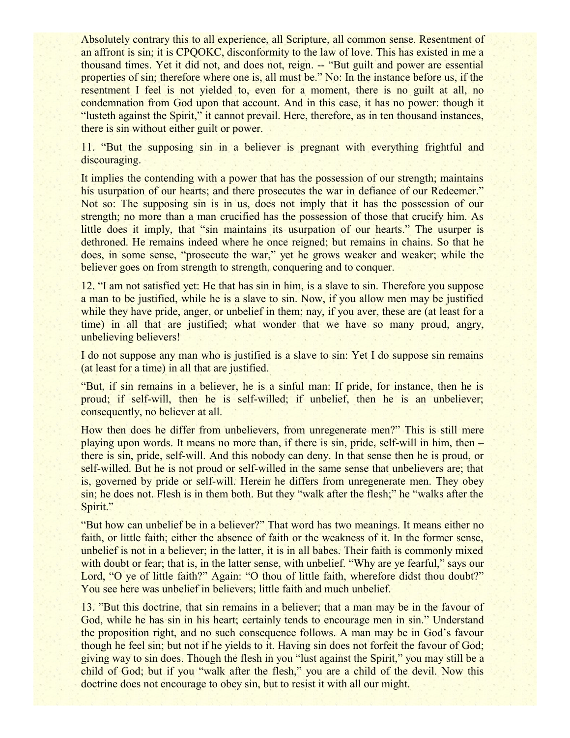Absolutely contrary this to all experience, all Scripture, all common sense. Resentment of an affront is sin; it is CPQOKC, disconformity to the law of love. This has existed in me a thousand times. Yet it did not, and does not, reign. -- "But guilt and power are essential properties of sin; therefore where one is, all must be." No: In the instance before us, if the resentment I feel is not yielded to, even for a moment, there is no guilt at all, no condemnation from God upon that account. And in this case, it has no power: though it "lusteth against the Spirit," it cannot prevail. Here, therefore, as in ten thousand instances, there is sin without either guilt or power.

11. "But the supposing sin in a believer is pregnant with everything frightful and discouraging.

It implies the contending with a power that has the possession of our strength; maintains his usurpation of our hearts; and there prosecutes the war in defiance of our Redeemer." Not so: The supposing sin is in us, does not imply that it has the possession of our strength; no more than a man crucified has the possession of those that crucify him. As little does it imply, that "sin maintains its usurpation of our hearts." The usurper is dethroned. He remains indeed where he once reigned; but remains in chains. So that he does, in some sense, "prosecute the war," yet he grows weaker and weaker; while the believer goes on from strength to strength, conquering and to conquer.

12. "I am not satisfied yet: He that has sin in him, is a slave to sin. Therefore you suppose a man to be justified, while he is a slave to sin. Now, if you allow men may be justified while they have pride, anger, or unbelief in them; nay, if you aver, these are (at least for a time) in all that are justified; what wonder that we have so many proud, angry, unbelieving believers!

I do not suppose any man who is justified is a slave to sin: Yet I do suppose sin remains (at least for a time) in all that are justified.

"But, if sin remains in a believer, he is a sinful man: If pride, for instance, then he is proud; if self-will, then he is self-willed; if unbelief, then he is an unbeliever; consequently, no believer at all.

How then does he differ from unbelievers, from unregenerate men?" This is still mere playing upon words. It means no more than, if there is sin, pride, self-will in him, then – there is sin, pride, self-will. And this nobody can deny. In that sense then he is proud, or self-willed. But he is not proud or self-willed in the same sense that unbelievers are; that is, governed by pride or self-will. Herein he differs from unregenerate men. They obey sin; he does not. Flesh is in them both. But they "walk after the flesh;" he "walks after the Spirit."

"But how can unbelief be in a believer?" That word has two meanings. It means either no faith, or little faith; either the absence of faith or the weakness of it. In the former sense, unbelief is not in a believer; in the latter, it is in all babes. Their faith is commonly mixed with doubt or fear; that is, in the latter sense, with unbelief. "Why are ye fearful," says our Lord, "O ye of little faith?" Again: "O thou of little faith, wherefore didst thou doubt?" You see here was unbelief in believers; little faith and much unbelief.

13. "But this doctrine, that sin remains in a believer; that a man may be in the favour of God, while he has sin in his heart; certainly tends to encourage men in sin." Understand the proposition right, and no such consequence follows. A man may be in God's favour though he feel sin; but not if he yields to it. Having sin does not forfeit the favour of God; giving way to sin does. Though the flesh in you "lust against the Spirit," you may still be a child of God; but if you "walk after the flesh," you are a child of the devil. Now this doctrine does not encourage to obey sin, but to resist it with all our might.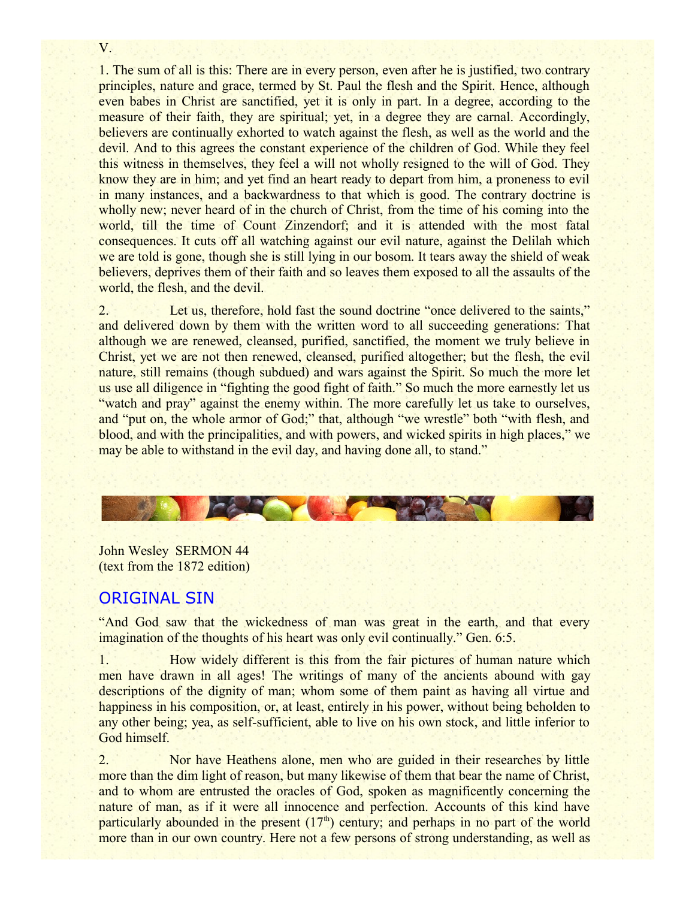V.

1. The sum of all is this: There are in every person, even after he is justified, two contrary principles, nature and grace, termed by St. Paul the flesh and the Spirit. Hence, although even babes in Christ are sanctified, yet it is only in part. In a degree, according to the measure of their faith, they are spiritual; yet, in a degree they are carnal. Accordingly, believers are continually exhorted to watch against the flesh, as well as the world and the devil. And to this agrees the constant experience of the children of God. While they feel this witness in themselves, they feel a will not wholly resigned to the will of God. They know they are in him; and yet find an heart ready to depart from him, a proneness to evil in many instances, and a backwardness to that which is good. The contrary doctrine is wholly new; never heard of in the church of Christ, from the time of his coming into the world, till the time of Count Zinzendorf; and it is attended with the most fatal consequences. It cuts off all watching against our evil nature, against the Delilah which we are told is gone, though she is still lying in our bosom. It tears away the shield of weak believers, deprives them of their faith and so leaves them exposed to all the assaults of the world, the flesh, and the devil.

2. Let us, therefore, hold fast the sound doctrine "once delivered to the saints," and delivered down by them with the written word to all succeeding generations: That although we are renewed, cleansed, purified, sanctified, the moment we truly believe in Christ, yet we are not then renewed, cleansed, purified altogether; but the flesh, the evil nature, still remains (though subdued) and wars against the Spirit. So much the more let us use all diligence in "fighting the good fight of faith." So much the more earnestly let us "watch and pray" against the enemy within. The more carefully let us take to ourselves, and "put on, the whole armor of God;" that, although "we wrestle" both "with flesh, and blood, and with the principalities, and with powers, and wicked spirits in high places," we may be able to withstand in the evil day, and having done all, to stand."

John Wesley SERMON 44
(text from the 1872 edition)

## ORIGINAL SIN

"And God saw that the wickedness of man was great in the earth, and that every imagination of the thoughts of his heart was only evil continually." Gen. 6:5.

1. How widely different is this from the fair pictures of human nature which men have drawn in all ages! The writings of many of the ancients abound with gay descriptions of the dignity of man; whom some of them paint as having all virtue and happiness in his composition, or, at least, entirely in his power, without being beholden to any other being; yea, as self-sufficient, able to live on his own stock, and little inferior to God himself.

2. Nor have Heathens alone, men who are guided in their researches by little more than the dim light of reason, but many likewise of them that bear the name of Christ, and to whom are entrusted the oracles of God, spoken as magnificently concerning the nature of man, as if it were all innocence and perfection. Accounts of this kind have particularly abounded in the present (17th) century; and perhaps in no part of the world more than in our own country. Here not a few persons of strong understanding, as well as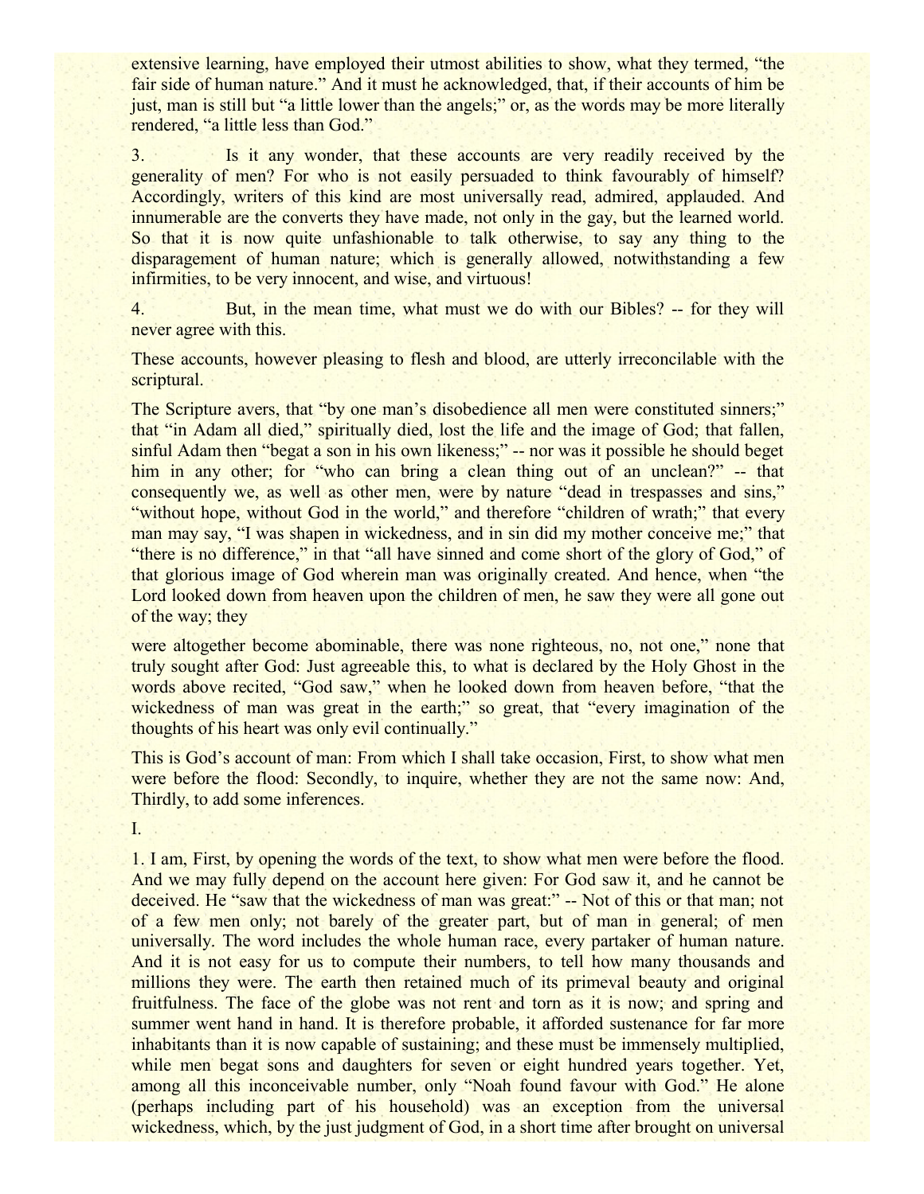extensive learning, have employed their utmost abilities to show, what they termed, "the fair side of human nature." And it must he acknowledged, that, if their accounts of him be just, man is still but "a little lower than the angels;" or, as the words may be more literally rendered, "a little less than God."

3. Is it any wonder, that these accounts are very readily received by the generality of men? For who is not easily persuaded to think favourably of himself? Accordingly, writers of this kind are most universally read, admired, applauded. And innumerable are the converts they have made, not only in the gay, but the learned world. So that it is now quite unfashionable to talk otherwise, to say any thing to the disparagement of human nature; which is generally allowed, notwithstanding a few infirmities, to be very innocent, and wise, and virtuous!

4. But, in the mean time, what must we do with our Bibles? -- for they will never agree with this.

These accounts, however pleasing to flesh and blood, are utterly irreconcilable with the scriptural.

The Scripture avers, that "by one man's disobedience all men were constituted sinners;" that "in Adam all died," spiritually died, lost the life and the image of God; that fallen, sinful Adam then "begat a son in his own likeness;" -- nor was it possible he should beget him in any other; for "who can bring a clean thing out of an unclean?" -- that consequently we, as well as other men, were by nature "dead in trespasses and sins," "without hope, without God in the world," and therefore "children of wrath;" that every man may say, "I was shapen in wickedness, and in sin did my mother conceive me;" that "there is no difference," in that "all have sinned and come short of the glory of God," of that glorious image of God wherein man was originally created. And hence, when "the Lord looked down from heaven upon the children of men, he saw they were all gone out of the way; they

were altogether become abominable, there was none righteous, no, not one," none that truly sought after God: Just agreeable this, to what is declared by the Holy Ghost in the words above recited, "God saw," when he looked down from heaven before, "that the wickedness of man was great in the earth;" so great, that "every imagination of the thoughts of his heart was only evil continually."

This is God's account of man: From which I shall take occasion, First, to show what men were before the flood: Secondly, to inquire, whether they are not the same now: And, Thirdly, to add some inferences.

I.

1. I am, First, by opening the words of the text, to show what men were before the flood. And we may fully depend on the account here given: For God saw it, and he cannot be deceived. He "saw that the wickedness of man was great:" -- Not of this or that man; not of a few men only; not barely of the greater part, but of man in general; of men universally. The word includes the whole human race, every partaker of human nature. And it is not easy for us to compute their numbers, to tell how many thousands and millions they were. The earth then retained much of its primeval beauty and original fruitfulness. The face of the globe was not rent and torn as it is now; and spring and summer went hand in hand. It is therefore probable, it afforded sustenance for far more inhabitants than it is now capable of sustaining; and these must be immensely multiplied, while men begat sons and daughters for seven or eight hundred years together. Yet, among all this inconceivable number, only "Noah found favour with God." He alone (perhaps including part of his household) was an exception from the universal wickedness, which, by the just judgment of God, in a short time after brought on universal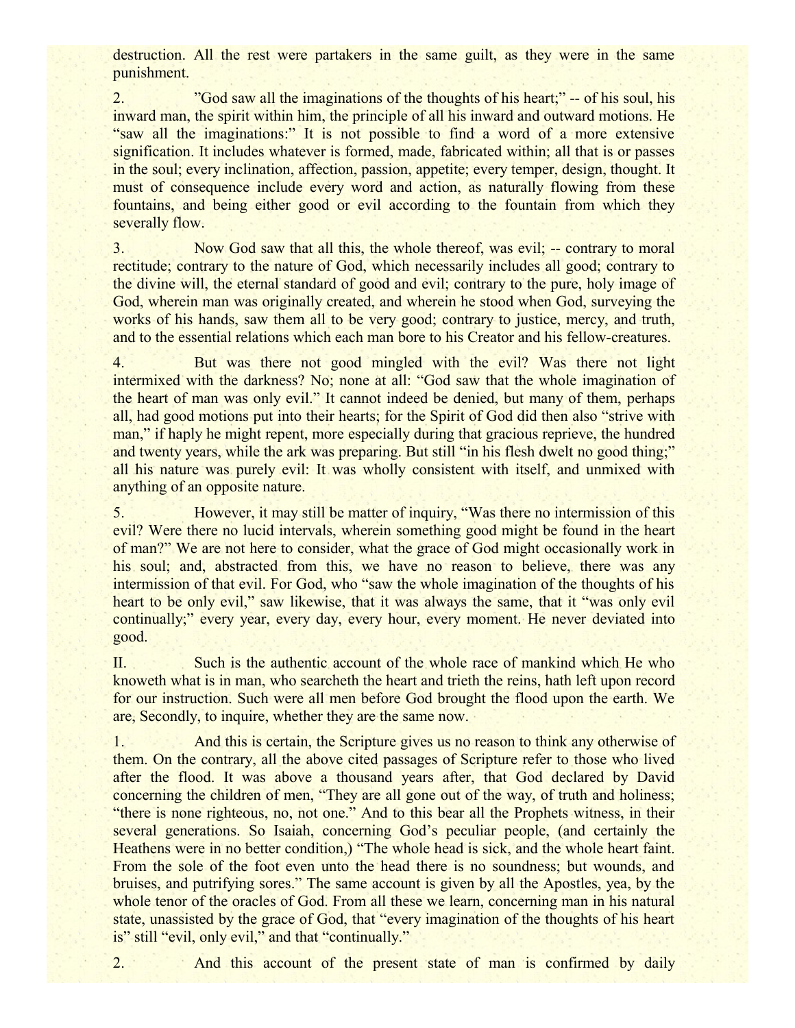destruction. All the rest were partakers in the same guilt, as they were in the same punishment.

2. "God saw all the imaginations of the thoughts of his heart;" -- of his soul, his inward man, the spirit within him, the principle of all his inward and outward motions. He "saw all the imaginations:" It is not possible to find a word of a more extensive signification. It includes whatever is formed, made, fabricated within; all that is or passes in the soul; every inclination, affection, passion, appetite; every temper, design, thought. It must of consequence include every word and action, as naturally flowing from these fountains, and being either good or evil according to the fountain from which they severally flow.

3. Now God saw that all this, the whole thereof, was evil; -- contrary to moral rectitude; contrary to the nature of God, which necessarily includes all good; contrary to the divine will, the eternal standard of good and evil; contrary to the pure, holy image of God, wherein man was originally created, and wherein he stood when God, surveying the works of his hands, saw them all to be very good; contrary to justice, mercy, and truth, and to the essential relations which each man bore to his Creator and his fellow-creatures.

4. But was there not good mingled with the evil? Was there not light intermixed with the darkness? No; none at all: "God saw that the whole imagination of the heart of man was only evil." It cannot indeed be denied, but many of them, perhaps all, had good motions put into their hearts; for the Spirit of God did then also "strive with man," if haply he might repent, more especially during that gracious reprieve, the hundred and twenty years, while the ark was preparing. But still "in his flesh dwelt no good thing;" all his nature was purely evil: It was wholly consistent with itself, and unmixed with anything of an opposite nature.

5. However, it may still be matter of inquiry, "Was there no intermission of this evil? Were there no lucid intervals, wherein something good might be found in the heart of man?" We are not here to consider, what the grace of God might occasionally work in his soul; and, abstracted from this, we have no reason to believe, there was any intermission of that evil. For God, who "saw the whole imagination of the thoughts of his heart to be only evil," saw likewise, that it was always the same, that it "was only evil continually;" every year, every day, every hour, every moment. He never deviated into good.

II. Such is the authentic account of the whole race of mankind which He who knoweth what is in man, who searcheth the heart and trieth the reins, hath left upon record for our instruction. Such were all men before God brought the flood upon the earth. We are, Secondly, to inquire, whether they are the same now.

1. And this is certain, the Scripture gives us no reason to think any otherwise of them. On the contrary, all the above cited passages of Scripture refer to those who lived after the flood. It was above a thousand years after, that God declared by David concerning the children of men, "They are all gone out of the way, of truth and holiness; "there is none righteous, no, not one." And to this bear all the Prophets witness, in their several generations. So Isaiah, concerning God's peculiar people, (and certainly the Heathens were in no better condition,) "The whole head is sick, and the whole heart faint. From the sole of the foot even unto the head there is no soundness; but wounds, and bruises, and putrifying sores." The same account is given by all the Apostles, yea, by the whole tenor of the oracles of God. From all these we learn, concerning man in his natural state, unassisted by the grace of God, that "every imagination of the thoughts of his heart is" still "evil, only evil," and that "continually."

2. And this account of the present state of man is confirmed by daily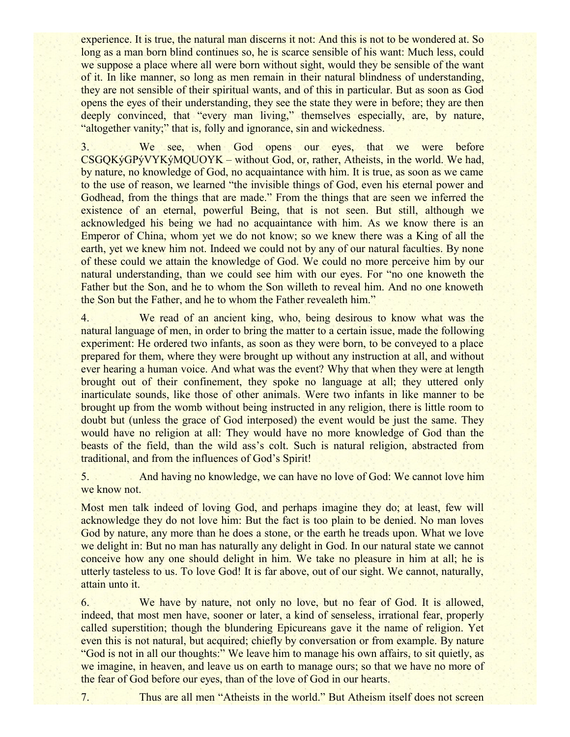experience. It is true, the natural man discerns it not: And this is not to be wondered at. So long as a man born blind continues so, he is scarce sensible of his want: Much less, could we suppose a place where all were born without sight, would they be sensible of the want of it. In like manner, so long as men remain in their natural blindness of understanding, they are not sensible of their spiritual wants, and of this in particular. But as soon as God opens the eyes of their understanding, they see the state they were in before; they are then deeply convinced, that "every man living," themselves especially, are, by nature, "altogether vanity;" that is, folly and ignorance, sin and wickedness.

3. We see, when God opens our eyes, that we were before CSGQKýGPýVYKýMQUOYK – without God, or, rather, Atheists, in the world. We had, by nature, no knowledge of God, no acquaintance with him. It is true, as soon as we came to the use of reason, we learned "the invisible things of God, even his eternal power and Godhead, from the things that are made." From the things that are seen we inferred the existence of an eternal, powerful Being, that is not seen. But still, although we acknowledged his being we had no acquaintance with him. As we know there is an Emperor of China, whom yet we do not know; so we knew there was a King of all the earth, yet we knew him not. Indeed we could not by any of our natural faculties. By none of these could we attain the knowledge of God. We could no more perceive him by our natural understanding, than we could see him with our eyes. For "no one knoweth the Father but the Son, and he to whom the Son willeth to reveal him. And no one knoweth the Son but the Father, and he to whom the Father revealeth him."

4. We read of an ancient king, who, being desirous to know what was the natural language of men, in order to bring the matter to a certain issue, made the following experiment: He ordered two infants, as soon as they were born, to be conveyed to a place prepared for them, where they were brought up without any instruction at all, and without ever hearing a human voice. And what was the event? Why that when they were at length brought out of their confinement, they spoke no language at all; they uttered only inarticulate sounds, like those of other animals. Were two infants in like manner to be brought up from the womb without being instructed in any religion, there is little room to doubt but (unless the grace of God interposed) the event would be just the same. They would have no religion at all: They would have no more knowledge of God than the beasts of the field, than the wild ass's colt. Such is natural religion, abstracted from traditional, and from the influences of God's Spirit!

5. And having no knowledge, we can have no love of God: We cannot love him we know not.

Most men talk indeed of loving God, and perhaps imagine they do; at least, few will acknowledge they do not love him: But the fact is too plain to be denied. No man loves God by nature, any more than he does a stone, or the earth he treads upon. What we love we delight in: But no man has naturally any delight in God. In our natural state we cannot conceive how any one should delight in him. We take no pleasure in him at all; he is utterly tasteless to us. To love God! It is far above, out of our sight. We cannot, naturally, attain unto it.

6. We have by nature, not only no love, but no fear of God. It is allowed, indeed, that most men have, sooner or later, a kind of senseless, irrational fear, properly called superstition; though the blundering Epicureans gave it the name of religion. Yet even this is not natural, but acquired; chiefly by conversation or from example. By nature "God is not in all our thoughts:" We leave him to manage his own affairs, to sit quietly, as we imagine, in heaven, and leave us on earth to manage ours; so that we have no more of the fear of God before our eyes, than of the love of God in our hearts.

7. Thus are all men "Atheists in the world." But Atheism itself does not screen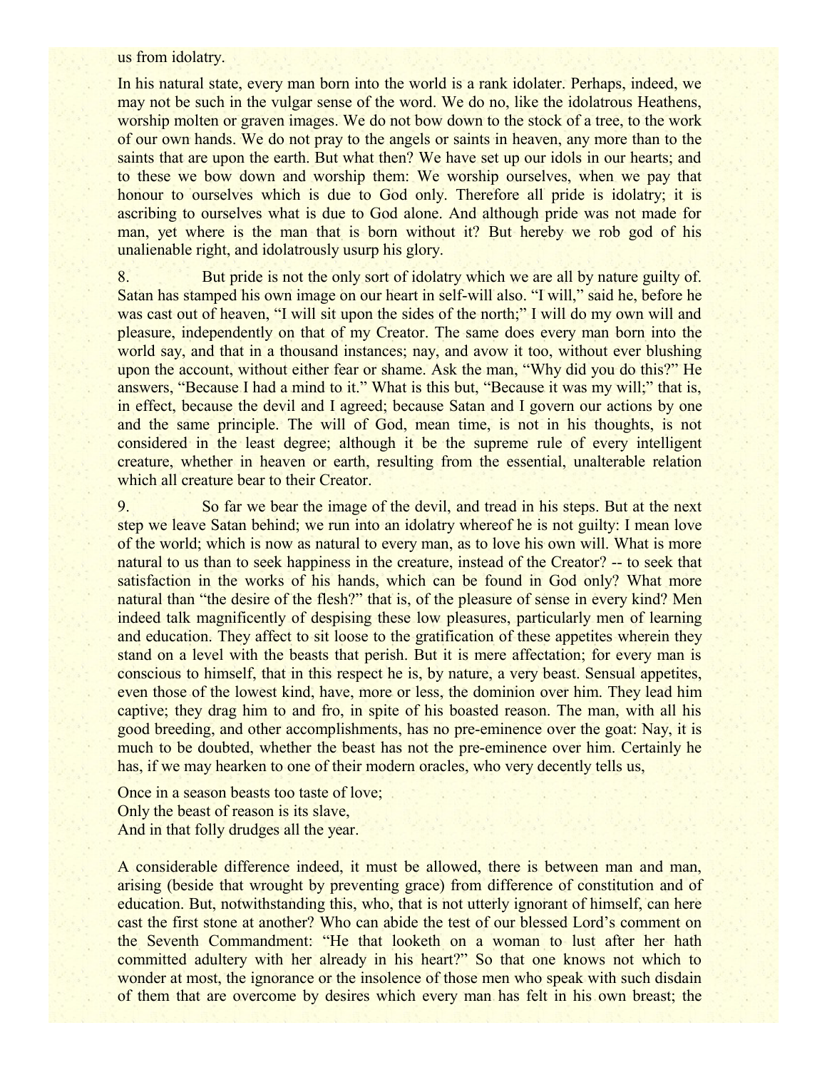us from idolatry.

In his natural state, every man born into the world is a rank idolater. Perhaps, indeed, we may not be such in the vulgar sense of the word. We do no, like the idolatrous Heathens, worship molten or graven images. We do not bow down to the stock of a tree, to the work of our own hands. We do not pray to the angels or saints in heaven, any more than to the saints that are upon the earth. But what then? We have set up our idols in our hearts; and to these we bow down and worship them: We worship ourselves, when we pay that honour to ourselves which is due to God only. Therefore all pride is idolatry; it is ascribing to ourselves what is due to God alone. And although pride was not made for man, yet where is the man that is born without it? But hereby we rob god of his unalienable right, and idolatrously usurp his glory.

8. But pride is not the only sort of idolatry which we are all by nature guilty of. Satan has stamped his own image on our heart in self-will also. "I will," said he, before he was cast out of heaven, "I will sit upon the sides of the north;" I will do my own will and pleasure, independently on that of my Creator. The same does every man born into the world say, and that in a thousand instances; nay, and avow it too, without ever blushing upon the account, without either fear or shame. Ask the man, "Why did you do this?" He answers, "Because I had a mind to it." What is this but, "Because it was my will;" that is, in effect, because the devil and I agreed; because Satan and I govern our actions by one and the same principle. The will of God, mean time, is not in his thoughts, is not considered in the least degree; although it be the supreme rule of every intelligent creature, whether in heaven or earth, resulting from the essential, unalterable relation which all creature bear to their Creator.

9. So far we bear the image of the devil, and tread in his steps. But at the next step we leave Satan behind; we run into an idolatry whereof he is not guilty: I mean love of the world; which is now as natural to every man, as to love his own will. What is more natural to us than to seek happiness in the creature, instead of the Creator? -- to seek that satisfaction in the works of his hands, which can be found in God only? What more natural than "the desire of the flesh?" that is, of the pleasure of sense in every kind? Men indeed talk magnificently of despising these low pleasures, particularly men of learning and education. They affect to sit loose to the gratification of these appetites wherein they stand on a level with the beasts that perish. But it is mere affectation; for every man is conscious to himself, that in this respect he is, by nature, a very beast. Sensual appetites, even those of the lowest kind, have, more or less, the dominion over him. They lead him captive; they drag him to and fro, in spite of his boasted reason. The man, with all his good breeding, and other accomplishments, has no pre-eminence over the goat: Nay, it is much to be doubted, whether the beast has not the pre-eminence over him. Certainly he has, if we may hearken to one of their modern oracles, who very decently tells us,

Once in a season beasts too taste of love;  
Only the beast of reason is its slave,  
And in that folly drudges all the year.

A considerable difference indeed, it must be allowed, there is between man and man, arising (beside that wrought by preventing grace) from difference of constitution and of education. But, notwithstanding this, who, that is not utterly ignorant of himself, can here cast the first stone at another? Who can abide the test of our blessed Lord's comment on the Seventh Commandment: "He that looketh on a woman to lust after her hath committed adultery with her already in his heart?" So that one knows not which to wonder at most, the ignorance or the insolence of those men who speak with such disdain of them that are overcome by desires which every man has felt in his own breast; the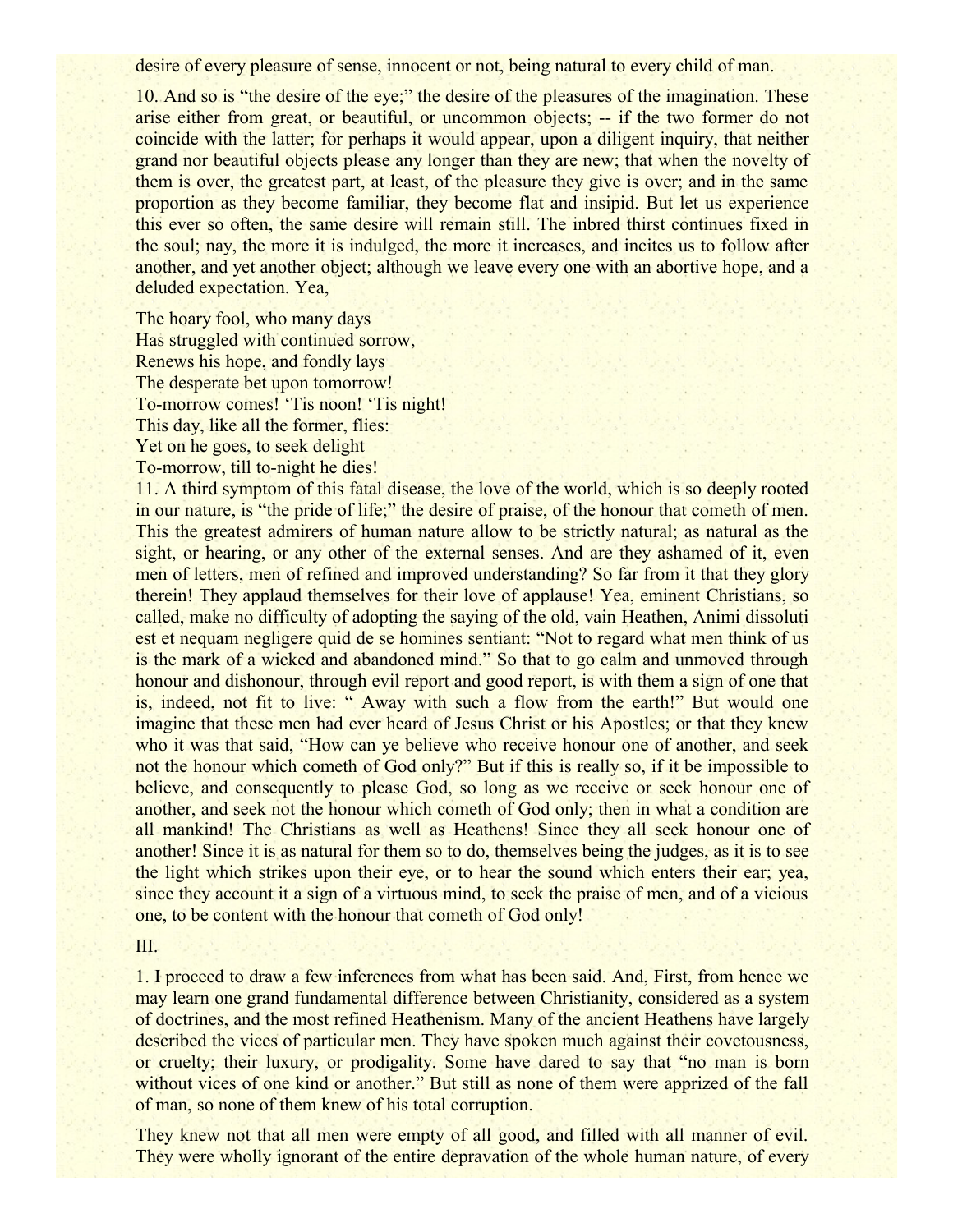desire of every pleasure of sense, innocent or not, being natural to every child of man.

10. And so is "the desire of the eye;" the desire of the pleasures of the imagination. These arise either from great, or beautiful, or uncommon objects; -- if the two former do not coincide with the latter; for perhaps it would appear, upon a diligent inquiry, that neither grand nor beautiful objects please any longer than they are new; that when the novelty of them is over, the greatest part, at least, of the pleasure they give is over; and in the same proportion as they become familiar, they become flat and insipid. But let us experience this ever so often, the same desire will remain still. The inbred thirst continues fixed in the soul; nay, the more it is indulged, the more it increases, and incites us to follow after another, and yet another object; although we leave every one with an abortive hope, and a deluded expectation. Yea,

The hoary fool, who many days  
Has struggled with continued sorrow,  
Renews his hope, and fondly lays  
The desperate bet upon tomorrow!  
To-morrow comes! 'Tis noon! 'Tis night!  
This day, like all the former, flies:  
Yet on he goes, to seek delight  
To-morrow, till to-night he dies!

11. A third symptom of this fatal disease, the love of the world, which is so deeply rooted in our nature, is "the pride of life;" the desire of praise, of the honour that cometh of men. This the greatest admirers of human nature allow to be strictly natural; as natural as the sight, or hearing, or any other of the external senses. And are they ashamed of it, even men of letters, men of refined and improved understanding? So far from it that they glory therein! They applaud themselves for their love of applause! Yea, eminent Christians, so called, make no difficulty of adopting the saying of the old, vain Heathen, Animi dissoluti est et nequam negligere quid de se homines sentiant: "Not to regard what men think of us is the mark of a wicked and abandoned mind." So that to go calm and unmoved through honour and dishonour, through evil report and good report, is with them a sign of one that is, indeed, not fit to live: " Away with such a flow from the earth!" But would one imagine that these men had ever heard of Jesus Christ or his Apostles; or that they knew who it was that said, "How can ye believe who receive honour one of another, and seek not the honour which cometh of God only?" But if this is really so, if it be impossible to believe, and consequently to please God, so long as we receive or seek honour one of another, and seek not the honour which cometh of God only; then in what a condition are all mankind! The Christians as well as Heathens! Since they all seek honour one of another! Since it is as natural for them so to do, themselves being the judges, as it is to see the light which strikes upon their eye, or to hear the sound which enters their ear; yea, since they account it a sign of a virtuous mind, to seek the praise of men, and of a vicious one, to be content with the honour that cometh of God only!

III.

1. I proceed to draw a few inferences from what has been said. And, First, from hence we may learn one grand fundamental difference between Christianity, considered as a system of doctrines, and the most refined Heathenism. Many of the ancient Heathens have largely described the vices of particular men. They have spoken much against their covetousness, or cruelty; their luxury, or prodigality. Some have dared to say that "no man is born without vices of one kind or another." But still as none of them were apprized of the fall of man, so none of them knew of his total corruption.

They knew not that all men were empty of all good, and filled with all manner of evil. They were wholly ignorant of the entire depravation of the whole human nature, of every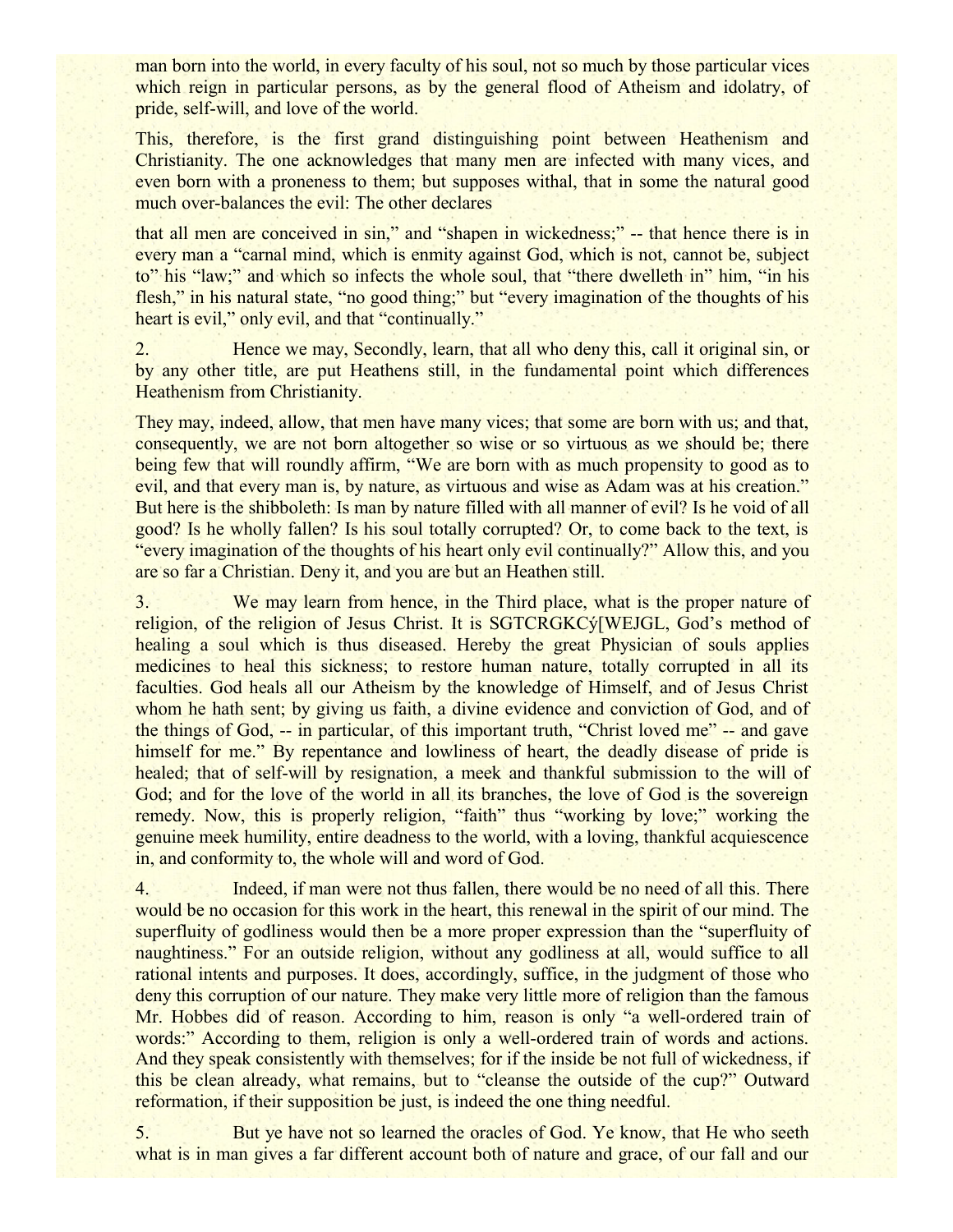man born into the world, in every faculty of his soul, not so much by those particular vices which reign in particular persons, as by the general flood of Atheism and idolatry, of pride, self-will, and love of the world.

This, therefore, is the first grand distinguishing point between Heathenism and Christianity. The one acknowledges that many men are infected with many vices, and even born with a proneness to them; but supposes withal, that in some the natural good much over-balances the evil: The other declares

that all men are conceived in sin," and "shapen in wickedness;" -- that hence there is in every man a "carnal mind, which is enmity against God, which is not, cannot be, subject to" his "law;" and which so infects the whole soul, that "there dwelleth in" him, "in his flesh," in his natural state, "no good thing;" but "every imagination of the thoughts of his heart is evil," only evil, and that "continually."

2. Hence we may, Secondly, learn, that all who deny this, call it original sin, or by any other title, are put Heathens still, in the fundamental point which differences Heathenism from Christianity.

They may, indeed, allow, that men have many vices; that some are born with us; and that, consequently, we are not born altogether so wise or so virtuous as we should be; there being few that will roundly affirm, "We are born with as much propensity to good as to evil, and that every man is, by nature, as virtuous and wise as Adam was at his creation." But here is the shibboleth: Is man by nature filled with all manner of evil? Is he void of all good? Is he wholly fallen? Is his soul totally corrupted? Or, to come back to the text, is "every imagination of the thoughts of his heart only evil continually?" Allow this, and you are so far a Christian. Deny it, and you are but an Heathen still.

3. We may learn from hence, in the Third place, what is the proper nature of religion, of the religion of Jesus Christ. It is SGTCRGKCý[WEJGL, God's method of healing a soul which is thus diseased. Hereby the great Physician of souls applies medicines to heal this sickness; to restore human nature, totally corrupted in all its faculties. God heals all our Atheism by the knowledge of Himself, and of Jesus Christ whom he hath sent; by giving us faith, a divine evidence and conviction of God, and of the things of God, -- in particular, of this important truth, "Christ loved me" -- and gave himself for me." By repentance and lowliness of heart, the deadly disease of pride is healed; that of self-will by resignation, a meek and thankful submission to the will of God; and for the love of the world in all its branches, the love of God is the sovereign remedy. Now, this is properly religion, "faith" thus "working by love;" working the genuine meek humility, entire deadness to the world, with a loving, thankful acquiescence in, and conformity to, the whole will and word of God.

4. Indeed, if man were not thus fallen, there would be no need of all this. There would be no occasion for this work in the heart, this renewal in the spirit of our mind. The superfluity of godliness would then be a more proper expression than the "superfluity of naughtiness." For an outside religion, without any godliness at all, would suffice to all rational intents and purposes. It does, accordingly, suffice, in the judgment of those who deny this corruption of our nature. They make very little more of religion than the famous Mr. Hobbes did of reason. According to him, reason is only "a well-ordered train of words:" According to them, religion is only a well-ordered train of words and actions. And they speak consistently with themselves; for if the inside be not full of wickedness, if this be clean already, what remains, but to "cleanse the outside of the cup?" Outward reformation, if their supposition be just, is indeed the one thing needful.

5. But ye have not so learned the oracles of God. Ye know, that He who seeth what is in man gives a far different account both of nature and grace, of our fall and our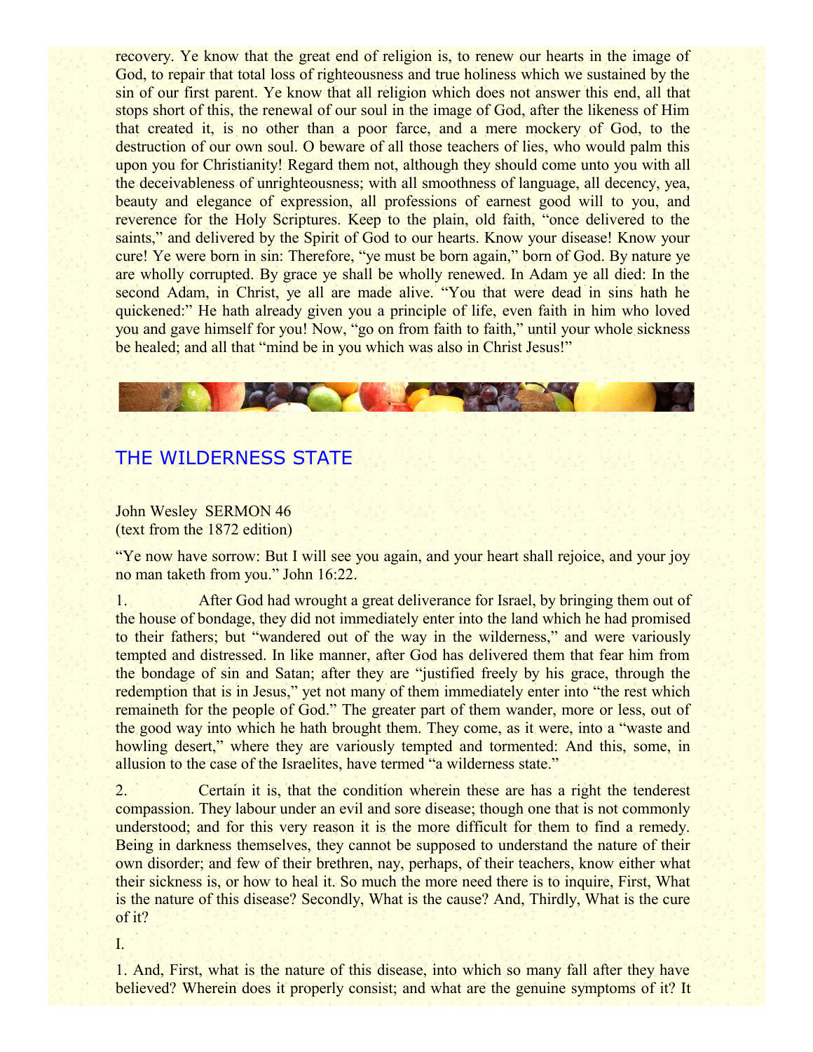recovery. Ye know that the great end of religion is, to renew our hearts in the image of God, to repair that total loss of righteousness and true holiness which we sustained by the sin of our first parent. Ye know that all religion which does not answer this end, all that stops short of this, the renewal of our soul in the image of God, after the likeness of Him that created it, is no other than a poor farce, and a mere mockery of God, to the destruction of our own soul. O beware of all those teachers of lies, who would palm this upon you for Christianity! Regard them not, although they should come unto you with all the deceivableness of unrighteousness; with all smoothness of language, all decency, yea, beauty and elegance of expression, all professions of earnest good will to you, and reverence for the Holy Scriptures. Keep to the plain, old faith, "once delivered to the saints," and delivered by the Spirit of God to our hearts. Know your disease! Know your cure! Ye were born in sin: Therefore, "ye must be born again," born of God. By nature ye are wholly corrupted. By grace ye shall be wholly renewed. In Adam ye all died: In the second Adam, in Christ, ye all are made alive. "You that were dead in sins hath he quickened:" He hath already given you a principle of life, even faith in him who loved you and gave himself for you! Now, "go on from faith to faith," until your whole sickness be healed; and all that "mind be in you which was also in Christ Jesus!"

## THE WILDERNESS STATE

John Wesley SERMON 46
(text from the 1872 edition)

"Ye now have sorrow: But I will see you again, and your heart shall rejoice, and your joy no man taketh from you." John 16:22.

1. After God had wrought a great deliverance for Israel, by bringing them out of the house of bondage, they did not immediately enter into the land which he had promised to their fathers; but "wandered out of the way in the wilderness," and were variously tempted and distressed. In like manner, after God has delivered them that fear him from the bondage of sin and Satan; after they are "justified freely by his grace, through the redemption that is in Jesus," yet not many of them immediately enter into "the rest which remaineth for the people of God." The greater part of them wander, more or less, out of the good way into which he hath brought them. They come, as it were, into a "waste and howling desert," where they are variously tempted and tormented: And this, some, in allusion to the case of the Israelites, have termed "a wilderness state."

2. Certain it is, that the condition wherein these are has a right the tenderest compassion. They labour under an evil and sore disease; though one that is not commonly understood; and for this very reason it is the more difficult for them to find a remedy. Being in darkness themselves, they cannot be supposed to understand the nature of their own disorder; and few of their brethren, nay, perhaps, of their teachers, know either what their sickness is, or how to heal it. So much the more need there is to inquire, First, What is the nature of this disease? Secondly, What is the cause? And, Thirdly, What is the cure of it?

I.

1. And, First, what is the nature of this disease, into which so many fall after they have believed? Wherein does it properly consist; and what are the genuine symptoms of it? It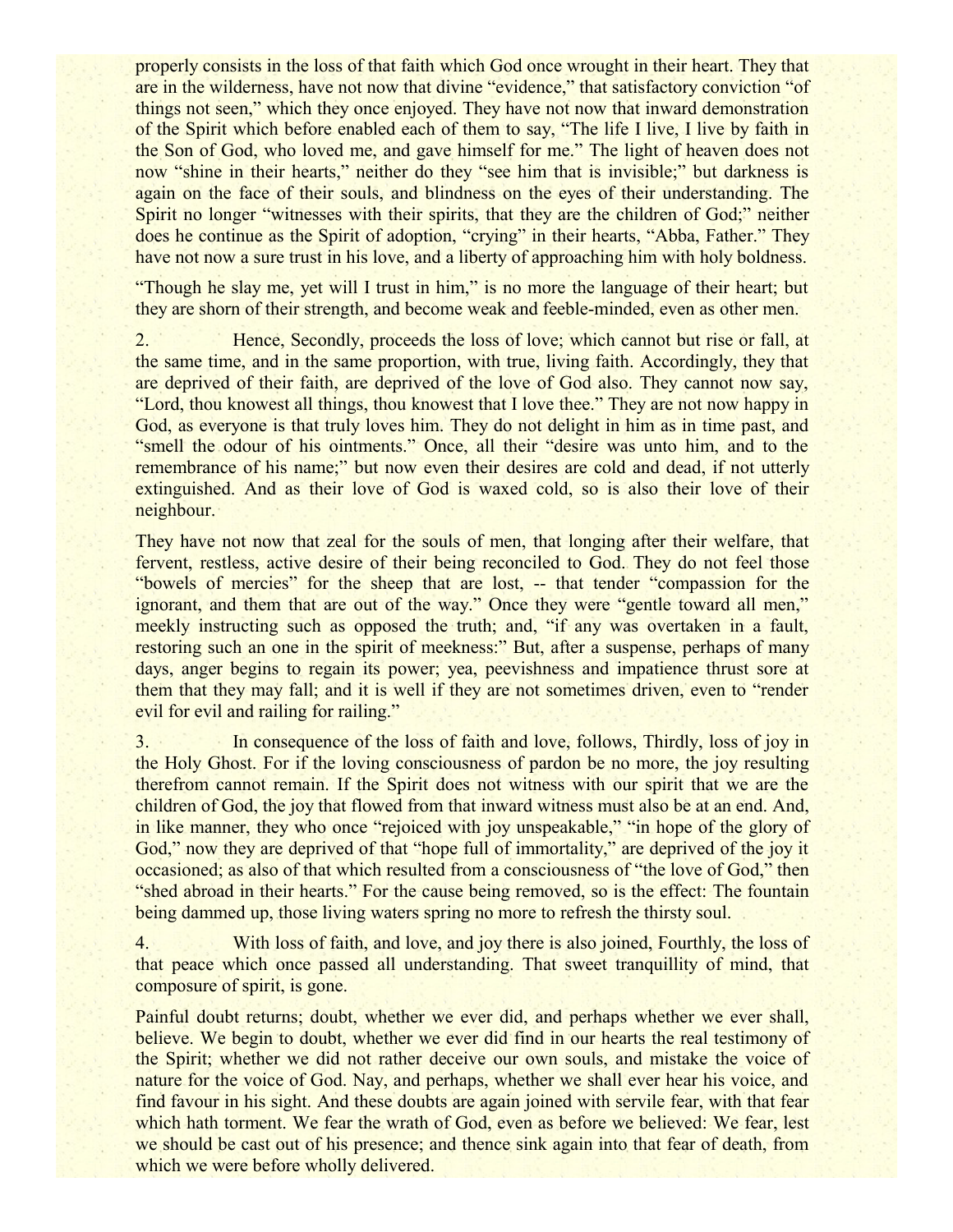properly consists in the loss of that faith which God once wrought in their heart. They that are in the wilderness, have not now that divine "evidence," that satisfactory conviction "of things not seen," which they once enjoyed. They have not now that inward demonstration of the Spirit which before enabled each of them to say, "The life I live, I live by faith in the Son of God, who loved me, and gave himself for me." The light of heaven does not now "shine in their hearts," neither do they "see him that is invisible;" but darkness is again on the face of their souls, and blindness on the eyes of their understanding. The Spirit no longer "witnesses with their spirits, that they are the children of God;" neither does he continue as the Spirit of adoption, "crying" in their hearts, "Abba, Father." They have not now a sure trust in his love, and a liberty of approaching him with holy boldness.

"Though he slay me, yet will I trust in him," is no more the language of their heart; but they are shorn of their strength, and become weak and feeble-minded, even as other men.

2. Hence, Secondly, proceeds the loss of love; which cannot but rise or fall, at the same time, and in the same proportion, with true, living faith. Accordingly, they that are deprived of their faith, are deprived of the love of God also. They cannot now say, "Lord, thou knowest all things, thou knowest that I love thee." They are not now happy in God, as everyone is that truly loves him. They do not delight in him as in time past, and "smell the odour of his ointments." Once, all their "desire was unto him, and to the remembrance of his name;" but now even their desires are cold and dead, if not utterly extinguished. And as their love of God is waxed cold, so is also their love of their neighbour.

They have not now that zeal for the souls of men, that longing after their welfare, that fervent, restless, active desire of their being reconciled to God. They do not feel those "bowels of mercies" for the sheep that are lost, -- that tender "compassion for the ignorant, and them that are out of the way." Once they were "gentle toward all men," meekly instructing such as opposed the truth; and, "if any was overtaken in a fault, restoring such an one in the spirit of meekness:" But, after a suspense, perhaps of many days, anger begins to regain its power; yea, peevishness and impatience thrust sore at them that they may fall; and it is well if they are not sometimes driven, even to "render evil for evil and railing for railing."

3. In consequence of the loss of faith and love, follows, Thirdly, loss of joy in the Holy Ghost. For if the loving consciousness of pardon be no more, the joy resulting therefrom cannot remain. If the Spirit does not witness with our spirit that we are the children of God, the joy that flowed from that inward witness must also be at an end. And, in like manner, they who once "rejoiced with joy unspeakable," "in hope of the glory of God," now they are deprived of that "hope full of immortality," are deprived of the joy it occasioned; as also of that which resulted from a consciousness of "the love of God," then "shed abroad in their hearts." For the cause being removed, so is the effect: The fountain being dammed up, those living waters spring no more to refresh the thirsty soul.

4. With loss of faith, and love, and joy there is also joined, Fourthly, the loss of that peace which once passed all understanding. That sweet tranquillity of mind, that composure of spirit, is gone.

Painful doubt returns; doubt, whether we ever did, and perhaps whether we ever shall, believe. We begin to doubt, whether we ever did find in our hearts the real testimony of the Spirit; whether we did not rather deceive our own souls, and mistake the voice of nature for the voice of God. Nay, and perhaps, whether we shall ever hear his voice, and find favour in his sight. And these doubts are again joined with servile fear, with that fear which hath torment. We fear the wrath of God, even as before we believed: We fear, lest we should be cast out of his presence; and thence sink again into that fear of death, from which we were before wholly delivered.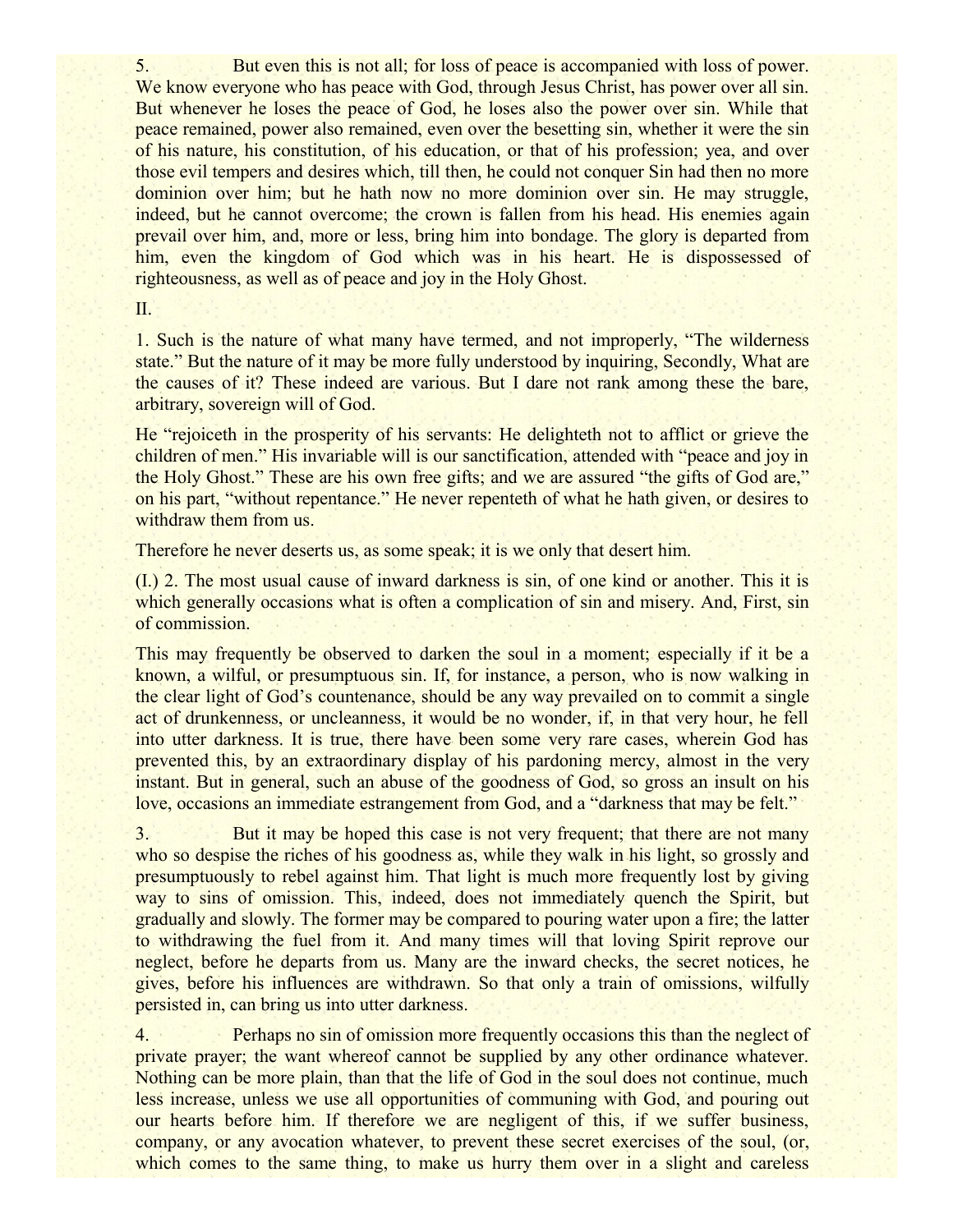5. But even this is not all; for loss of peace is accompanied with loss of power. We know everyone who has peace with God, through Jesus Christ, has power over all sin. But whenever he loses the peace of God, he loses also the power over sin. While that peace remained, power also remained, even over the besetting sin, whether it were the sin of his nature, his constitution, of his education, or that of his profession; yea, and over those evil tempers and desires which, till then, he could not conquer Sin had then no more dominion over him; but he hath now no more dominion over sin. He may struggle, indeed, but he cannot overcome; the crown is fallen from his head. His enemies again prevail over him, and, more or less, bring him into bondage. The glory is departed from him, even the kingdom of God which was in his heart. He is dispossessed of righteousness, as well as of peace and joy in the Holy Ghost.

II.

1. Such is the nature of what many have termed, and not improperly, "The wilderness state." But the nature of it may be more fully understood by inquiring, Secondly, What are the causes of it? These indeed are various. But I dare not rank among these the bare, arbitrary, sovereign will of God.

He "rejoiceth in the prosperity of his servants: He delighteth not to afflict or grieve the children of men." His invariable will is our sanctification, attended with "peace and joy in the Holy Ghost." These are his own free gifts; and we are assured "the gifts of God are," on his part, "without repentance." He never repenteth of what he hath given, or desires to withdraw them from us.

Therefore he never deserts us, as some speak; it is we only that desert him.

(I.) 2. The most usual cause of inward darkness is sin, of one kind or another. This it is which generally occasions what is often a complication of sin and misery. And, First, sin of commission.

This may frequently be observed to darken the soul in a moment; especially if it be a known, a wilful, or presumptuous sin. If, for instance, a person, who is now walking in the clear light of God's countenance, should be any way prevailed on to commit a single act of drunkenness, or uncleanness, it would be no wonder, if, in that very hour, he fell into utter darkness. It is true, there have been some very rare cases, wherein God has prevented this, by an extraordinary display of his pardoning mercy, almost in the very instant. But in general, such an abuse of the goodness of God, so gross an insult on his love, occasions an immediate estrangement from God, and a "darkness that may be felt."

3. But it may be hoped this case is not very frequent; that there are not many who so despise the riches of his goodness as, while they walk in his light, so grossly and presumptuously to rebel against him. That light is much more frequently lost by giving way to sins of omission. This, indeed, does not immediately quench the Spirit, but gradually and slowly. The former may be compared to pouring water upon a fire; the latter to withdrawing the fuel from it. And many times will that loving Spirit reprove our neglect, before he departs from us. Many are the inward checks, the secret notices, he gives, before his influences are withdrawn. So that only a train of omissions, wilfully persisted in, can bring us into utter darkness.

4. Perhaps no sin of omission more frequently occasions this than the neglect of private prayer; the want whereof cannot be supplied by any other ordinance whatever. Nothing can be more plain, than that the life of God in the soul does not continue, much less increase, unless we use all opportunities of communing with God, and pouring out our hearts before him. If therefore we are negligent of this, if we suffer business, company, or any avocation whatever, to prevent these secret exercises of the soul, (or, which comes to the same thing, to make us hurry them over in a slight and careless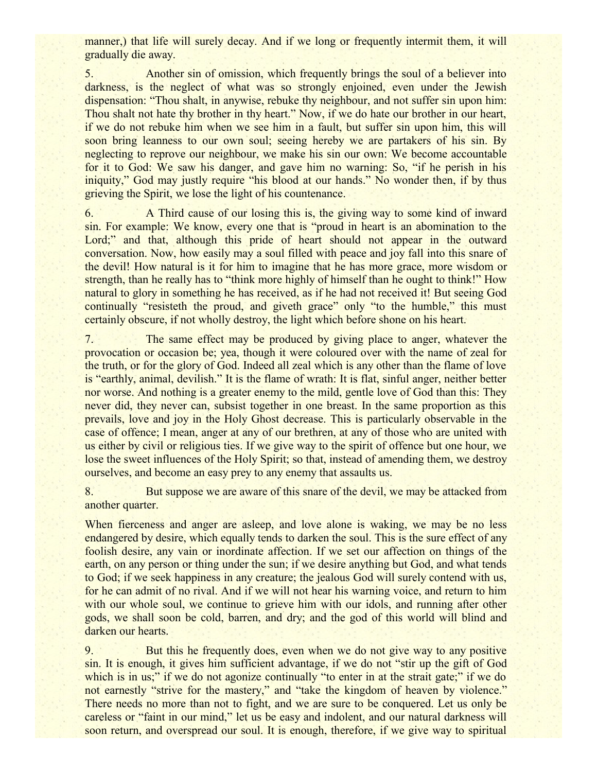manner,) that life will surely decay. And if we long or frequently intermit them, it will gradually die away.

5. Another sin of omission, which frequently brings the soul of a believer into darkness, is the neglect of what was so strongly enjoined, even under the Jewish dispensation: "Thou shalt, in anywise, rebuke thy neighbour, and not suffer sin upon him: Thou shalt not hate thy brother in thy heart." Now, if we do hate our brother in our heart, if we do not rebuke him when we see him in a fault, but suffer sin upon him, this will soon bring leanness to our own soul; seeing hereby we are partakers of his sin. By neglecting to reprove our neighbour, we make his sin our own: We become accountable for it to God: We saw his danger, and gave him no warning: So, "if he perish in his iniquity," God may justly require "his blood at our hands." No wonder then, if by thus grieving the Spirit, we lose the light of his countenance.

6. A Third cause of our losing this is, the giving way to some kind of inward sin. For example: We know, every one that is "proud in heart is an abomination to the Lord;" and that, although this pride of heart should not appear in the outward conversation. Now, how easily may a soul filled with peace and joy fall into this snare of the devil! How natural is it for him to imagine that he has more grace, more wisdom or strength, than he really has to "think more highly of himself than he ought to think!" How natural to glory in something he has received, as if he had not received it! But seeing God continually "resisteth the proud, and giveth grace" only "to the humble," this must certainly obscure, if not wholly destroy, the light which before shone on his heart.

7. The same effect may be produced by giving place to anger, whatever the provocation or occasion be; yea, though it were coloured over with the name of zeal for the truth, or for the glory of God. Indeed all zeal which is any other than the flame of love is "earthly, animal, devilish." It is the flame of wrath: It is flat, sinful anger, neither better nor worse. And nothing is a greater enemy to the mild, gentle love of God than this: They never did, they never can, subsist together in one breast. In the same proportion as this prevails, love and joy in the Holy Ghost decrease. This is particularly observable in the case of offence; I mean, anger at any of our brethren, at any of those who are united with us either by civil or religious ties. If we give way to the spirit of offence but one hour, we lose the sweet influences of the Holy Spirit; so that, instead of amending them, we destroy ourselves, and become an easy prey to any enemy that assaults us.

8. But suppose we are aware of this snare of the devil, we may be attacked from another quarter.

When fierceness and anger are asleep, and love alone is waking, we may be no less endangered by desire, which equally tends to darken the soul. This is the sure effect of any foolish desire, any vain or inordinate affection. If we set our affection on things of the earth, on any person or thing under the sun; if we desire anything but God, and what tends to God; if we seek happiness in any creature; the jealous God will surely contend with us, for he can admit of no rival. And if we will not hear his warning voice, and return to him with our whole soul, we continue to grieve him with our idols, and running after other gods, we shall soon be cold, barren, and dry; and the god of this world will blind and darken our hearts.

9. But this he frequently does, even when we do not give way to any positive sin. It is enough, it gives him sufficient advantage, if we do not "stir up the gift of God which is in us;" if we do not agonize continually "to enter in at the strait gate;" if we do not earnestly "strive for the mastery," and "take the kingdom of heaven by violence." There needs no more than not to fight, and we are sure to be conquered. Let us only be careless or "faint in our mind," let us be easy and indolent, and our natural darkness will soon return, and overspread our soul. It is enough, therefore, if we give way to spiritual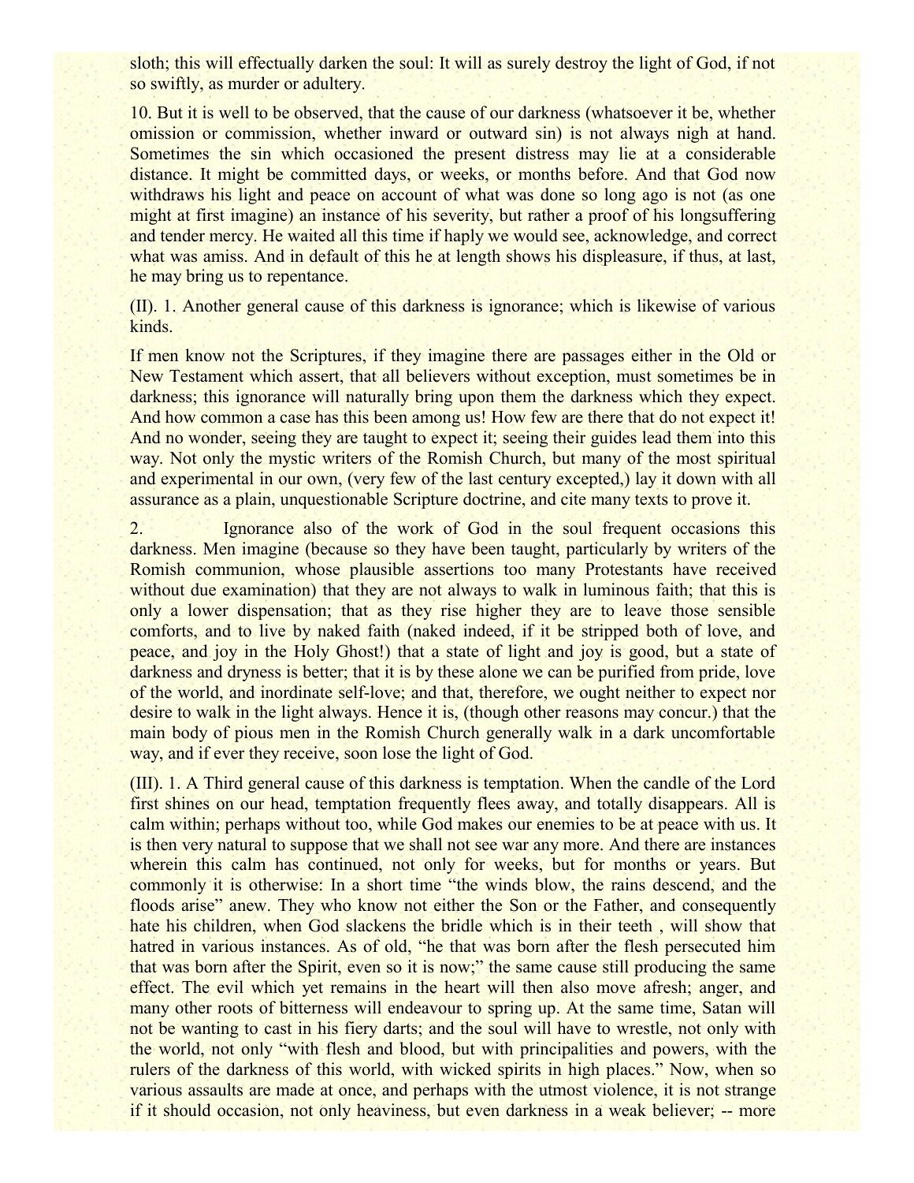sloth; this will effectually darken the soul: It will as surely destroy the light of God, if not so swiftly, as murder or adultery.

10. But it is well to be observed, that the cause of our darkness (whatsoever it be, whether omission or commission, whether inward or outward sin) is not always nigh at hand. Sometimes the sin which occasioned the present distress may lie at a considerable distance. It might be committed days, or weeks, or months before. And that God now withdraws his light and peace on account of what was done so long ago is not (as one might at first imagine) an instance of his severity, but rather a proof of his longsuffering and tender mercy. He waited all this time if haply we would see, acknowledge, and correct what was amiss. And in default of this he at length shows his displeasure, if thus, at last, he may bring us to repentance.

(II). 1. Another general cause of this darkness is ignorance; which is likewise of various kinds.

If men know not the Scriptures, if they imagine there are passages either in the Old or New Testament which assert, that all believers without exception, must sometimes be in darkness; this ignorance will naturally bring upon them the darkness which they expect. And how common a case has this been among us! How few are there that do not expect it! And no wonder, seeing they are taught to expect it; seeing their guides lead them into this way. Not only the mystic writers of the Romish Church, but many of the most spiritual and experimental in our own, (very few of the last century excepted,) lay it down with all assurance as a plain, unquestionable Scripture doctrine, and cite many texts to prove it.

2. Ignorance also of the work of God in the soul frequent occasions this darkness. Men imagine (because so they have been taught, particularly by writers of the Romish communion, whose plausible assertions too many Protestants have received without due examination) that they are not always to walk in luminous faith; that this is only a lower dispensation; that as they rise higher they are to leave those sensible comforts, and to live by naked faith (naked indeed, if it be stripped both of love, and peace, and joy in the Holy Ghost!) that a state of light and joy is good, but a state of darkness and dryness is better; that it is by these alone we can be purified from pride, love of the world, and inordinate self-love; and that, therefore, we ought neither to expect nor desire to walk in the light always. Hence it is, (though other reasons may concur.) that the main body of pious men in the Romish Church generally walk in a dark uncomfortable way, and if ever they receive, soon lose the light of God.

(III). 1. A Third general cause of this darkness is temptation. When the candle of the Lord first shines on our head, temptation frequently flees away, and totally disappears. All is calm within; perhaps without too, while God makes our enemies to be at peace with us. It is then very natural to suppose that we shall not see war any more. And there are instances wherein this calm has continued, not only for weeks, but for months or years. But commonly it is otherwise: In a short time "the winds blow, the rains descend, and the floods arise" anew. They who know not either the Son or the Father, and consequently hate his children, when God slackens the bridle which is in their teeth , will show that hatred in various instances. As of old, "he that was born after the flesh persecuted him that was born after the Spirit, even so it is now;" the same cause still producing the same effect. The evil which yet remains in the heart will then also move afresh; anger, and many other roots of bitterness will endeavour to spring up. At the same time, Satan will not be wanting to cast in his fiery darts; and the soul will have to wrestle, not only with the world, not only "with flesh and blood, but with principalities and powers, with the rulers of the darkness of this world, with wicked spirits in high places." Now, when so various assaults are made at once, and perhaps with the utmost violence, it is not strange if it should occasion, not only heaviness, but even darkness in a weak believer; -- more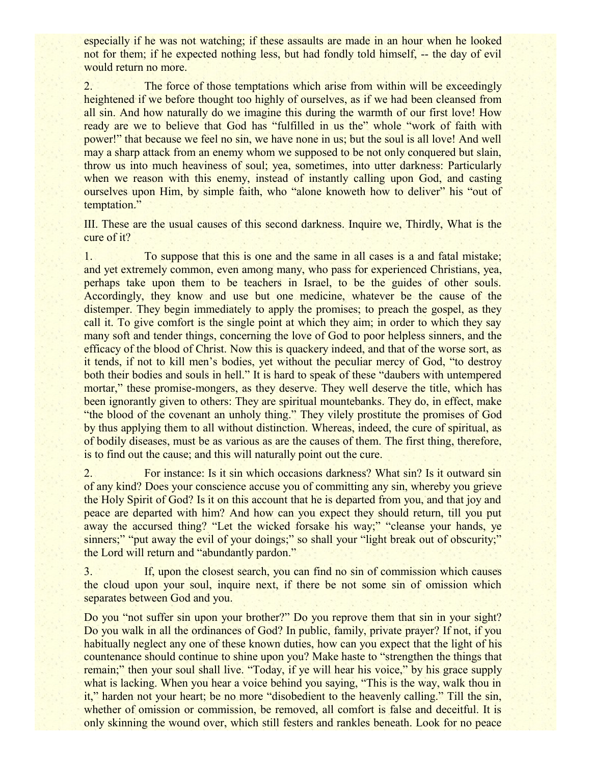especially if he was not watching; if these assaults are made in an hour when he looked not for them; if he expected nothing less, but had fondly told himself, -- the day of evil would return no more.

2. The force of those temptations which arise from within will be exceedingly heightened if we before thought too highly of ourselves, as if we had been cleansed from all sin. And how naturally do we imagine this during the warmth of our first love! How ready are we to believe that God has "fulfilled in us the" whole "work of faith with power!" that because we feel no sin, we have none in us; but the soul is all love! And well may a sharp attack from an enemy whom we supposed to be not only conquered but slain, throw us into much heaviness of soul; yea, sometimes, into utter darkness: Particularly when we reason with this enemy, instead of instantly calling upon God, and casting ourselves upon Him, by simple faith, who "alone knoweth how to deliver" his "out of temptation."

III. These are the usual causes of this second darkness. Inquire we, Thirdly, What is the cure of it?

1. To suppose that this is one and the same in all cases is a and fatal mistake; and yet extremely common, even among many, who pass for experienced Christians, yea, perhaps take upon them to be teachers in Israel, to be the guides of other souls. Accordingly, they know and use but one medicine, whatever be the cause of the distemper. They begin immediately to apply the promises; to preach the gospel, as they call it. To give comfort is the single point at which they aim; in order to which they say many soft and tender things, concerning the love of God to poor helpless sinners, and the efficacy of the blood of Christ. Now this is quackery indeed, and that of the worse sort, as it tends, if not to kill men's bodies, yet without the peculiar mercy of God, "to destroy both their bodies and souls in hell." It is hard to speak of these "daubers with untempered mortar," these promise-mongers, as they deserve. They well deserve the title, which has been ignorantly given to others: They are spiritual mountebanks. They do, in effect, make "the blood of the covenant an unholy thing." They vilely prostitute the promises of God by thus applying them to all without distinction. Whereas, indeed, the cure of spiritual, as of bodily diseases, must be as various as are the causes of them. The first thing, therefore, is to find out the cause; and this will naturally point out the cure.

2. For instance: Is it sin which occasions darkness? What sin? Is it outward sin of any kind? Does your conscience accuse you of committing any sin, whereby you grieve the Holy Spirit of God? Is it on this account that he is departed from you, and that joy and peace are departed with him? And how can you expect they should return, till you put away the accursed thing? "Let the wicked forsake his way;" "cleanse your hands, ye sinners;" "put away the evil of your doings;" so shall your "light break out of obscurity;" the Lord will return and "abundantly pardon."

3. If, upon the closest search, you can find no sin of commission which causes the cloud upon your soul, inquire next, if there be not some sin of omission which separates between God and you.

Do you "not suffer sin upon your brother?" Do you reprove them that sin in your sight? Do you walk in all the ordinances of God? In public, family, private prayer? If not, if you habitually neglect any one of these known duties, how can you expect that the light of his countenance should continue to shine upon you? Make haste to "strengthen the things that remain;" then your soul shall live. "Today, if ye will hear his voice," by his grace supply what is lacking. When you hear a voice behind you saying, "This is the way, walk thou in it," harden not your heart; be no more "disobedient to the heavenly calling." Till the sin, whether of omission or commission, be removed, all comfort is false and deceitful. It is only skinning the wound over, which still festers and rankles beneath. Look for no peace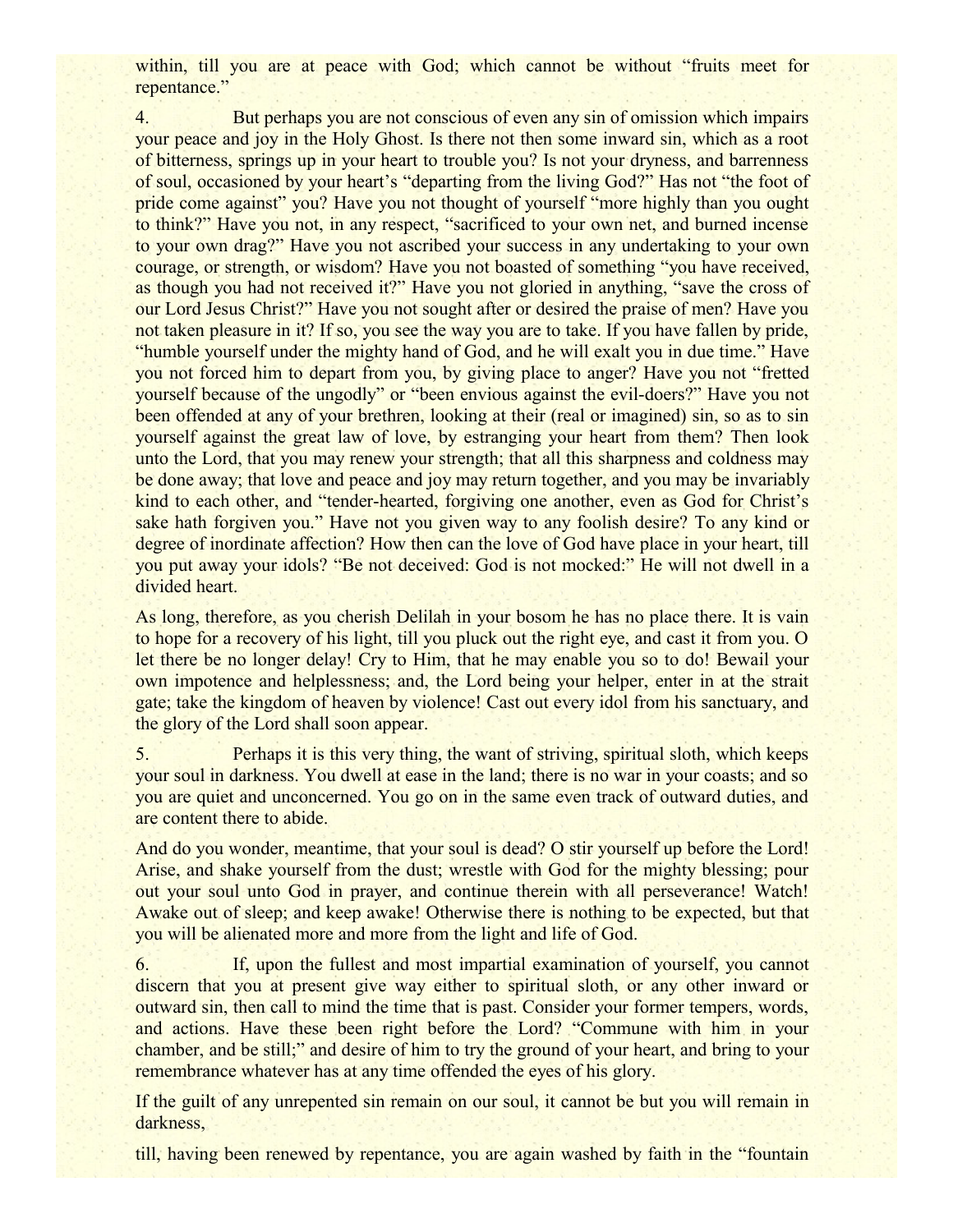within, till you are at peace with God; which cannot be without "fruits meet for repentance."

4. But perhaps you are not conscious of even any sin of omission which impairs your peace and joy in the Holy Ghost. Is there not then some inward sin, which as a root of bitterness, springs up in your heart to trouble you? Is not your dryness, and barrenness of soul, occasioned by your heart's "departing from the living God?" Has not "the foot of pride come against" you? Have you not thought of yourself "more highly than you ought to think?" Have you not, in any respect, "sacrificed to your own net, and burned incense to your own drag?" Have you not ascribed your success in any undertaking to your own courage, or strength, or wisdom? Have you not boasted of something "you have received, as though you had not received it?" Have you not gloried in anything, "save the cross of our Lord Jesus Christ?" Have you not sought after or desired the praise of men? Have you not taken pleasure in it? If so, you see the way you are to take. If you have fallen by pride, "humble yourself under the mighty hand of God, and he will exalt you in due time." Have you not forced him to depart from you, by giving place to anger? Have you not "fretted yourself because of the ungodly" or "been envious against the evil-doers?" Have you not been offended at any of your brethren, looking at their (real or imagined) sin, so as to sin yourself against the great law of love, by estranging your heart from them? Then look unto the Lord, that you may renew your strength; that all this sharpness and coldness may be done away; that love and peace and joy may return together, and you may be invariably kind to each other, and "tender-hearted, forgiving one another, even as God for Christ's sake hath forgiven you." Have not you given way to any foolish desire? To any kind or degree of inordinate affection? How then can the love of God have place in your heart, till you put away your idols? "Be not deceived: God is not mocked:" He will not dwell in a divided heart.

As long, therefore, as you cherish Delilah in your bosom he has no place there. It is vain to hope for a recovery of his light, till you pluck out the right eye, and cast it from you. O let there be no longer delay! Cry to Him, that he may enable you so to do! Bewail your own impotence and helplessness; and, the Lord being your helper, enter in at the strait gate; take the kingdom of heaven by violence! Cast out every idol from his sanctuary, and the glory of the Lord shall soon appear.

5. Perhaps it is this very thing, the want of striving, spiritual sloth, which keeps your soul in darkness. You dwell at ease in the land; there is no war in your coasts; and so you are quiet and unconcerned. You go on in the same even track of outward duties, and are content there to abide.

And do you wonder, meantime, that your soul is dead? O stir yourself up before the Lord! Arise, and shake yourself from the dust; wrestle with God for the mighty blessing; pour out your soul unto God in prayer, and continue therein with all perseverance! Watch! Awake out of sleep; and keep awake! Otherwise there is nothing to be expected, but that you will be alienated more and more from the light and life of God.

6. If, upon the fullest and most impartial examination of yourself, you cannot discern that you at present give way either to spiritual sloth, or any other inward or outward sin, then call to mind the time that is past. Consider your former tempers, words, and actions. Have these been right before the Lord? "Commune with him in your chamber, and be still;" and desire of him to try the ground of your heart, and bring to your remembrance whatever has at any time offended the eyes of his glory.

If the guilt of any unrepented sin remain on our soul, it cannot be but you will remain in darkness,

till, having been renewed by repentance, you are again washed by faith in the "fountain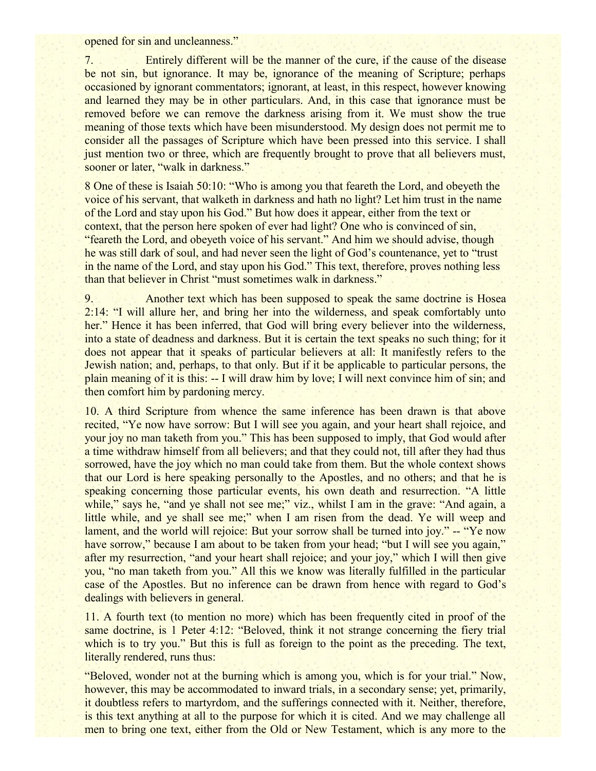opened for sin and uncleanness."

7. Entirely different will be the manner of the cure, if the cause of the disease be not sin, but ignorance. It may be, ignorance of the meaning of Scripture; perhaps occasioned by ignorant commentators; ignorant, at least, in this respect, however knowing and learned they may be in other particulars. And, in this case that ignorance must be removed before we can remove the darkness arising from it. We must show the true meaning of those texts which have been misunderstood. My design does not permit me to consider all the passages of Scripture which have been pressed into this service. I shall just mention two or three, which are frequently brought to prove that all believers must, sooner or later, "walk in darkness."

8 One of these is Isaiah 50:10: "Who is among you that feareth the Lord, and obeyeth the voice of his servant, that walketh in darkness and hath no light? Let him trust in the name of the Lord and stay upon his God." But how does it appear, either from the text or context, that the person here spoken of ever had light? One who is convinced of sin, "feareth the Lord, and obeyeth voice of his servant." And him we should advise, though he was still dark of soul, and had never seen the light of God's countenance, yet to "trust in the name of the Lord, and stay upon his God." This text, therefore, proves nothing less than that believer in Christ "must sometimes walk in darkness."

9. Another text which has been supposed to speak the same doctrine is Hosea 2:14: "I will allure her, and bring her into the wilderness, and speak comfortably unto her." Hence it has been inferred, that God will bring every believer into the wilderness, into a state of deadness and darkness. But it is certain the text speaks no such thing; for it does not appear that it speaks of particular believers at all: It manifestly refers to the Jewish nation; and, perhaps, to that only. But if it be applicable to particular persons, the plain meaning of it is this: -- I will draw him by love; I will next convince him of sin; and then comfort him by pardoning mercy.

10. A third Scripture from whence the same inference has been drawn is that above recited, "Ye now have sorrow: But I will see you again, and your heart shall rejoice, and your joy no man taketh from you." This has been supposed to imply, that God would after a time withdraw himself from all believers; and that they could not, till after they had thus sorrowed, have the joy which no man could take from them. But the whole context shows that our Lord is here speaking personally to the Apostles, and no others; and that he is speaking concerning those particular events, his own death and resurrection. "A little while," says he, "and ye shall not see me;" viz., whilst I am in the grave: "And again, a little while, and ye shall see me;" when I am risen from the dead. Ye will weep and lament, and the world will rejoice: But your sorrow shall be turned into joy." -- "Ye now have sorrow," because I am about to be taken from your head; "but I will see you again," after my resurrection, "and your heart shall rejoice; and your joy," which I will then give you, "no man taketh from you." All this we know was literally fulfilled in the particular case of the Apostles. But no inference can be drawn from hence with regard to God's dealings with believers in general.

11. A fourth text (to mention no more) which has been frequently cited in proof of the same doctrine, is 1 Peter 4:12: "Beloved, think it not strange concerning the fiery trial which is to try you." But this is full as foreign to the point as the preceding. The text, literally rendered, runs thus:

"Beloved, wonder not at the burning which is among you, which is for your trial." Now, however, this may be accommodated to inward trials, in a secondary sense; yet, primarily, it doubtless refers to martyrdom, and the sufferings connected with it. Neither, therefore, is this text anything at all to the purpose for which it is cited. And we may challenge all men to bring one text, either from the Old or New Testament, which is any more to the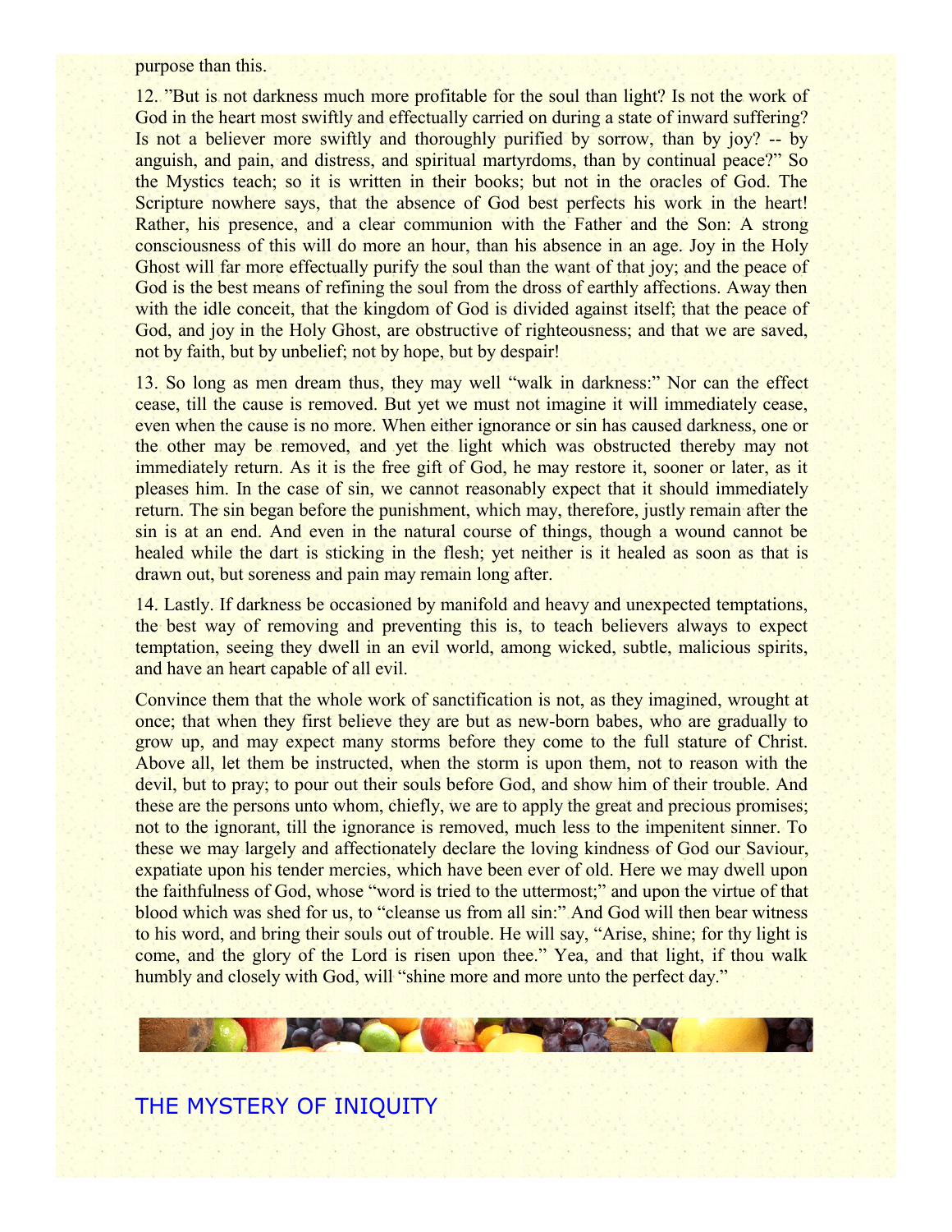purpose than this.

12. "But is not darkness much more profitable for the soul than light? Is not the work of God in the heart most swiftly and effectually carried on during a state of inward suffering? Is not a believer more swiftly and thoroughly purified by sorrow, than by joy? -- by anguish, and pain, and distress, and spiritual martyrdoms, than by continual peace?" So the Mystics teach; so it is written in their books; but not in the oracles of God. The Scripture nowhere says, that the absence of God best perfects his work in the heart! Rather, his presence, and a clear communion with the Father and the Son: A strong consciousness of this will do more an hour, than his absence in an age. Joy in the Holy Ghost will far more effectually purify the soul than the want of that joy; and the peace of God is the best means of refining the soul from the dross of earthly affections. Away then with the idle conceit, that the kingdom of God is divided against itself; that the peace of God, and joy in the Holy Ghost, are obstructive of righteousness; and that we are saved, not by faith, but by unbelief; not by hope, but by despair!

13. So long as men dream thus, they may well "walk in darkness:" Nor can the effect cease, till the cause is removed. But yet we must not imagine it will immediately cease, even when the cause is no more. When either ignorance or sin has caused darkness, one or the other may be removed, and yet the light which was obstructed thereby may not immediately return. As it is the free gift of God, he may restore it, sooner or later, as it pleases him. In the case of sin, we cannot reasonably expect that it should immediately return. The sin began before the punishment, which may, therefore, justly remain after the sin is at an end. And even in the natural course of things, though a wound cannot be healed while the dart is sticking in the flesh; yet neither is it healed as soon as that is drawn out, but soreness and pain may remain long after.

14. Lastly. If darkness be occasioned by manifold and heavy and unexpected temptations, the best way of removing and preventing this is, to teach believers always to expect temptation, seeing they dwell in an evil world, among wicked, subtle, malicious spirits, and have an heart capable of all evil.

Convince them that the whole work of sanctification is not, as they imagined, wrought at once; that when they first believe they are but as new-born babes, who are gradually to grow up, and may expect many storms before they come to the full stature of Christ. Above all, let them be instructed, when the storm is upon them, not to reason with the devil, but to pray; to pour out their souls before God, and show him of their trouble. And these are the persons unto whom, chiefly, we are to apply the great and precious promises; not to the ignorant, till the ignorance is removed, much less to the impenitent sinner. To these we may largely and affectionately declare the loving kindness of God our Saviour, expatiate upon his tender mercies, which have been ever of old. Here we may dwell upon the faithfulness of God, whose "word is tried to the uttermost;" and upon the virtue of that blood which was shed for us, to "cleanse us from all sin:" And God will then bear witness to his word, and bring their souls out of trouble. He will say, "Arise, shine; for thy light is come, and the glory of the Lord is risen upon thee." Yea, and that light, if thou walk humbly and closely with God, will "shine more and more unto the perfect day."

## THE MYSTERY OF INIQUITY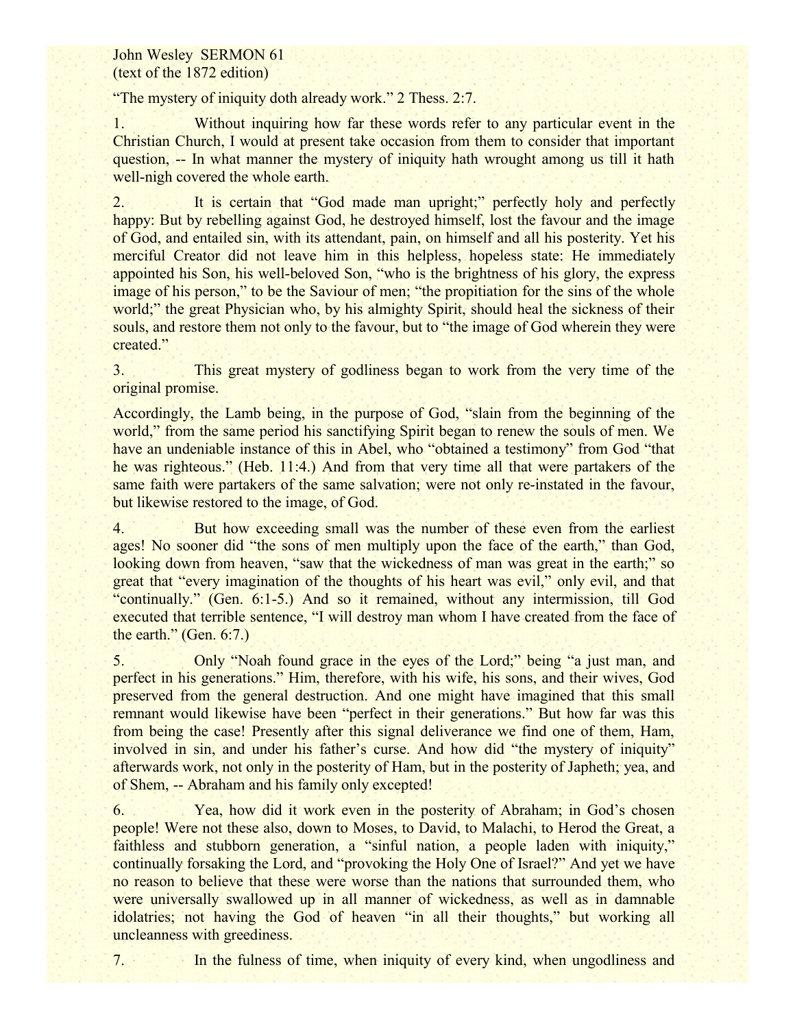John Wesley SERMON 61
(text of the 1872 edition)

"The mystery of iniquity doth already work." 2 Thess. 2:7.

1. Without inquiring how far these words refer to any particular event in the Christian Church, I would at present take occasion from them to consider that important question, -- In what manner the mystery of iniquity hath wrought among us till it hath well-nigh covered the whole earth.

2. It is certain that "God made man upright;" perfectly holy and perfectly happy: But by rebelling against God, he destroyed himself, lost the favour and the image of God, and entailed sin, with its attendant, pain, on himself and all his posterity. Yet his merciful Creator did not leave him in this helpless, hopeless state: He immediately appointed his Son, his well-beloved Son, "who is the brightness of his glory, the express image of his person," to be the Saviour of men; "the propitiation for the sins of the whole world;" the great Physician who, by his almighty Spirit, should heal the sickness of their souls, and restore them not only to the favour, but to "the image of God wherein they were created."

3. This great mystery of godliness began to work from the very time of the original promise.

Accordingly, the Lamb being, in the purpose of God, "slain from the beginning of the world," from the same period his sanctifying Spirit began to renew the souls of men. We have an undeniable instance of this in Abel, who "obtained a testimony" from God "that he was righteous." (Heb. 11:4.) And from that very time all that were partakers of the same faith were partakers of the same salvation; were not only re-instated in the favour, but likewise restored to the image, of God.

4. But how exceeding small was the number of these even from the earliest ages! No sooner did "the sons of men multiply upon the face of the earth," than God, looking down from heaven, "saw that the wickedness of man was great in the earth;" so great that "every imagination of the thoughts of his heart was evil," only evil, and that "continually." (Gen. 6:1-5.) And so it remained, without any intermission, till God executed that terrible sentence, "I will destroy man whom I have created from the face of the earth." (Gen. 6:7.)

5. Only "Noah found grace in the eyes of the Lord;" being "a just man, and perfect in his generations." Him, therefore, with his wife, his sons, and their wives, God preserved from the general destruction. And one might have imagined that this small remnant would likewise have been "perfect in their generations." But how far was this from being the case! Presently after this signal deliverance we find one of them, Ham, involved in sin, and under his father's curse. And how did "the mystery of iniquity" afterwards work, not only in the posterity of Ham, but in the posterity of Japheth; yea, and of Shem, -- Abraham and his family only excepted!

6. Yea, how did it work even in the posterity of Abraham; in God's chosen people! Were not these also, down to Moses, to David, to Malachi, to Herod the Great, a faithless and stubborn generation, a "sinful nation, a people laden with iniquity," continually forsaking the Lord, and "provoking the Holy One of Israel?" And yet we have no reason to believe that these were worse than the nations that surrounded them, who were universally swallowed up in all manner of wickedness, as well as in damnable idolatries; not having the God of heaven "in all their thoughts," but working all uncleanness with greediness.

7. In the fulness of time, when iniquity of every kind, when ungodliness and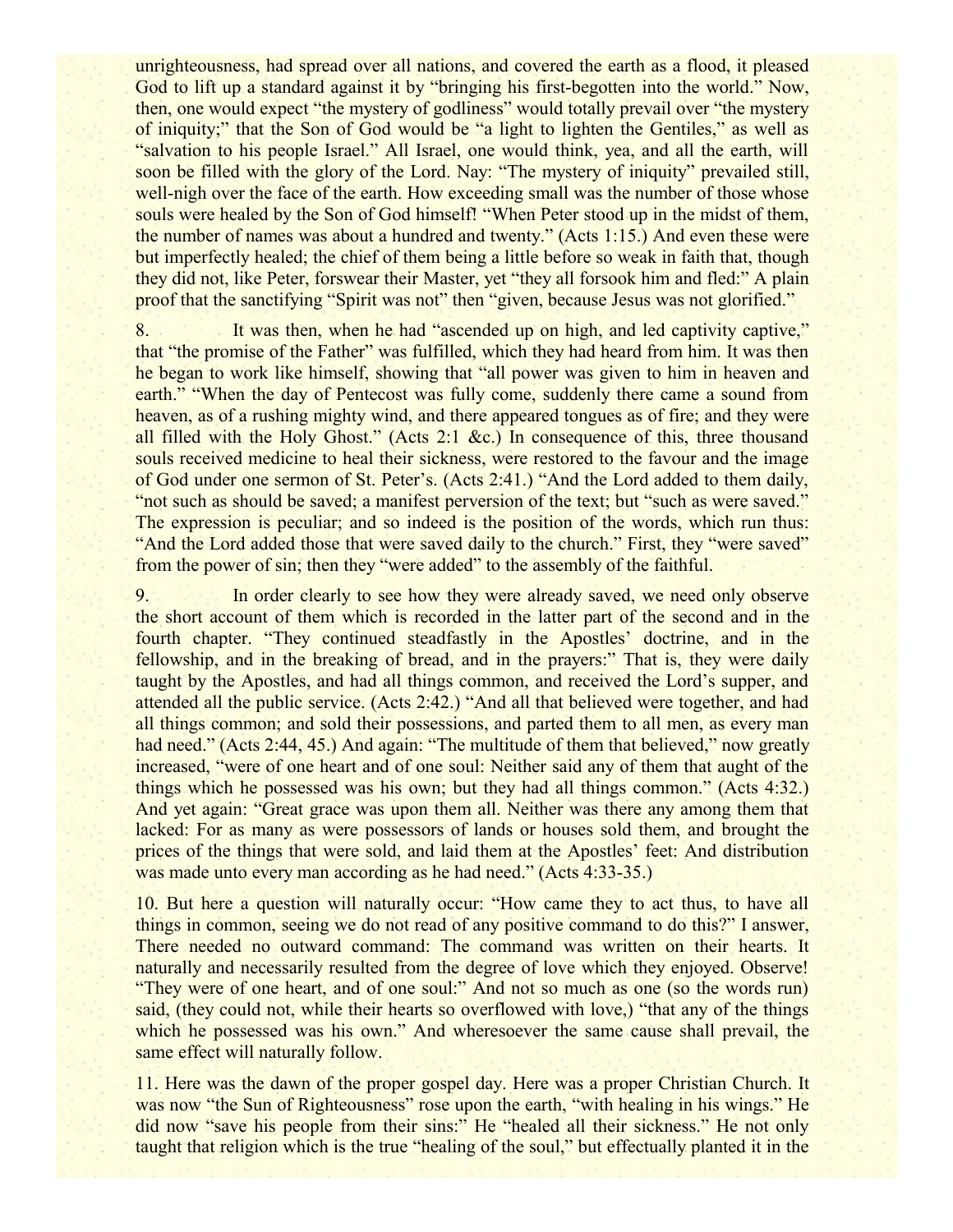unrighteousness, had spread over all nations, and covered the earth as a flood, it pleased God to lift up a standard against it by "bringing his first-begotten into the world." Now, then, one would expect "the mystery of godliness" would totally prevail over "the mystery of iniquity;" that the Son of God would be "a light to lighten the Gentiles," as well as "salvation to his people Israel." All Israel, one would think, yea, and all the earth, will soon be filled with the glory of the Lord. Nay: "The mystery of iniquity" prevailed still, well-nigh over the face of the earth. How exceeding small was the number of those whose souls were healed by the Son of God himself! "When Peter stood up in the midst of them, the number of names was about a hundred and twenty." (Acts 1:15.) And even these were but imperfectly healed; the chief of them being a little before so weak in faith that, though they did not, like Peter, forswear their Master, yet "they all forsook him and fled:" A plain proof that the sanctifying "Spirit was not" then "given, because Jesus was not glorified."

8. It was then, when he had "ascended up on high, and led captivity captive," that "the promise of the Father" was fulfilled, which they had heard from him. It was then he began to work like himself, showing that "all power was given to him in heaven and earth." "When the day of Pentecost was fully come, suddenly there came a sound from heaven, as of a rushing mighty wind, and there appeared tongues as of fire; and they were all filled with the Holy Ghost." (Acts 2:1 &c.) In consequence of this, three thousand souls received medicine to heal their sickness, were restored to the favour and the image of God under one sermon of St. Peter's. (Acts 2:41.) "And the Lord added to them daily, "not such as should be saved; a manifest perversion of the text; but "such as were saved." The expression is peculiar; and so indeed is the position of the words, which run thus: "And the Lord added those that were saved daily to the church." First, they "were saved" from the power of sin; then they "were added" to the assembly of the faithful.

9. In order clearly to see how they were already saved, we need only observe the short account of them which is recorded in the latter part of the second and in the fourth chapter. "They continued steadfastly in the Apostles' doctrine, and in the fellowship, and in the breaking of bread, and in the prayers:" That is, they were daily taught by the Apostles, and had all things common, and received the Lord's supper, and attended all the public service. (Acts 2:42.) "And all that believed were together, and had all things common; and sold their possessions, and parted them to all men, as every man had need." (Acts 2:44, 45.) And again: "The multitude of them that believed," now greatly increased, "were of one heart and of one soul: Neither said any of them that aught of the things which he possessed was his own; but they had all things common." (Acts 4:32.) And yet again: "Great grace was upon them all. Neither was there any among them that lacked: For as many as were possessors of lands or houses sold them, and brought the prices of the things that were sold, and laid them at the Apostles' feet: And distribution was made unto every man according as he had need." (Acts 4:33-35.)

10. But here a question will naturally occur: "How came they to act thus, to have all things in common, seeing we do not read of any positive command to do this?" I answer, There needed no outward command: The command was written on their hearts. It naturally and necessarily resulted from the degree of love which they enjoyed. Observe! "They were of one heart, and of one soul:" And not so much as one (so the words run) said, (they could not, while their hearts so overflowed with love,) "that any of the things which he possessed was his own." And wheresoever the same cause shall prevail, the same effect will naturally follow.

11. Here was the dawn of the proper gospel day. Here was a proper Christian Church. It was now "the Sun of Righteousness" rose upon the earth, "with healing in his wings." He did now "save his people from their sins:" He "healed all their sickness." He not only taught that religion which is the true "healing of the soul," but effectually planted it in the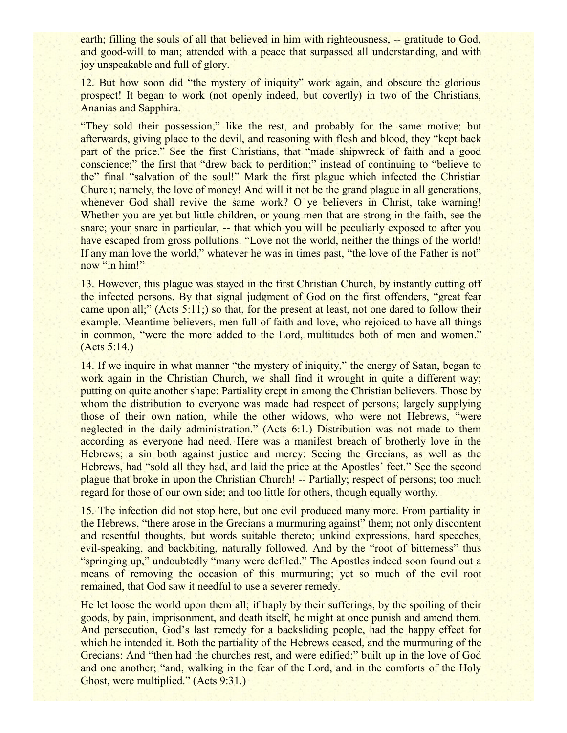earth; filling the souls of all that believed in him with righteousness, -- gratitude to God, and good-will to man; attended with a peace that surpassed all understanding, and with joy unspeakable and full of glory.

12. But how soon did "the mystery of iniquity" work again, and obscure the glorious prospect! It began to work (not openly indeed, but covertly) in two of the Christians, Ananias and Sapphira.

"They sold their possession," like the rest, and probably for the same motive; but afterwards, giving place to the devil, and reasoning with flesh and blood, they "kept back part of the price." See the first Christians, that "made shipwreck of faith and a good conscience;" the first that "drew back to perdition;" instead of continuing to "believe to the" final "salvation of the soul!" Mark the first plague which infected the Christian Church; namely, the love of money! And will it not be the grand plague in all generations, whenever God shall revive the same work? O ye believers in Christ, take warning! Whether you are yet but little children, or young men that are strong in the faith, see the snare; your snare in particular, -- that which you will be peculiarly exposed to after you have escaped from gross pollutions. "Love not the world, neither the things of the world! If any man love the world," whatever he was in times past, "the love of the Father is not" now "in him!"

13. However, this plague was stayed in the first Christian Church, by instantly cutting off the infected persons. By that signal judgment of God on the first offenders, "great fear came upon all;" (Acts 5:11;) so that, for the present at least, not one dared to follow their example. Meantime believers, men full of faith and love, who rejoiced to have all things in common, "were the more added to the Lord, multitudes both of men and women." (Acts 5:14.)

14. If we inquire in what manner "the mystery of iniquity," the energy of Satan, began to work again in the Christian Church, we shall find it wrought in quite a different way; putting on quite another shape: Partiality crept in among the Christian believers. Those by whom the distribution to everyone was made had respect of persons; largely supplying those of their own nation, while the other widows, who were not Hebrews, "were neglected in the daily administration." (Acts 6:1.) Distribution was not made to them according as everyone had need. Here was a manifest breach of brotherly love in the Hebrews; a sin both against justice and mercy: Seeing the Grecians, as well as the Hebrews, had "sold all they had, and laid the price at the Apostles' feet." See the second plague that broke in upon the Christian Church! -- Partially; respect of persons; too much regard for those of our own side; and too little for others, though equally worthy.

15. The infection did not stop here, but one evil produced many more. From partiality in the Hebrews, "there arose in the Grecians a murmuring against" them; not only discontent and resentful thoughts, but words suitable thereto; unkind expressions, hard speeches, evil-speaking, and backbiting, naturally followed. And by the "root of bitterness" thus "springing up," undoubtedly "many were defiled." The Apostles indeed soon found out a means of removing the occasion of this murmuring; yet so much of the evil root remained, that God saw it needful to use a severer remedy.

He let loose the world upon them all; if haply by their sufferings, by the spoiling of their goods, by pain, imprisonment, and death itself, he might at once punish and amend them. And persecution, God's last remedy for a backsliding people, had the happy effect for which he intended it. Both the partiality of the Hebrews ceased, and the murmuring of the Grecians: And "then had the churches rest, and were edified;" built up in the love of God and one another; "and, walking in the fear of the Lord, and in the comforts of the Holy Ghost, were multiplied." (Acts 9:31.)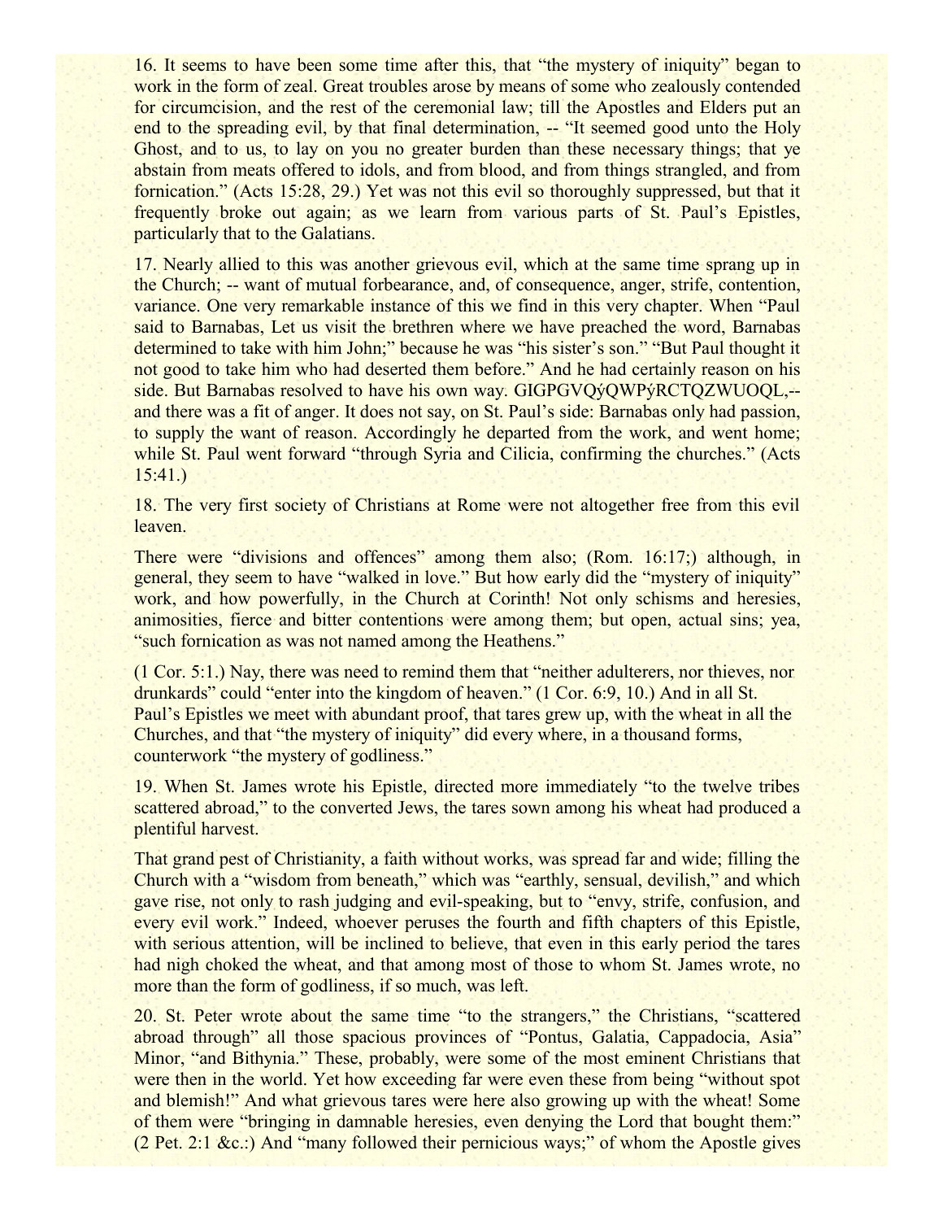16. It seems to have been some time after this, that "the mystery of iniquity" began to work in the form of zeal. Great troubles arose by means of some who zealously contended for circumcision, and the rest of the ceremonial law; till the Apostles and Elders put an end to the spreading evil, by that final determination, -- "It seemed good unto the Holy Ghost, and to us, to lay on you no greater burden than these necessary things; that ye abstain from meats offered to idols, and from blood, and from things strangled, and from fornication." (Acts 15:28, 29.) Yet was not this evil so thoroughly suppressed, but that it frequently broke out again; as we learn from various parts of St. Paul's Epistles, particularly that to the Galatians.

17. Nearly allied to this was another grievous evil, which at the same time sprang up in the Church; -- want of mutual forbearance, and, of consequence, anger, strife, contention, variance. One very remarkable instance of this we find in this very chapter. When "Paul said to Barnabas, Let us visit the brethren where we have preached the word, Barnabas determined to take with him John;" because he was "his sister's son." "But Paul thought it not good to take him who had deserted them before." And he had certainly reason on his side. But Barnabas resolved to have his own way. GIGPGVQýQWPýRCTQZWUOQL,-- and there was a fit of anger. It does not say, on St. Paul's side: Barnabas only had passion, to supply the want of reason. Accordingly he departed from the work, and went home; while St. Paul went forward "through Syria and Cilicia, confirming the churches." (Acts 15:41.)

18. The very first society of Christians at Rome were not altogether free from this evil leaven.

There were "divisions and offences" among them also; (Rom. 16:17;) although, in general, they seem to have "walked in love." But how early did the "mystery of iniquity" work, and how powerfully, in the Church at Corinth! Not only schisms and heresies, animosities, fierce and bitter contentions were among them; but open, actual sins; yea, "such fornication as was not named among the Heathens."

(1 Cor. 5:1.) Nay, there was need to remind them that "neither adulterers, nor thieves, nor drunkards" could "enter into the kingdom of heaven." (1 Cor. 6:9, 10.) And in all St. Paul's Epistles we meet with abundant proof, that tares grew up, with the wheat in all the Churches, and that "the mystery of iniquity" did every where, in a thousand forms, counterwork "the mystery of godliness."

19. When St. James wrote his Epistle, directed more immediately "to the twelve tribes scattered abroad," to the converted Jews, the tares sown among his wheat had produced a plentiful harvest.

That grand pest of Christianity, a faith without works, was spread far and wide; filling the Church with a "wisdom from beneath," which was "earthly, sensual, devilish," and which gave rise, not only to rash judging and evil-speaking, but to "envy, strife, confusion, and every evil work." Indeed, whoever peruses the fourth and fifth chapters of this Epistle, with serious attention, will be inclined to believe, that even in this early period the tares had nigh choked the wheat, and that among most of those to whom St. James wrote, no more than the form of godliness, if so much, was left.

20. St. Peter wrote about the same time "to the strangers," the Christians, "scattered abroad through" all those spacious provinces of "Pontus, Galatia, Cappadocia, Asia" Minor, "and Bithynia." These, probably, were some of the most eminent Christians that were then in the world. Yet how exceeding far were even these from being "without spot and blemish!" And what grievous tares were here also growing up with the wheat! Some of them were "bringing in damnable heresies, even denying the Lord that bought them:" (2 Pet. 2:1 &c.:) And "many followed their pernicious ways;" of whom the Apostle gives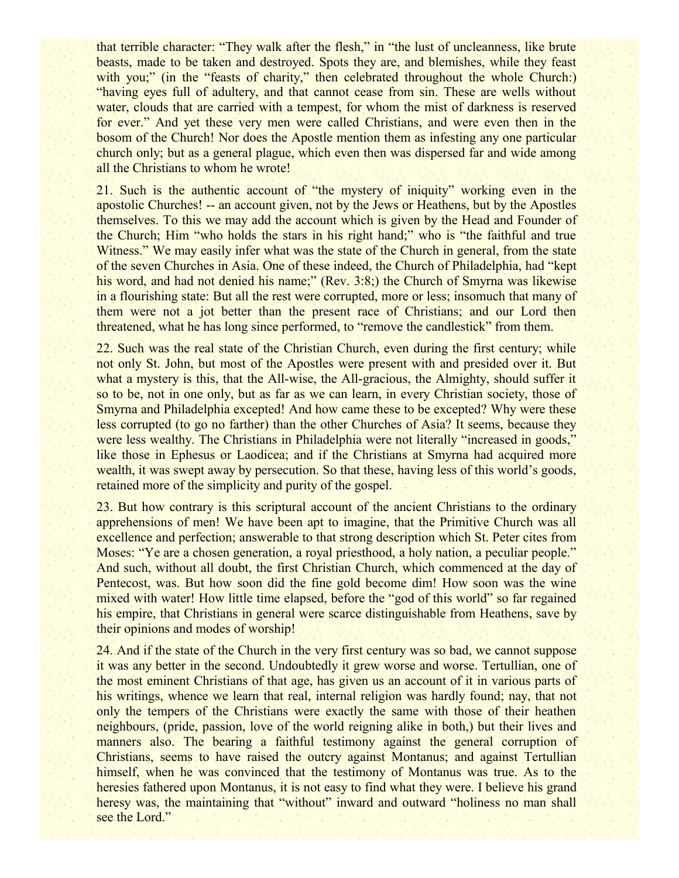that terrible character: "They walk after the flesh," in "the lust of uncleanness, like brute beasts, made to be taken and destroyed. Spots they are, and blemishes, while they feast with you;" (in the "feasts of charity," then celebrated throughout the whole Church:) "having eyes full of adultery, and that cannot cease from sin. These are wells without water, clouds that are carried with a tempest, for whom the mist of darkness is reserved for ever." And yet these very men were called Christians, and were even then in the bosom of the Church! Nor does the Apostle mention them as infesting any one particular church only; but as a general plague, which even then was dispersed far and wide among all the Christians to whom he wrote!

21. Such is the authentic account of "the mystery of iniquity" working even in the apostolic Churches! -- an account given, not by the Jews or Heathens, but by the Apostles themselves. To this we may add the account which is given by the Head and Founder of the Church; Him "who holds the stars in his right hand;" who is "the faithful and true Witness." We may easily infer what was the state of the Church in general, from the state of the seven Churches in Asia. One of these indeed, the Church of Philadelphia, had "kept his word, and had not denied his name;" (Rev. 3:8;) the Church of Smyrna was likewise in a flourishing state: But all the rest were corrupted, more or less; insomuch that many of them were not a jot better than the present race of Christians; and our Lord then threatened, what he has long since performed, to "remove the candlestick" from them.

22. Such was the real state of the Christian Church, even during the first century; while not only St. John, but most of the Apostles were present with and presided over it. But what a mystery is this, that the All-wise, the All-gracious, the Almighty, should suffer it so to be, not in one only, but as far as we can learn, in every Christian society, those of Smyrna and Philadelphia excepted! And how came these to be excepted? Why were these less corrupted (to go no farther) than the other Churches of Asia? It seems, because they were less wealthy. The Christians in Philadelphia were not literally "increased in goods," like those in Ephesus or Laodicea; and if the Christians at Smyrna had acquired more wealth, it was swept away by persecution. So that these, having less of this world's goods, retained more of the simplicity and purity of the gospel.

23. But how contrary is this scriptural account of the ancient Christians to the ordinary apprehensions of men! We have been apt to imagine, that the Primitive Church was all excellence and perfection; answerable to that strong description which St. Peter cites from Moses: "Ye are a chosen generation, a royal priesthood, a holy nation, a peculiar people." And such, without all doubt, the first Christian Church, which commenced at the day of Pentecost, was. But how soon did the fine gold become dim! How soon was the wine mixed with water! How little time elapsed, before the "god of this world" so far regained his empire, that Christians in general were scarce distinguishable from Heathens, save by their opinions and modes of worship!

24. And if the state of the Church in the very first century was so bad, we cannot suppose it was any better in the second. Undoubtedly it grew worse and worse. Tertullian, one of the most eminent Christians of that age, has given us an account of it in various parts of his writings, whence we learn that real, internal religion was hardly found; nay, that not only the tempers of the Christians were exactly the same with those of their heathen neighbours, (pride, passion, love of the world reigning alike in both,) but their lives and manners also. The bearing a faithful testimony against the general corruption of Christians, seems to have raised the outcry against Montanus; and against Tertullian himself, when he was convinced that the testimony of Montanus was true. As to the heresies fathered upon Montanus, it is not easy to find what they were. I believe his grand heresy was, the maintaining that "without" inward and outward "holiness no man shall see the Lord."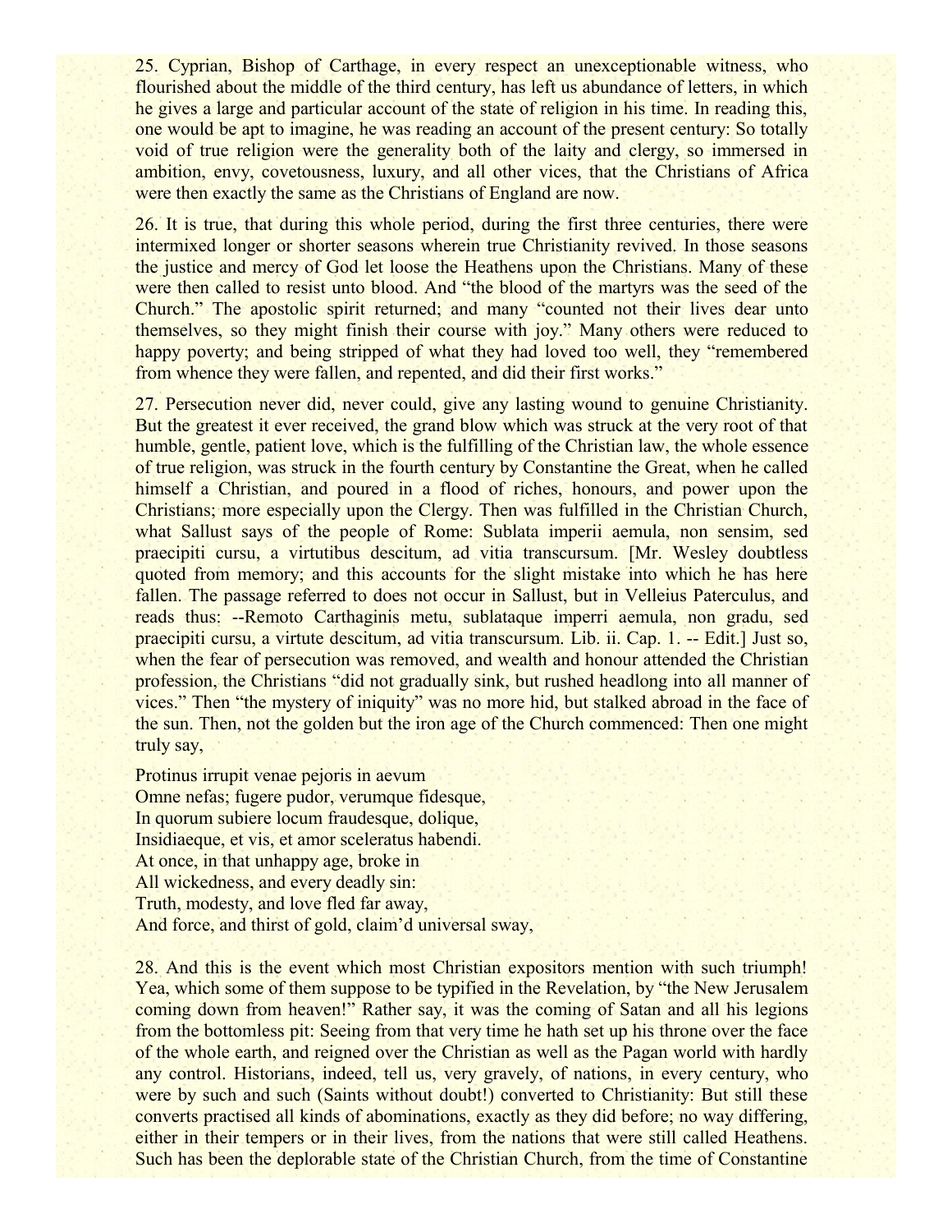25. Cyprian, Bishop of Carthage, in every respect an unexceptionable witness, who flourished about the middle of the third century, has left us abundance of letters, in which he gives a large and particular account of the state of religion in his time. In reading this, one would be apt to imagine, he was reading an account of the present century: So totally void of true religion were the generality both of the laity and clergy, so immersed in ambition, envy, covetousness, luxury, and all other vices, that the Christians of Africa were then exactly the same as the Christians of England are now.

26. It is true, that during this whole period, during the first three centuries, there were intermixed longer or shorter seasons wherein true Christianity revived. In those seasons the justice and mercy of God let loose the Heathens upon the Christians. Many of these were then called to resist unto blood. And "the blood of the martyrs was the seed of the Church." The apostolic spirit returned; and many "counted not their lives dear unto themselves, so they might finish their course with joy." Many others were reduced to happy poverty; and being stripped of what they had loved too well, they "remembered from whence they were fallen, and repented, and did their first works."

27. Persecution never did, never could, give any lasting wound to genuine Christianity. But the greatest it ever received, the grand blow which was struck at the very root of that humble, gentle, patient love, which is the fulfilling of the Christian law, the whole essence of true religion, was struck in the fourth century by Constantine the Great, when he called himself a Christian, and poured in a flood of riches, honours, and power upon the Christians; more especially upon the Clergy. Then was fulfilled in the Christian Church, what Sallust says of the people of Rome: Sublata imperii aemula, non sensim, sed praecipiti cursu, a virtutibus descitum, ad vitia transcursum. [Mr. Wesley doubtless quoted from memory; and this accounts for the slight mistake into which he has here fallen. The passage referred to does not occur in Sallust, but in Velleius Paterculus, and reads thus: --Remoto Carthaginis metu, sublataque imperri aemula, non gradu, sed praecipiti cursu, a virtute descitum, ad vitia transcursum. Lib. ii. Cap. 1. -- Edit.] Just so, when the fear of persecution was removed, and wealth and honour attended the Christian profession, the Christians "did not gradually sink, but rushed headlong into all manner of vices." Then "the mystery of iniquity" was no more hid, but stalked abroad in the face of the sun. Then, not the golden but the iron age of the Church commenced: Then one might truly say,

Protinus irrupit venae pejoris in aevum
Omne nefas; fugere pudor, verumque fidesque,
In quorum subiere locum fraudesque, dolique,
Insidiaeque, et vis, et amor sceleratus habendi.
At once, in that unhappy age, broke in
All wickedness, and every deadly sin:
Truth, modesty, and love fled far away,
And force, and thirst of gold, claim'd universal sway,

28. And this is the event which most Christian expositors mention with such triumph! Yea, which some of them suppose to be typified in the Revelation, by "the New Jerusalem coming down from heaven!" Rather say, it was the coming of Satan and all his legions from the bottomless pit: Seeing from that very time he hath set up his throne over the face of the whole earth, and reigned over the Christian as well as the Pagan world with hardly any control. Historians, indeed, tell us, very gravely, of nations, in every century, who were by such and such (Saints without doubt!) converted to Christianity: But still these converts practised all kinds of abominations, exactly as they did before; no way differing, either in their tempers or in their lives, from the nations that were still called Heathens. Such has been the deplorable state of the Christian Church, from the time of Constantine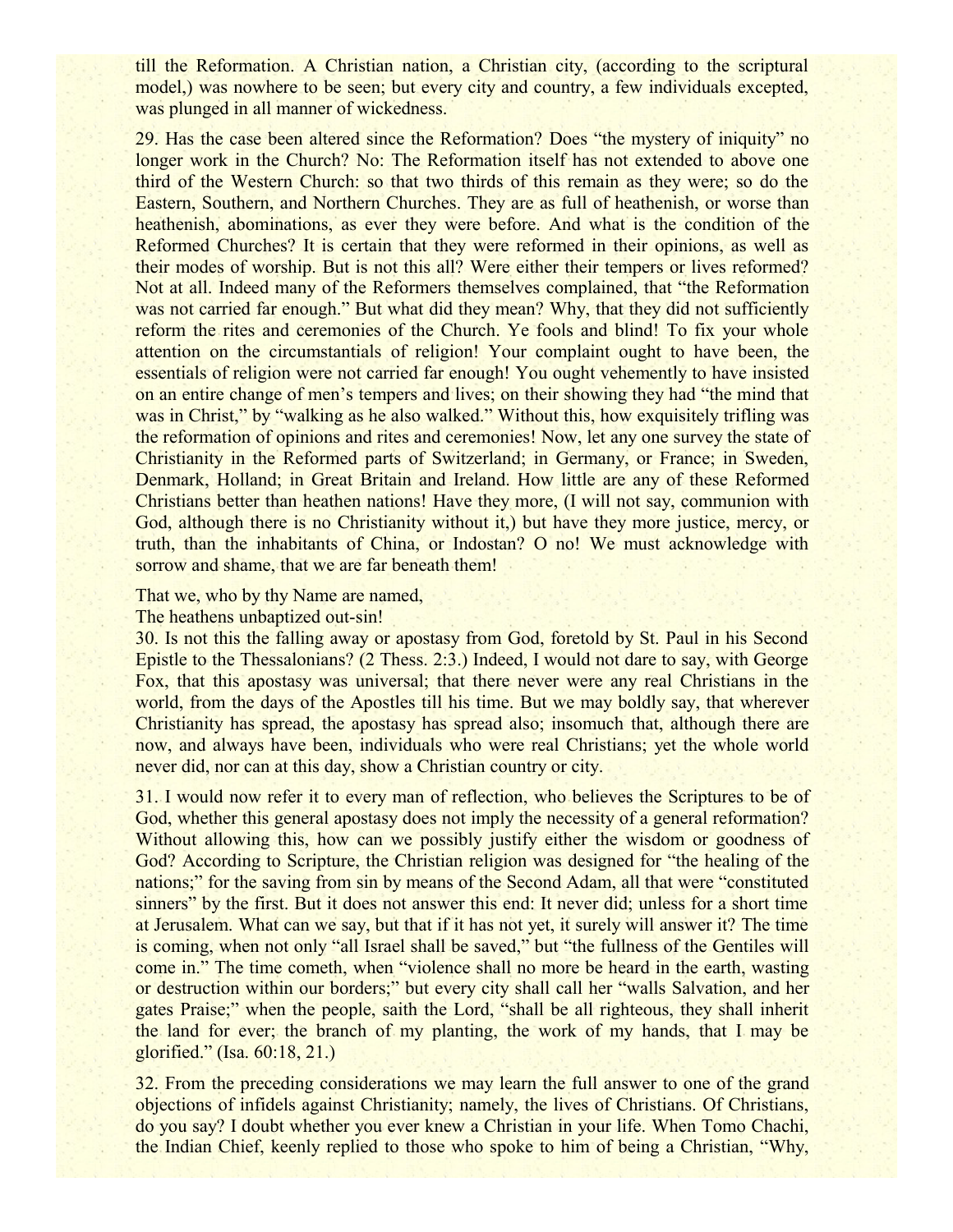till the Reformation. A Christian nation, a Christian city, (according to the scriptural model,) was nowhere to be seen; but every city and country, a few individuals excepted, was plunged in all manner of wickedness.

29. Has the case been altered since the Reformation? Does "the mystery of iniquity" no longer work in the Church? No: The Reformation itself has not extended to above one third of the Western Church: so that two thirds of this remain as they were; so do the Eastern, Southern, and Northern Churches. They are as full of heathenish, or worse than heathenish, abominations, as ever they were before. And what is the condition of the Reformed Churches? It is certain that they were reformed in their opinions, as well as their modes of worship. But is not this all? Were either their tempers or lives reformed? Not at all. Indeed many of the Reformers themselves complained, that "the Reformation was not carried far enough." But what did they mean? Why, that they did not sufficiently reform the rites and ceremonies of the Church. Ye fools and blind! To fix your whole attention on the circumstantials of religion! Your complaint ought to have been, the essentials of religion were not carried far enough! You ought vehemently to have insisted on an entire change of men's tempers and lives; on their showing they had "the mind that was in Christ," by "walking as he also walked." Without this, how exquisitely trifling was the reformation of opinions and rites and ceremonies! Now, let any one survey the state of Christianity in the Reformed parts of Switzerland; in Germany, or France; in Sweden, Denmark, Holland; in Great Britain and Ireland. How little are any of these Reformed Christians better than heathen nations! Have they more, (I will not say, communion with God, although there is no Christianity without it,) but have they more justice, mercy, or truth, than the inhabitants of China, or Indostan? O no! We must acknowledge with sorrow and shame, that we are far beneath them!

That we, who by thy Name are named,  
The heathens unbaptized out-sin!

30. Is not this the falling away or apostasy from God, foretold by St. Paul in his Second Epistle to the Thessalonians? (2 Thess. 2:3.) Indeed, I would not dare to say, with George Fox, that this apostasy was universal; that there never were any real Christians in the world, from the days of the Apostles till his time. But we may boldly say, that wherever Christianity has spread, the apostasy has spread also; insomuch that, although there are now, and always have been, individuals who were real Christians; yet the whole world never did, nor can at this day, show a Christian country or city.

31. I would now refer it to every man of reflection, who believes the Scriptures to be of God, whether this general apostasy does not imply the necessity of a general reformation? Without allowing this, how can we possibly justify either the wisdom or goodness of God? According to Scripture, the Christian religion was designed for "the healing of the nations;" for the saving from sin by means of the Second Adam, all that were "constituted sinners" by the first. But it does not answer this end: It never did; unless for a short time at Jerusalem. What can we say, but that if it has not yet, it surely will answer it? The time is coming, when not only "all Israel shall be saved," but "the fullness of the Gentiles will come in." The time cometh, when "violence shall no more be heard in the earth, wasting or destruction within our borders;" but every city shall call her "walls Salvation, and her gates Praise;" when the people, saith the Lord, "shall be all righteous, they shall inherit the land for ever; the branch of my planting, the work of my hands, that I may be glorified." (Isa. 60:18, 21.)

32. From the preceding considerations we may learn the full answer to one of the grand objections of infidels against Christianity; namely, the lives of Christians. Of Christians, do you say? I doubt whether you ever knew a Christian in your life. When Tomo Chachi, the Indian Chief, keenly replied to those who spoke to him of being a Christian, "Why,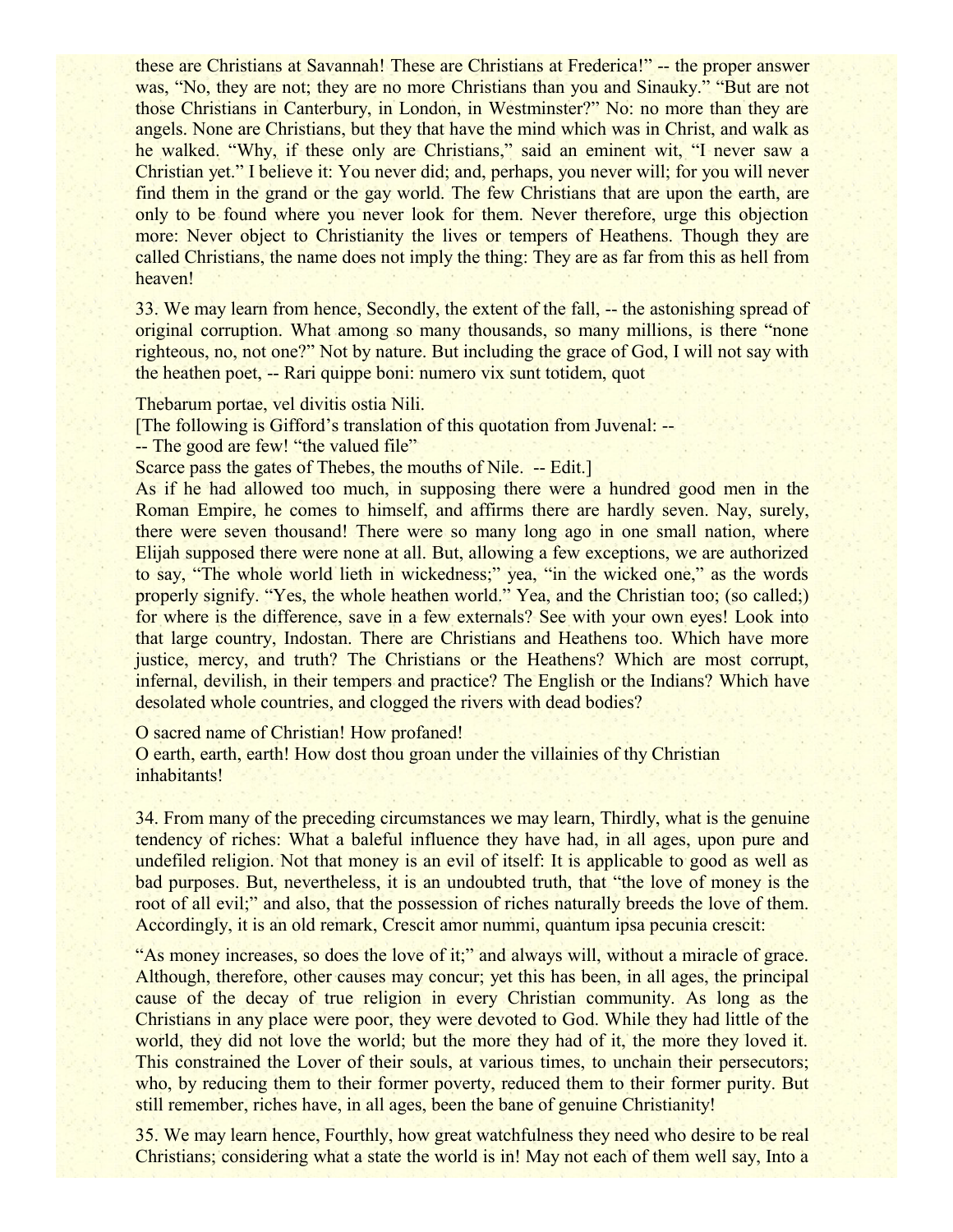these are Christians at Savannah! These are Christians at Frederica!" -- the proper answer was, "No, they are not; they are no more Christians than you and Sinauky." "But are not those Christians in Canterbury, in London, in Westminster?" No: no more than they are angels. None are Christians, but they that have the mind which was in Christ, and walk as he walked. "Why, if these only are Christians," said an eminent wit, "I never saw a Christian yet." I believe it: You never did; and, perhaps, you never will; for you will never find them in the grand or the gay world. The few Christians that are upon the earth, are only to be found where you never look for them. Never therefore, urge this objection more: Never object to Christianity the lives or tempers of Heathens. Though they are called Christians, the name does not imply the thing: They are as far from this as hell from heaven!

33. We may learn from hence, Secondly, the extent of the fall, -- the astonishing spread of original corruption. What among so many thousands, so many millions, is there "none righteous, no, not one?" Not by nature. But including the grace of God, I will not say with the heathen poet, -- Rari quippe boni: numero vix sunt totidem, quot

Thebarum portae, vel divitis ostia Nili.
[The following is Gifford's translation of this quotation from Juvenal: --
-- The good are few! "the valued file"
Scarce pass the gates of Thebes, the mouths of Nile. -- Edit.]
As if he had allowed too much, in supposing there were a hundred good men in the Roman Empire, he comes to himself, and affirms there are hardly seven. Nay, surely, there were seven thousand! There were so many long ago in one small nation, where Elijah supposed there were none at all. But, allowing a few exceptions, we are authorized to say, "The whole world lieth in wickedness;" yea, "in the wicked one," as the words properly signify. "Yes, the whole heathen world." Yea, and the Christian too; (so called;) for where is the difference, save in a few externals? See with your own eyes! Look into that large country, Indostan. There are Christians and Heathens too. Which have more justice, mercy, and truth? The Christians or the Heathens? Which are most corrupt, infernal, devilish, in their tempers and practice? The English or the Indians? Which have desolated whole countries, and clogged the rivers with dead bodies?

O sacred name of Christian! How profaned!
O earth, earth, earth! How dost thou groan under the villainies of thy Christian inhabitants!

34. From many of the preceding circumstances we may learn, Thirdly, what is the genuine tendency of riches: What a baleful influence they have had, in all ages, upon pure and undefiled religion. Not that money is an evil of itself: It is applicable to good as well as bad purposes. But, nevertheless, it is an undoubted truth, that "the love of money is the root of all evil;" and also, that the possession of riches naturally breeds the love of them. Accordingly, it is an old remark, Crescit amor nummi, quantum ipsa pecunia crescit:

"As money increases, so does the love of it;" and always will, without a miracle of grace. Although, therefore, other causes may concur; yet this has been, in all ages, the principal cause of the decay of true religion in every Christian community. As long as the Christians in any place were poor, they were devoted to God. While they had little of the world, they did not love the world; but the more they had of it, the more they loved it. This constrained the Lover of their souls, at various times, to unchain their persecutors; who, by reducing them to their former poverty, reduced them to their former purity. But still remember, riches have, in all ages, been the bane of genuine Christianity!

35. We may learn hence, Fourthly, how great watchfulness they need who desire to be real Christians; considering what a state the world is in! May not each of them well say, Into a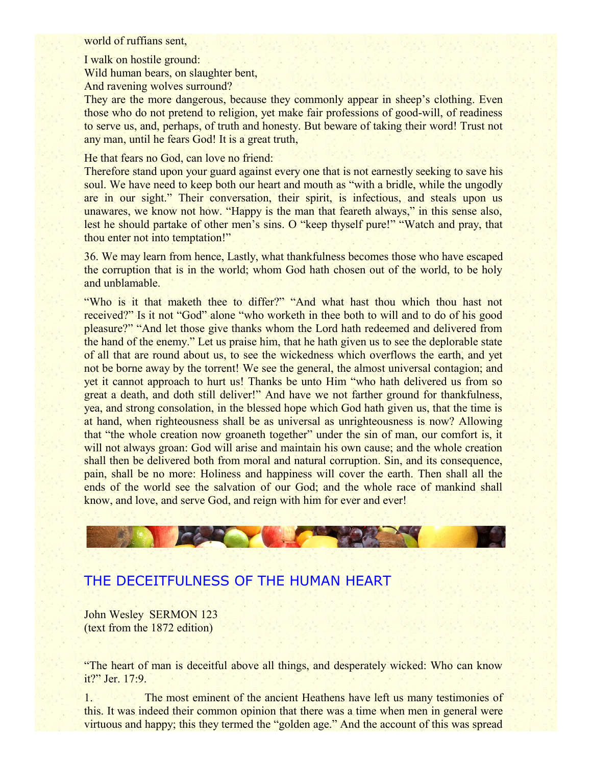world of ruffians sent,

I walk on hostile ground:
Wild human bears, on slaughter bent,
And ravening wolves surround?
They are the more dangerous, because they commonly appear in sheep's clothing. Even those who do not pretend to religion, yet make fair professions of good-will, of readiness to serve us, and, perhaps, of truth and honesty. But beware of taking their word! Trust not any man, until he fears God! It is a great truth,

He that fears no God, can love no friend:
Therefore stand upon your guard against every one that is not earnestly seeking to save his soul. We have need to keep both our heart and mouth as "with a bridle, while the ungodly are in our sight." Their conversation, their spirit, is infectious, and steals upon us unawares, we know not how. "Happy is the man that feareth always," in this sense also, lest he should partake of other men's sins. O "keep thyself pure!" "Watch and pray, that thou enter not into temptation!"

36. We may learn from hence, Lastly, what thankfulness becomes those who have escaped the corruption that is in the world; whom God hath chosen out of the world, to be holy and unblamable.

"Who is it that maketh thee to differ?" "And what hast thou which thou hast not received?" Is it not "God" alone "who worketh in thee both to will and to do of his good pleasure?" "And let those give thanks whom the Lord hath redeemed and delivered from the hand of the enemy." Let us praise him, that he hath given us to see the deplorable state of all that are round about us, to see the wickedness which overflows the earth, and yet not be borne away by the torrent! We see the general, the almost universal contagion; and yet it cannot approach to hurt us! Thanks be unto Him "who hath delivered us from so great a death, and doth still deliver!" And have we not farther ground for thankfulness, yea, and strong consolation, in the blessed hope which God hath given us, that the time is at hand, when righteousness shall be as universal as unrighteousness is now? Allowing that "the whole creation now groaneth together" under the sin of man, our comfort is, it will not always groan: God will arise and maintain his own cause; and the whole creation shall then be delivered both from moral and natural corruption. Sin, and its consequence, pain, shall be no more: Holiness and happiness will cover the earth. Then shall all the ends of the world see the salvation of our God; and the whole race of mankind shall know, and love, and serve God, and reign with him for ever and ever!

## THE DECEITFULNESS OF THE HUMAN HEART

John Wesley SERMON 123
(text from the 1872 edition)

"The heart of man is deceitful above all things, and desperately wicked: Who can know it?" Jer. 17:9.

1. The most eminent of the ancient Heathens have left us many testimonies of this. It was indeed their common opinion that there was a time when men in general were virtuous and happy; this they termed the "golden age." And the account of this was spread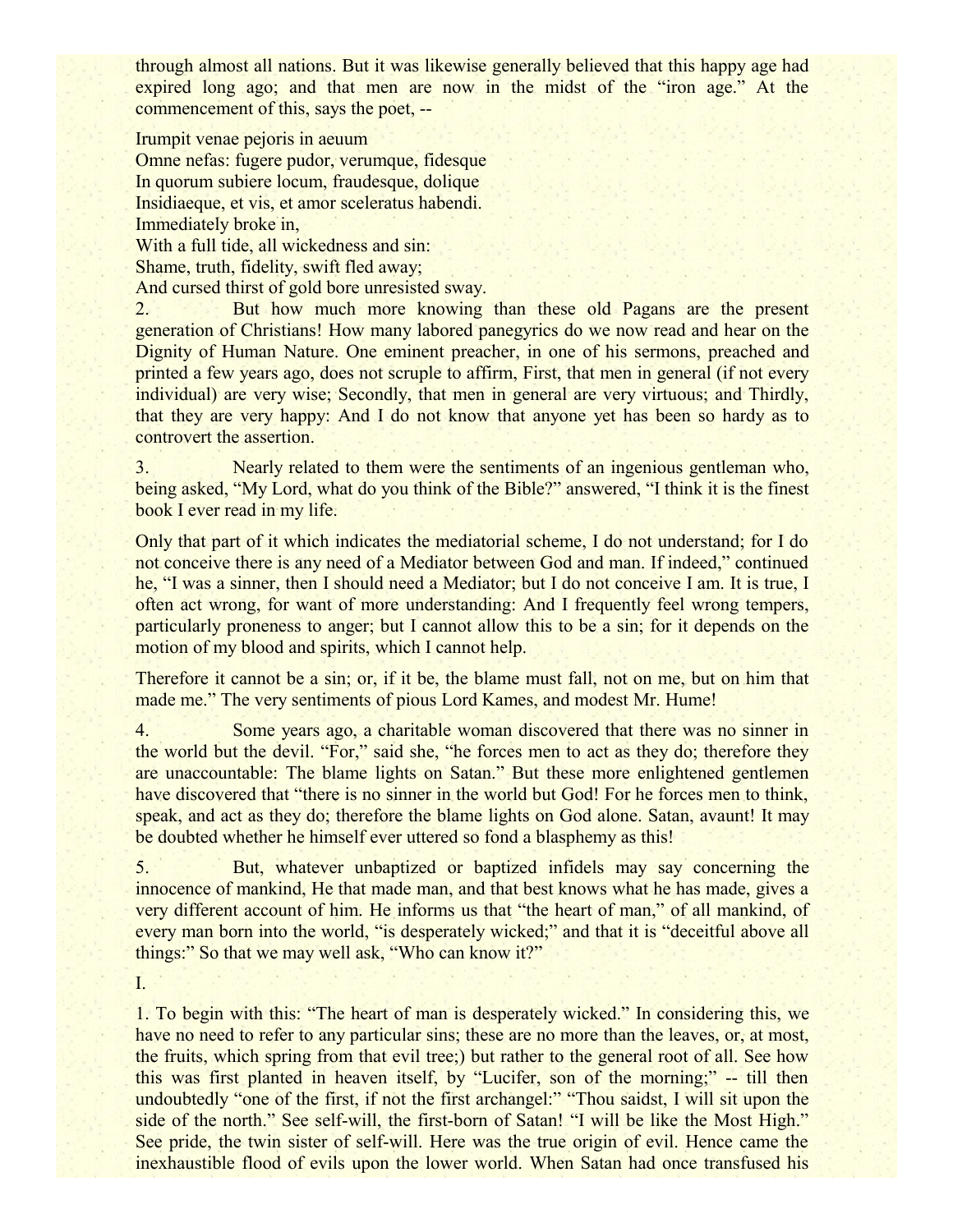through almost all nations. But it was likewise generally believed that this happy age had expired long ago; and that men are now in the midst of the "iron age." At the commencement of this, says the poet, --

Irumpit venae pejoris in aeuum
Omne nefas: fugere pudor, verumque, fidesque
In quorum subiere locum, fraudesque, dolique
Insidiaeque, et vis, et amor sceleratus habendi.
Immediately broke in,
With a full tide, all wickedness and sin:
Shame, truth, fidelity, swift fled away;
And cursed thirst of gold bore unresisted sway.

2. But how much more knowing than these old Pagans are the present generation of Christians! How many labored panegyrics do we now read and hear on the Dignity of Human Nature. One eminent preacher, in one of his sermons, preached and printed a few years ago, does not scruple to affirm, First, that men in general (if not every individual) are very wise; Secondly, that men in general are very virtuous; and Thirdly, that they are very happy: And I do not know that anyone yet has been so hardy as to controvert the assertion.

3. Nearly related to them were the sentiments of an ingenious gentleman who, being asked, "My Lord, what do you think of the Bible?" answered, "I think it is the finest book I ever read in my life.

Only that part of it which indicates the mediatorial scheme, I do not understand; for I do not conceive there is any need of a Mediator between God and man. If indeed," continued he, "I was a sinner, then I should need a Mediator; but I do not conceive I am. It is true, I often act wrong, for want of more understanding: And I frequently feel wrong tempers, particularly proneness to anger; but I cannot allow this to be a sin; for it depends on the motion of my blood and spirits, which I cannot help.

Therefore it cannot be a sin; or, if it be, the blame must fall, not on me, but on him that made me." The very sentiments of pious Lord Kames, and modest Mr. Hume!

4. Some years ago, a charitable woman discovered that there was no sinner in the world but the devil. "For," said she, "he forces men to act as they do; therefore they are unaccountable: The blame lights on Satan." But these more enlightened gentlemen have discovered that "there is no sinner in the world but God! For he forces men to think, speak, and act as they do; therefore the blame lights on God alone. Satan, avaunt! It may be doubted whether he himself ever uttered so fond a blasphemy as this!

5. But, whatever unbaptized or baptized infidels may say concerning the innocence of mankind, He that made man, and that best knows what he has made, gives a very different account of him. He informs us that "the heart of man," of all mankind, of every man born into the world, "is desperately wicked;" and that it is "deceitful above all things:" So that we may well ask, "Who can know it?"

I.

1. To begin with this: "The heart of man is desperately wicked." In considering this, we have no need to refer to any particular sins; these are no more than the leaves, or, at most, the fruits, which spring from that evil tree;) but rather to the general root of all. See how this was first planted in heaven itself, by "Lucifer, son of the morning;" -- till then undoubtedly "one of the first, if not the first archangel:" "Thou saidst, I will sit upon the side of the north." See self-will, the first-born of Satan! "I will be like the Most High." See pride, the twin sister of self-will. Here was the true origin of evil. Hence came the inexhaustible flood of evils upon the lower world. When Satan had once transfused his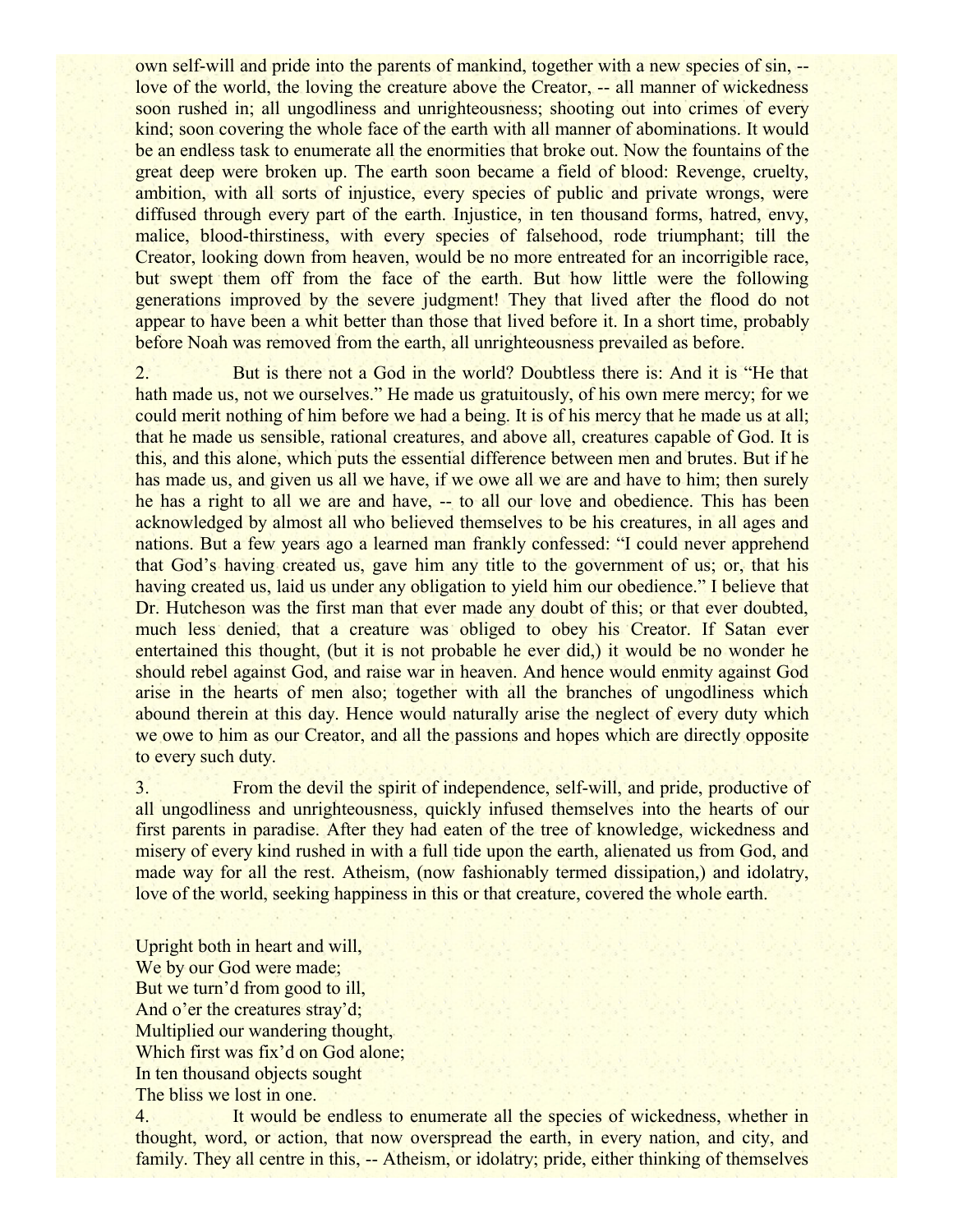own self-will and pride into the parents of mankind, together with a new species of sin, -- love of the world, the loving the creature above the Creator, -- all manner of wickedness soon rushed in; all ungodliness and unrighteousness; shooting out into crimes of every kind; soon covering the whole face of the earth with all manner of abominations. It would be an endless task to enumerate all the enormities that broke out. Now the fountains of the great deep were broken up. The earth soon became a field of blood: Revenge, cruelty, ambition, with all sorts of injustice, every species of public and private wrongs, were diffused through every part of the earth. Injustice, in ten thousand forms, hatred, envy, malice, blood-thirstiness, with every species of falsehood, rode triumphant; till the Creator, looking down from heaven, would be no more entreated for an incorrigible race, but swept them off from the face of the earth. But how little were the following generations improved by the severe judgment! They that lived after the flood do not appear to have been a whit better than those that lived before it. In a short time, probably before Noah was removed from the earth, all unrighteousness prevailed as before.

2. But is there not a God in the world? Doubtless there is: And it is "He that hath made us, not we ourselves." He made us gratuitously, of his own mere mercy; for we could merit nothing of him before we had a being. It is of his mercy that he made us at all; that he made us sensible, rational creatures, and above all, creatures capable of God. It is this, and this alone, which puts the essential difference between men and brutes. But if he has made us, and given us all we have, if we owe all we are and have to him; then surely he has a right to all we are and have, -- to all our love and obedience. This has been acknowledged by almost all who believed themselves to be his creatures, in all ages and nations. But a few years ago a learned man frankly confessed: "I could never apprehend that God's having created us, gave him any title to the government of us; or, that his having created us, laid us under any obligation to yield him our obedience." I believe that Dr. Hutcheson was the first man that ever made any doubt of this; or that ever doubted, much less denied, that a creature was obliged to obey his Creator. If Satan ever entertained this thought, (but it is not probable he ever did,) it would be no wonder he should rebel against God, and raise war in heaven. And hence would enmity against God arise in the hearts of men also; together with all the branches of ungodliness which abound therein at this day. Hence would naturally arise the neglect of every duty which we owe to him as our Creator, and all the passions and hopes which are directly opposite to every such duty.

3. From the devil the spirit of independence, self-will, and pride, productive of all ungodliness and unrighteousness, quickly infused themselves into the hearts of our first parents in paradise. After they had eaten of the tree of knowledge, wickedness and misery of every kind rushed in with a full tide upon the earth, alienated us from God, and made way for all the rest. Atheism, (now fashionably termed dissipation,) and idolatry, love of the world, seeking happiness in this or that creature, covered the whole earth.

Upright both in heart and will,
We by our God were made;
But we turn'd from good to ill,
And o'er the creatures stray'd;
Multiplied our wandering thought,
Which first was fix'd on God alone;
In ten thousand objects sought
The bliss we lost in one.

4. It would be endless to enumerate all the species of wickedness, whether in thought, word, or action, that now overspread the earth, in every nation, and city, and family. They all centre in this, -- Atheism, or idolatry; pride, either thinking of themselves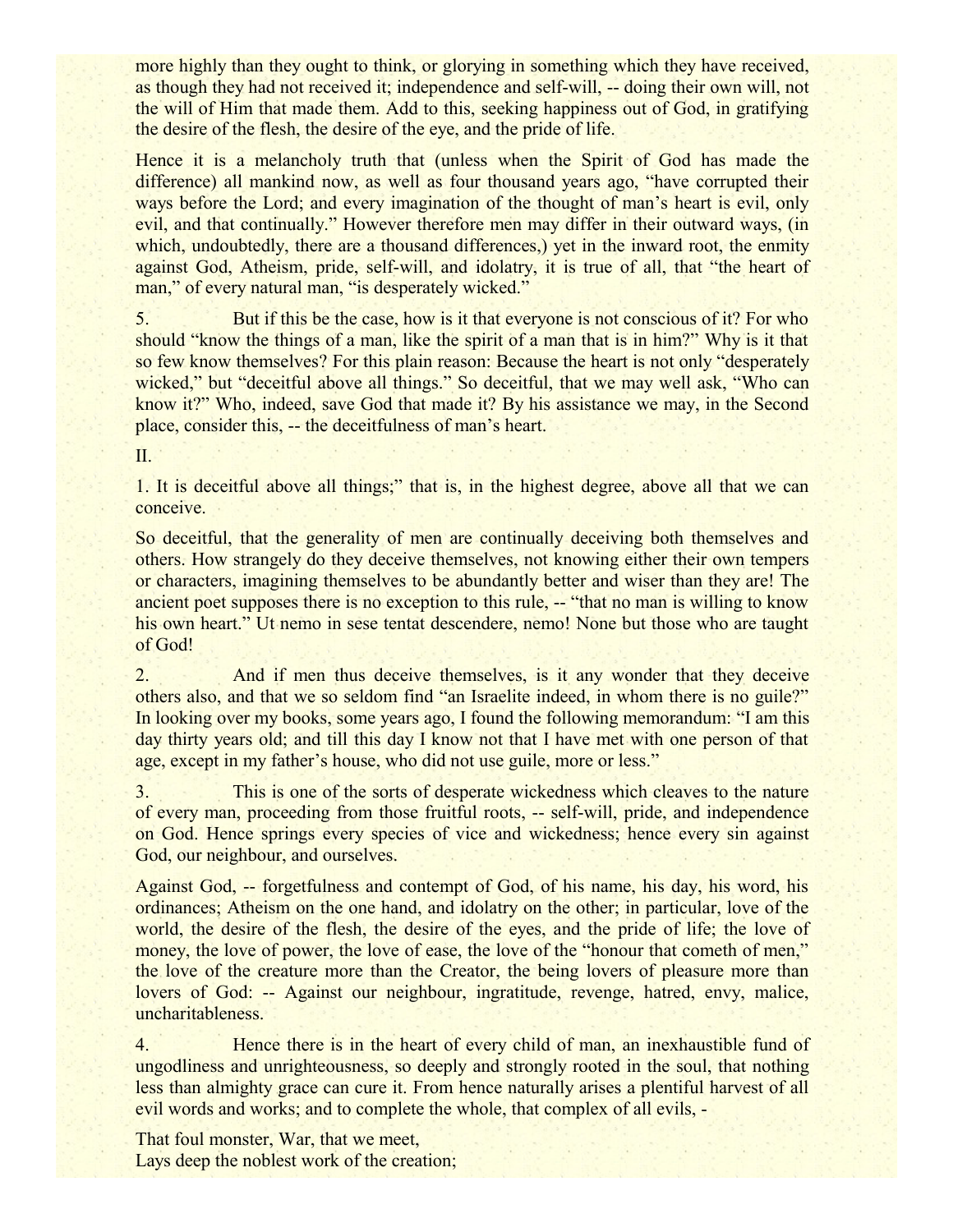more highly than they ought to think, or glorying in something which they have received, as though they had not received it; independence and self-will, -- doing their own will, not the will of Him that made them. Add to this, seeking happiness out of God, in gratifying the desire of the flesh, the desire of the eye, and the pride of life.

Hence it is a melancholy truth that (unless when the Spirit of God has made the difference) all mankind now, as well as four thousand years ago, "have corrupted their ways before the Lord; and every imagination of the thought of man's heart is evil, only evil, and that continually." However therefore men may differ in their outward ways, (in which, undoubtedly, there are a thousand differences,) yet in the inward root, the enmity against God, Atheism, pride, self-will, and idolatry, it is true of all, that "the heart of man," of every natural man, "is desperately wicked."

5. But if this be the case, how is it that everyone is not conscious of it? For who should "know the things of a man, like the spirit of a man that is in him?" Why is it that so few know themselves? For this plain reason: Because the heart is not only "desperately wicked," but "deceitful above all things." So deceitful, that we may well ask, "Who can know it?" Who, indeed, save God that made it? By his assistance we may, in the Second place, consider this, -- the deceitfulness of man's heart.

II.

1. It is deceitful above all things;" that is, in the highest degree, above all that we can conceive.

So deceitful, that the generality of men are continually deceiving both themselves and others. How strangely do they deceive themselves, not knowing either their own tempers or characters, imagining themselves to be abundantly better and wiser than they are! The ancient poet supposes there is no exception to this rule, -- "that no man is willing to know his own heart." Ut nemo in sese tentat descendere, nemo! None but those who are taught of God!

2. And if men thus deceive themselves, is it any wonder that they deceive others also, and that we so seldom find "an Israelite indeed, in whom there is no guile?" In looking over my books, some years ago, I found the following memorandum: "I am this day thirty years old; and till this day I know not that I have met with one person of that age, except in my father's house, who did not use guile, more or less."

3. This is one of the sorts of desperate wickedness which cleaves to the nature of every man, proceeding from those fruitful roots, -- self-will, pride, and independence on God. Hence springs every species of vice and wickedness; hence every sin against God, our neighbour, and ourselves.

Against God, -- forgetfulness and contempt of God, of his name, his day, his word, his ordinances; Atheism on the one hand, and idolatry on the other; in particular, love of the world, the desire of the flesh, the desire of the eyes, and the pride of life; the love of money, the love of power, the love of ease, the love of the "honour that cometh of men," the love of the creature more than the Creator, the being lovers of pleasure more than lovers of God: -- Against our neighbour, ingratitude, revenge, hatred, envy, malice, uncharitableness.

4. Hence there is in the heart of every child of man, an inexhaustible fund of ungodliness and unrighteousness, so deeply and strongly rooted in the soul, that nothing less than almighty grace can cure it. From hence naturally arises a plentiful harvest of all evil words and works; and to complete the whole, that complex of all evils, -

That foul monster, War, that we meet,  
Lays deep the noblest work of the creation;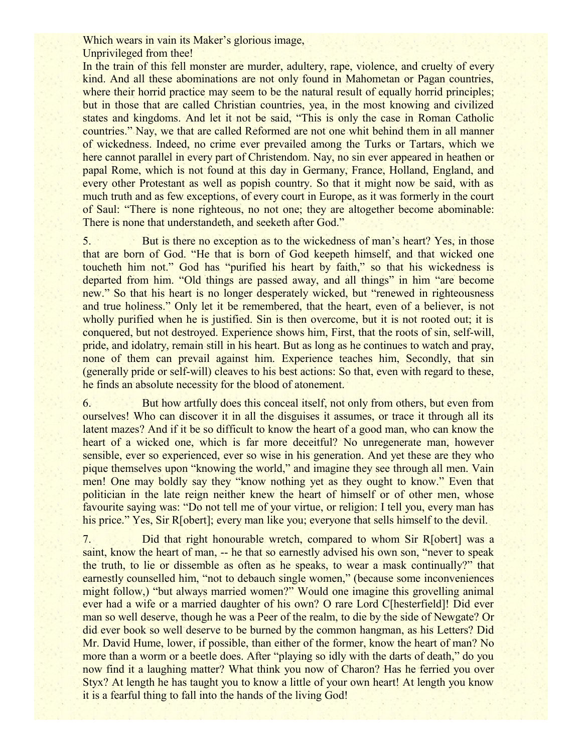Which wears in vain its Maker's glorious image,
Unprivileged from thee!

In the train of this fell monster are murder, adultery, rape, violence, and cruelty of every kind. And all these abominations are not only found in Mahometan or Pagan countries, where their horrid practice may seem to be the natural result of equally horrid principles; but in those that are called Christian countries, yea, in the most knowing and civilized states and kingdoms. And let it not be said, "This is only the case in Roman Catholic countries." Nay, we that are called Reformed are not one whit behind them in all manner of wickedness. Indeed, no crime ever prevailed among the Turks or Tartars, which we here cannot parallel in every part of Christendom. Nay, no sin ever appeared in heathen or papal Rome, which is not found at this day in Germany, France, Holland, England, and every other Protestant as well as popish country. So that it might now be said, with as much truth and as few exceptions, of every court in Europe, as it was formerly in the court of Saul: "There is none righteous, no not one; they are altogether become abominable: There is none that understandeth, and seeketh after God."

5. But is there no exception as to the wickedness of man's heart? Yes, in those that are born of God. "He that is born of God keepeth himself, and that wicked one toucheth him not." God has "purified his heart by faith," so that his wickedness is departed from him. "Old things are passed away, and all things" in him "are become new." So that his heart is no longer desperately wicked, but "renewed in righteousness and true holiness." Only let it be remembered, that the heart, even of a believer, is not wholly purified when he is justified. Sin is then overcome, but it is not rooted out; it is conquered, but not destroyed. Experience shows him, First, that the roots of sin, self-will, pride, and idolatry, remain still in his heart. But as long as he continues to watch and pray, none of them can prevail against him. Experience teaches him, Secondly, that sin (generally pride or self-will) cleaves to his best actions: So that, even with regard to these, he finds an absolute necessity for the blood of atonement.

6. But how artfully does this conceal itself, not only from others, but even from ourselves! Who can discover it in all the disguises it assumes, or trace it through all its latent mazes? And if it be so difficult to know the heart of a good man, who can know the heart of a wicked one, which is far more deceitful? No unregenerate man, however sensible, ever so experienced, ever so wise in his generation. And yet these are they who pique themselves upon "knowing the world," and imagine they see through all men. Vain men! One may boldly say they "know nothing yet as they ought to know." Even that politician in the late reign neither knew the heart of himself or of other men, whose favourite saying was: "Do not tell me of your virtue, or religion: I tell you, every man has his price." Yes, Sir R[obert]; every man like you; everyone that sells himself to the devil.

7. Did that right honourable wretch, compared to whom Sir R[obert] was a saint, know the heart of man, -- he that so earnestly advised his own son, "never to speak the truth, to lie or dissemble as often as he speaks, to wear a mask continually?" that earnestly counselled him, "not to debauch single women," (because some inconveniences might follow,) "but always married women?" Would one imagine this grovelling animal ever had a wife or a married daughter of his own? O rare Lord C[hesterfield]! Did ever man so well deserve, though he was a Peer of the realm, to die by the side of Newgate? Or did ever book so well deserve to be burned by the common hangman, as his Letters? Did Mr. David Hume, lower, if possible, than either of the former, know the heart of man? No more than a worm or a beetle does. After "playing so idly with the darts of death," do you now find it a laughing matter? What think you now of Charon? Has he ferried you over Styx? At length he has taught you to know a little of your own heart! At length you know it is a fearful thing to fall into the hands of the living God!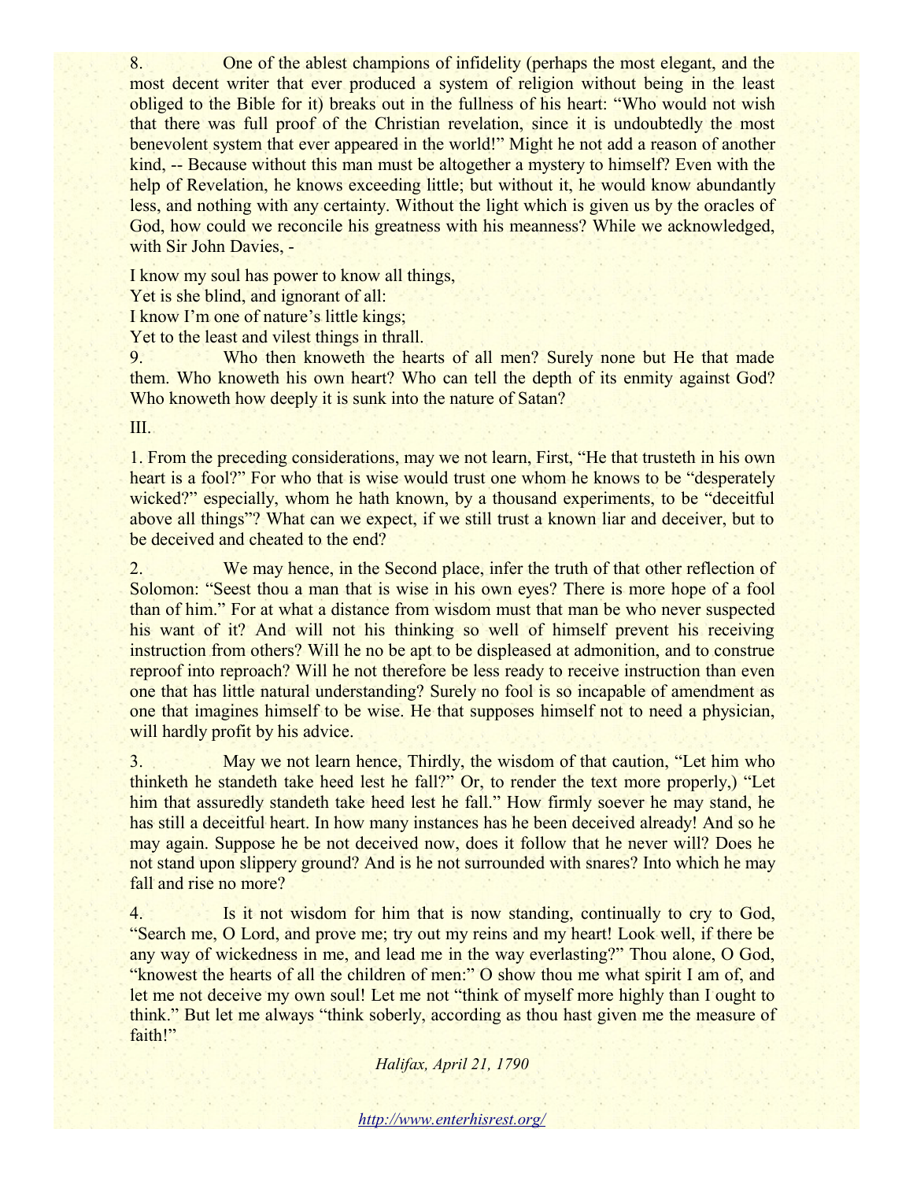8. One of the ablest champions of infidelity (perhaps the most elegant, and the most decent writer that ever produced a system of religion without being in the least obliged to the Bible for it) breaks out in the fullness of his heart: "Who would not wish that there was full proof of the Christian revelation, since it is undoubtedly the most benevolent system that ever appeared in the world!" Might he not add a reason of another kind, -- Because without this man must be altogether a mystery to himself? Even with the help of Revelation, he knows exceeding little; but without it, he would know abundantly less, and nothing with any certainty. Without the light which is given us by the oracles of God, how could we reconcile his greatness with his meanness? While we acknowledged, with Sir John Davies, -

I know my soul has power to know all things,
Yet is she blind, and ignorant of all:
I know I'm one of nature's little kings;
Yet to the least and vilest things in thrall.

9. Who then knoweth the hearts of all men? Surely none but He that made them. Who knoweth his own heart? Who can tell the depth of its enmity against God? Who knoweth how deeply it is sunk into the nature of Satan?

III.

1. From the preceding considerations, may we not learn, First, "He that trusteth in his own heart is a fool?" For who that is wise would trust one whom he knows to be "desperately wicked?" especially, whom he hath known, by a thousand experiments, to be "deceitful above all things"? What can we expect, if we still trust a known liar and deceiver, but to be deceived and cheated to the end?

2. We may hence, in the Second place, infer the truth of that other reflection of Solomon: "Seest thou a man that is wise in his own eyes? There is more hope of a fool than of him." For at what a distance from wisdom must that man be who never suspected his want of it? And will not his thinking so well of himself prevent his receiving instruction from others? Will he no be apt to be displeased at admonition, and to construe reproof into reproach? Will he not therefore be less ready to receive instruction than even one that has little natural understanding? Surely no fool is so incapable of amendment as one that imagines himself to be wise. He that supposes himself not to need a physician, will hardly profit by his advice.

3. May we not learn hence, Thirdly, the wisdom of that caution, "Let him who thinketh he standeth take heed lest he fall?" Or, to render the text more properly,) "Let him that assuredly standeth take heed lest he fall." How firmly soever he may stand, he has still a deceitful heart. In how many instances has he been deceived already! And so he may again. Suppose he be not deceived now, does it follow that he never will? Does he not stand upon slippery ground? And is he not surrounded with snares? Into which he may fall and rise no more?

4. Is it not wisdom for him that is now standing, continually to cry to God, "Search me, O Lord, and prove me; try out my reins and my heart! Look well, if there be any way of wickedness in me, and lead me in the way everlasting?" Thou alone, O God, "knowest the hearts of all the children of men:" O show thou me what spirit I am of, and let me not deceive my own soul! Let me not "think of myself more highly than I ought to think." But let me always "think soberly, according as thou hast given me the measure of faith!"

*Halifax, April 21, 1790*

http://www.enterhisrest.org/